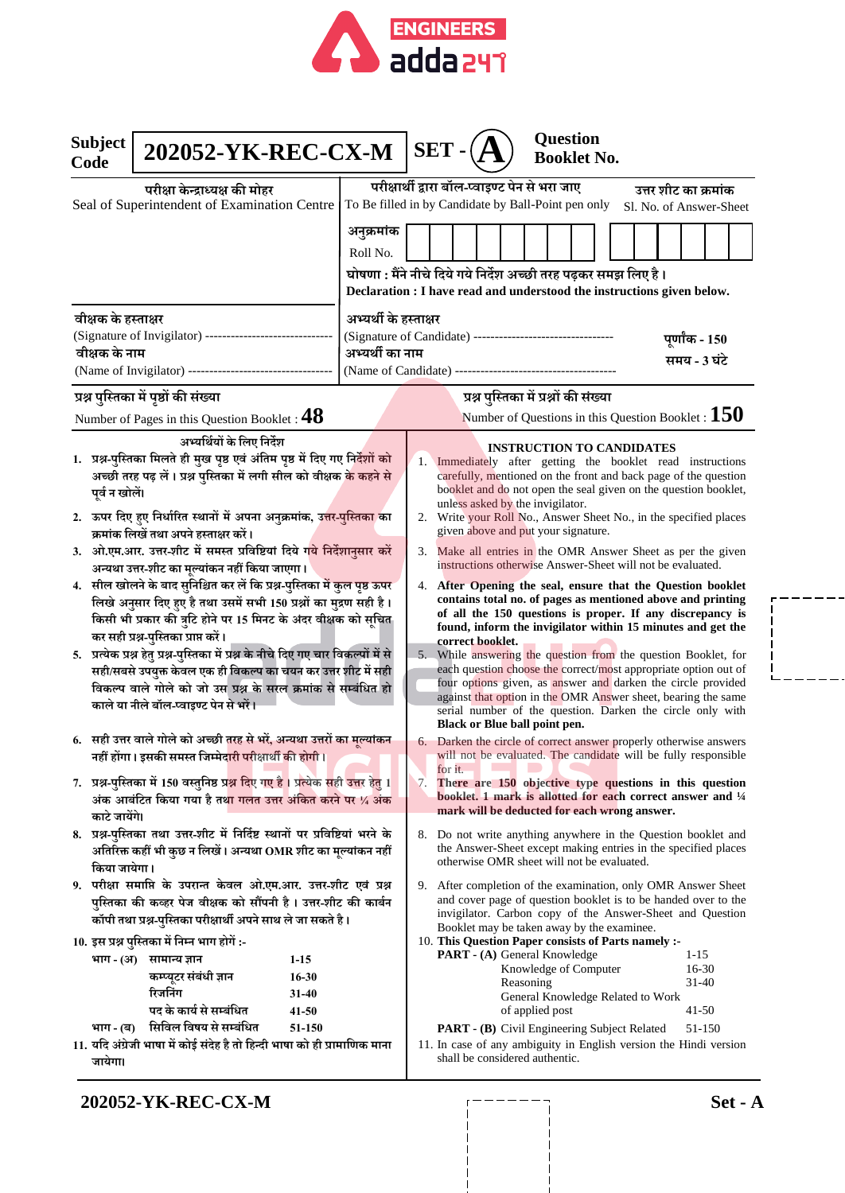ENGINEERS adda247

**Subject Code** | **202052-YK-REC-CX-M** | **SET - A** | **Question Booklet No.**

| परीक्षा केन्द्राध्यक्ष की मोहर<br>Seal of Superintendent of Examination Centre | परीक्षार्थी द्वारा बॉल-प्वाइण्ट पेन से भरा जाए<br>To Be filled in by Candidate by Ball-Point pen only | उत्तर शीट का क्रमांक<br>Sl. No. of Answer-Sheet |
|---|---|---|
| | अनुक्रमांक<br>Roll No. | |
| | घोषणा : मैंने नीचे दिये गये निर्देश अच्छी तरह पढ़कर समझ लिए है।<br>**Declaration : I have read and understood the instructions given below.** | |
| वीक्षक के हस्ताक्षर<br>(Signature of Invigilator) ------------------------------<br>वीक्षक के नाम<br>(Name of Invigilator) ---------------------------------- | अभ्यर्थी के हस्ताक्षर<br>(Signature of Candidate) ---------------------------------<br>अभ्यर्थी का नाम<br>(Name of Candidate) -------------------------------------- | पूर्णांक - 150<br>समय - 3 घंटे |

प्रश्न पुस्तिका में पृष्ठों की संख्या
Number of Pages in this Question Booklet : **48**

प्रश्न पुस्तिका में प्रश्नों की संख्या
Number of Questions in this Question Booklet : **150**

## अभ्यर्थियों के लिए निर्देश

1. प्रश्न-पुस्तिका मिलते ही मुख पृष्ठ एवं अंतिम पृष्ठ में दिए गए निर्देशों को अच्छी तरह पढ़ लें। प्रश्न पुस्तिका में लगी सील को वीक्षक के कहने से पूर्व न खोलें।
2. ऊपर दिए हुए निर्धारित स्थानों में अपना अनुक्रमांक, उत्तर-पुस्तिका का क्रमांक लिखें तथा अपने हस्ताक्षर करें।
3. ओ.एम.आर. उत्तर-शीट में समस्त प्रविष्टियां दिये गये निर्देशानुसार करें अन्यथा उत्तर-शीट का मूल्यांकन नहीं किया जाएगा।
4. सील खोलने के बाद सुनिश्चित कर लें कि प्रश्न-पुस्तिका में कुल पृष्ठ ऊपर लिखे अनुसार दिए हुए है तथा उसमें सभी 150 प्रश्नों का मुद्रण सही है। किसी भी प्रकार की त्रुटि होने पर 15 मिनट के अंदर वीक्षक को सूचित कर सही प्रश्न-पुस्तिका प्राप्त करें।
5. प्रत्येक प्रश्न हेतु प्रश्न-पुस्तिका में प्रश्न के नीचे दिए गए चार विकल्पों में से सही/सबसे उपयुक्त केवल एक ही विकल्प का चयन कर उत्तर शीट में सही विकल्प वाले गोले को जो उस प्रश्न के सरल क्रमांक से सम्बंधित हो काले या नीले बॉल-प्वाइण्ट पेन से भरें।
6. सही उत्तर वाले गोले को अच्छी तरह से भरें, अन्यथा उत्तरों का मूल्यांकन नहीं होंगा। इसकी समस्त जिम्मेदारी परीक्षार्थी की होगी।
7. प्रश्न-पुस्तिका में 150 वस्तुनिष्ठ प्रश्न दिए गए है। प्रत्येक सही उत्तर हेतु 1 अंक आवंटित किया गया है तथा गलत उत्तर अंकित करने पर ¼ अंक काटे जायेंगे।
8. प्रश्न-पुस्तिका तथा उत्तर-शीट में निर्दिष्ट स्थानों पर प्रविष्टियां भरने के अतिरिक्त कहीं भी कुछ न लिखें। अन्यथा OMR शीट का मूल्यांकन नहीं किया जायेगा।
9. परीक्षा समाप्ति के उपरान्त केवल ओ.एम.आर. उत्तर-शीट एवं प्रश्न पुस्तिका की कव्हर पेज वीक्षक को सौंपनी है। उत्तर-शीट की कार्बन कॉपी तथा प्रश्न-पुस्तिका परीक्षार्थी अपने साथ ले जा सकते है।
10. इस प्रश्न पुस्तिका में निम्न भाग होंगें :-

| | | |
|---|---|---|
| भाग - (अ) | सामान्य ज्ञान | 1-15 |
| | कम्प्यूटर संबंधी ज्ञान | 16-30 |
| | रिजनिंग | 31-40 |
| | पद के कार्य से सम्बंधित | 41-50 |
| भाग - (ब) | सिविल विषय से सम्बंधित | 51-150 |

11. यदि अंग्रेजी भाषा में कोई संदेह है तो हिन्दी भाषा को ही प्रामाणिक माना जायेगा।

## INSTRUCTION TO CANDIDATES

1. Immediately after getting the booklet read instructions carefully, mentioned on the front and back page of the question booklet and do not open the seal given on the question booklet, unless asked by the invigilator.
2. Write your Roll No., Answer Sheet No., in the specified places given above and put your signature.
3. Make all entries in the OMR Answer Sheet as per the given instructions otherwise Answer-Sheet will not be evaluated.
4. **After Opening the seal, ensure that the Question booklet contains total no. of pages as mentioned above and printing of all the 150 questions is proper. If any discrepancy is found, inform the invigilator within 15 minutes and get the correct booklet.**
5. While answering the question from the question Booklet, for each question choose the correct/most appropriate option out of four options given, as answer and darken the circle provided against that option in the OMR Answer sheet, bearing the same serial number of the question. Darken the circle only with **Black or Blue ball point pen.**
6. Darken the circle of correct answer properly otherwise answers will not be evaluated. The candidate will be fully responsible for it.
7. **There are 150 objective type questions in this question booklet. 1 mark is allotted for each correct answer and ¼ mark will be deducted for each wrong answer.**
8. Do not write anything anywhere in the Question booklet and the Answer-Sheet except making entries in the specified places otherwise OMR sheet will not be evaluated.
9. After completion of the examination, only OMR Answer Sheet and cover page of question booklet is to be handed over to the invigilator. Carbon copy of the Answer-Sheet and Question Booklet may be taken away by the examinee.
10. **This Question Paper consists of Parts namely :-**

| | | |
|---|---|---|
| **PART - (A)** | General Knowledge | 1-15 |
| | Knowledge of Computer | 16-30 |
| | Reasoning | 31-40 |
| | General Knowledge Related to Work of applied post | 41-50 |
| **PART - (B)** | Civil Engineering Subject Related | 51-150 |

11. In case of any ambiguity in English version the Hindi version shall be considered authentic.

**202052-YK-REC-CX-M** **Set - A**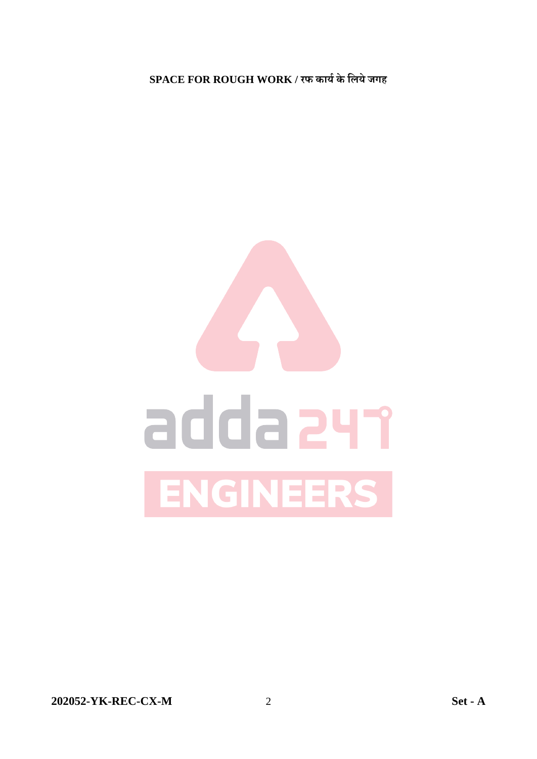**SPACE FOR ROUGH WORK / रफ कार्य के लिये जगह**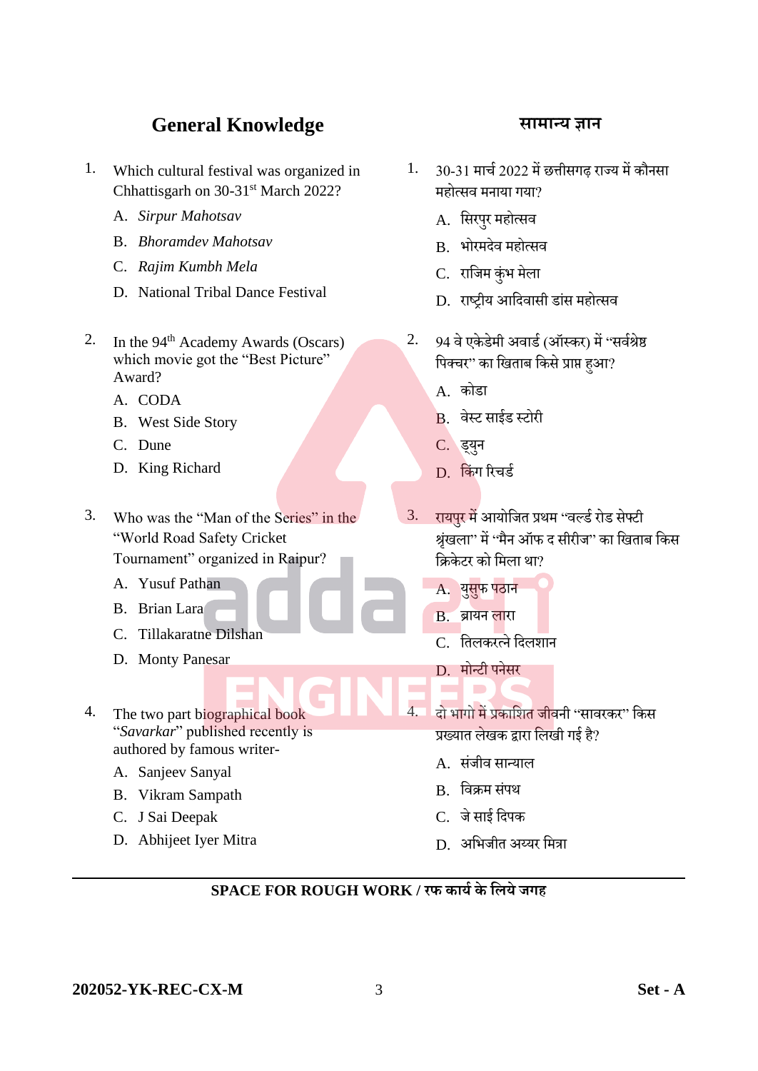## General Knowledge

1. Which cultural festival was organized in Chhattisgarh on 30-31st March 2022?
   A. *Sirpur Mahotsav*
   B. *Bhoramdev Mahotsav*
   C. *Rajim Kumbh Mela*
   D. National Tribal Dance Festival

2. In the 94th Academy Awards (Oscars) which movie got the "Best Picture" Award?
   A. CODA
   B. West Side Story
   C. Dune
   D. King Richard

3. Who was the "Man of the Series" in the "World Road Safety Cricket Tournament" organized in Raipur?
   A. Yusuf Pathan
   B. Brian Lara
   C. Tillakaratne Dilshan
   D. Monty Panesar

4. The two part biographical book "*Savarkar*" published recently is authored by famous writer-
   A. Sanjeev Sanyal
   B. Vikram Sampath
   C. J Sai Deepak
   D. Abhijeet Iyer Mitra

## सामान्य ज्ञान

1. 30-31 मार्च 2022 में छत्तीसगढ़ राज्य में कौनसा महोत्सव मनाया गया?
   A. सिरपुर महोत्सव
   B. भोरमदेव महोत्सव
   C. राजिम कुंभ मेला
   D. राष्ट्रीय आदिवासी डांस महोत्सव

2. 94 वे एकेडेमी अवार्ड (ऑस्कर) में "सर्वश्रेष्ठ पिक्चर" का खिताब किसे प्राप्त हुआ?
   A. कोडा
   B. वेस्ट साईड स्टोरी
   C. ड्युन
   D. किंग रिचर्ड

3. रायपुर में आयोजित प्रथम "वर्ल्ड रोड सेफ्टी श्रृंखला" में "मैन ऑफ द सीरीज" का खिताब किस क्रिकेटर को मिला था?
   A. युसुफ पठान
   B. ब्रायन लारा
   C. तिलकरत्ने दिलशान
   D. मोन्टी पनेसर

4. दो भागो में प्रकाशित जीवनी "सावरकर" किस प्रख्यात लेखक द्वारा लिखी गई है?
   A. संजीव सान्याल
   B. विक्रम संपथ
   C. जे साई दिपक
   D. अभिजीत अय्यर मित्रा

**SPACE FOR ROUGH WORK / रफ कार्य के लिये जगह**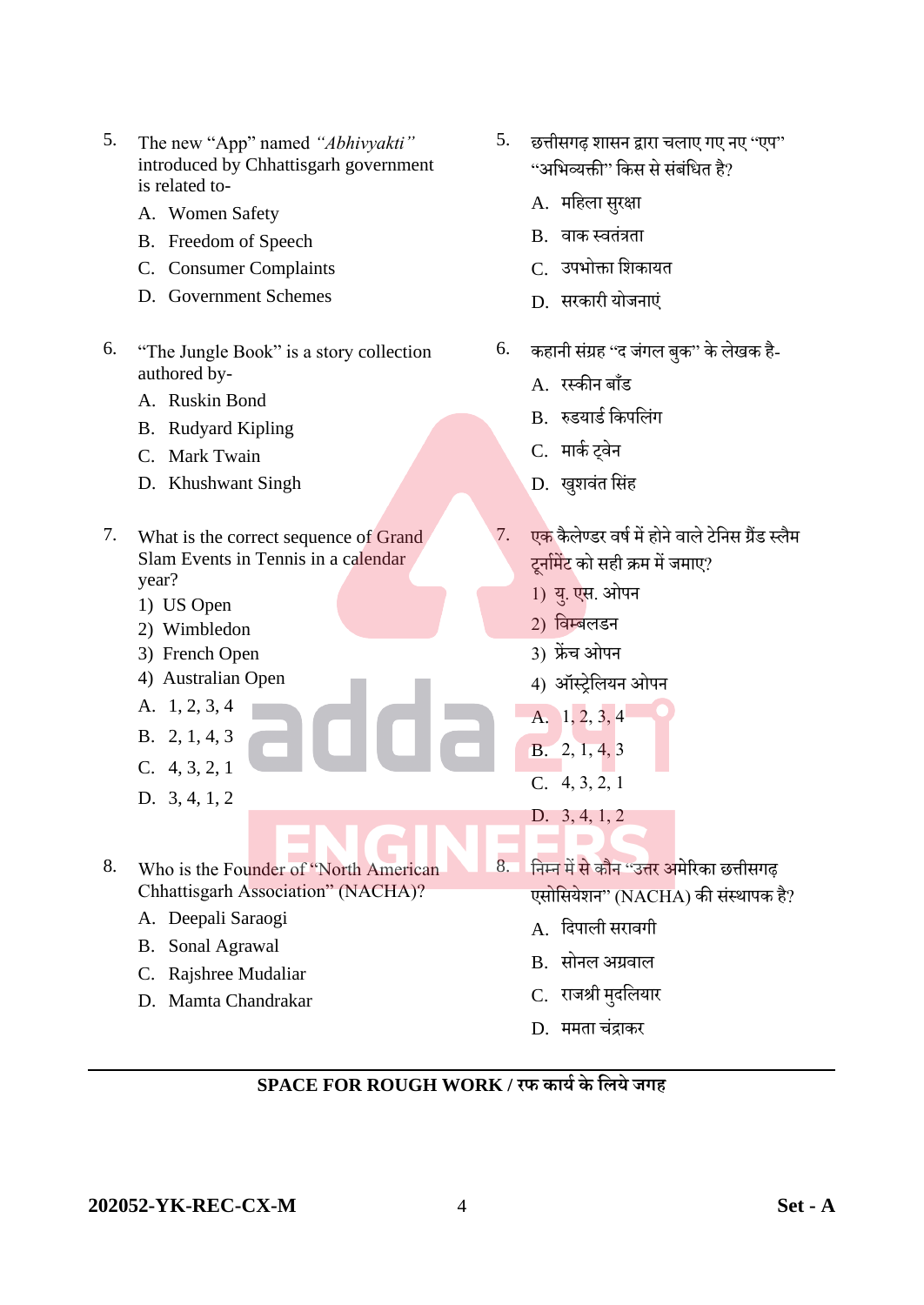5. The new “App” named *“Abhivyakti”* introduced by Chhattisgarh government is related to-

   A. Women Safety
   B. Freedom of Speech
   C. Consumer Complaints
   D. Government Schemes

5. छत्तीसगढ़ शासन द्वारा चलाए गए नए “एप” “अभिव्यक्ती” किस से संबंधित है?

   A. महिला सुरक्षा
   B. वाक स्वतंत्रता
   C. उपभोक्ता शिकायत
   D. सरकारी योजनाएं

6. “The Jungle Book” is a story collection authored by-

   A. Ruskin Bond
   B. Rudyard Kipling
   C. Mark Twain
   D. Khushwant Singh

6. कहानी संग्रह “द जंगल बुक” के लेखक है-

   A. रस्कीन बाँड
   B. रुडयार्ड किपलिंग
   C. मार्क ट्वेन
   D. खुशवंत सिंह

7. What is the correct sequence of Grand Slam Events in Tennis in a calendar year?

   1) US Open
   2) Wimbledon
   3) French Open
   4) Australian Open

   A. 1, 2, 3, 4
   B. 2, 1, 4, 3
   C. 4, 3, 2, 1
   D. 3, 4, 1, 2

7. एक कैलेण्डर वर्ष में होने वाले टेनिस ग्रैंड स्लैम टूर्नामेंट को सही क्रम में जमाए?

   1) यु. एस. ओपन
   2) विम्बलडन
   3) फ्रेंच ओपन
   4) ऑस्ट्रेलियन ओपन

   A. 1, 2, 3, 4
   B. 2, 1, 4, 3
   C. 4, 3, 2, 1
   D. 3, 4, 1, 2

8. Who is the Founder of “North American Chhattisgarh Association” (NACHA)?

   A. Deepali Saraogi
   B. Sonal Agrawal
   C. Rajshree Mudaliar
   D. Mamta Chandrakar

8. निम्न में से कौन “उत्तर अमेरिका छत्तीसगढ़ एसोसियेशन” (NACHA) की संस्थापक है?

   A. दिपाली सरावगी
   B. सोनल अग्रवाल
   C. राजश्री मुदलियार
   D. ममता चंद्राकर

**SPACE FOR ROUGH WORK / रफ कार्य के लिये जगह**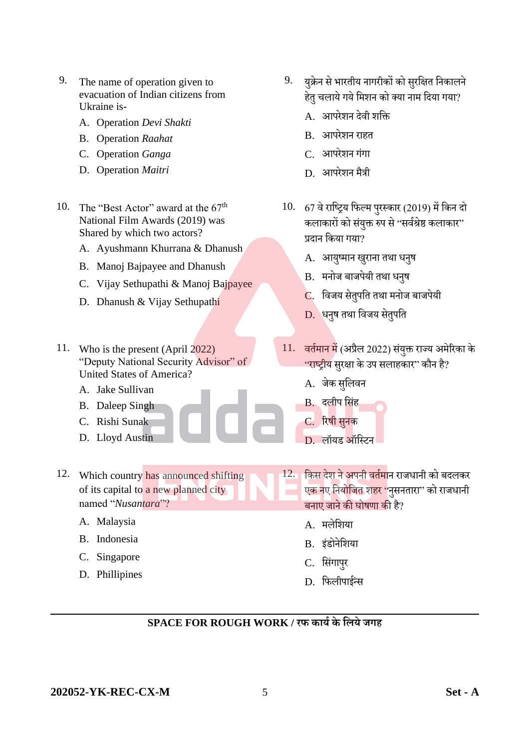9. The name of operation given to evacuation of Indian citizens from Ukraine is-

A. Operation *Devi Shakti*

B. Operation *Raahat*

C. Operation *Ganga*

D. Operation *Maitri*

9. युक्रेन से भारतीय नागरीकों को सुरक्षित निकालने हेतु चलाये गये मिशन को क्या नाम दिया गया?

A. आपरेशन देवी शक्ति

B. आपरेशन राहत

C. आपरेशन गंगा

D. आपरेशन मैत्री

10. The "Best Actor" award at the 67th National Film Awards (2019) was Shared by which two actors?

A. Ayushmann Khurrana & Dhanush

B. Manoj Bajpayee and Dhanush

C. Vijay Sethupathi & Manoj Bajpayee

D. Dhanush & Vijay Sethupathi

10. 67 वे राष्ट्रिय फिल्म पुरस्कार (2019) में किन दो कलाकारों को संयुक्त रुप से "सर्वश्रेष्ठ कलाकार" प्रदान किया गया?

A. आयुष्मान खुराना तथा धनुष

B. मनोज बाजपेयी तथा धनुष

C. विजय सेतुपति तथा मनोज बाजपेयी

D. धनुष तथा विजय सेतुपति

11. Who is the present (April 2022) "Deputy National Security Advisor" of United States of America?

A. Jake Sullivan

B. Daleep Singh

C. Rishi Sunak

D. Lloyd Austin

11. वर्तमान में (अप्रैल 2022) संयुक्त राज्य अमेरिका के "राष्ट्रीय सुरक्षा के उप सलाहकार" कौन है?

A. जेक सुलिवन

B. दलीप सिंह

C. रिषी सुनक

D. लॉयड ऑस्टिन

12. Which country has announced shifting of its capital to a new planned city named "*Nusantara*"?

A. Malaysia

B. Indonesia

C. Singapore

D. Phillipines

12. किस देश ने अपनी वर्तमान राजधानी को बदलकर एक नए नियोजित शहर "नुसनतारा" को राजधानी बनाए जाने की घोषणा की है?

A. मलेशिया

B. इंडोनेशिया

C. सिंगापुर

D. फिलीपाईंन्स

**SPACE FOR ROUGH WORK / रफ कार्य के लिये जगह**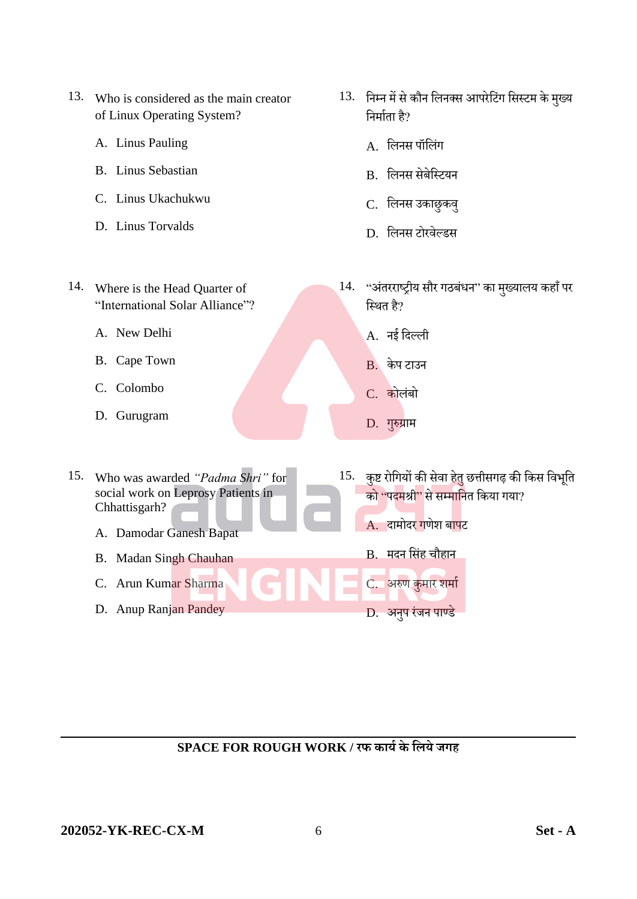13. Who is considered as the main creator of Linux Operating System?

A. Linus Pauling

B. Linus Sebastian

C. Linus Ukachukwu

D. Linus Torvalds

13. निम्न में से कौन लिनक्स आपरेटिंग सिस्टम के मुख्य निर्माता है?

A. लिनस पॉलिंग

B. लिनस सेबेस्टियन

C. लिनस उकाछुकवु

D. लिनस टोरवेल्डस

14. Where is the Head Quarter of "International Solar Alliance"?

A. New Delhi

B. Cape Town

C. Colombo

D. Gurugram

14. "अंतरराष्ट्रीय सौर गठबंधन" का मुख्यालय कहाँ पर स्थित है?

A. नई दिल्ली

B. केप टाउन

C. कोलंबो

D. गुरुग्राम

15. Who was awarded *"Padma Shri"* for social work on Leprosy Patients in Chhattisgarh?

A. Damodar Ganesh Bapat

B. Madan Singh Chauhan

C. Arun Kumar Sharma

D. Anup Ranjan Pandey

15. कुष्ट रोगियों की सेवा हेतु छत्तीसगढ़ की किस विभूति को "पदमश्री" से सम्मानित किया गया?

A. दामोदर गणेश बापट

B. मदन सिंह चौहान

C. अरुण कुमार शर्मा

D. अनुप रंजन पाण्डे

**SPACE FOR ROUGH WORK / रफ कार्य के लिये जगह**

**202052-YK-REC-CX-M** **Set - A**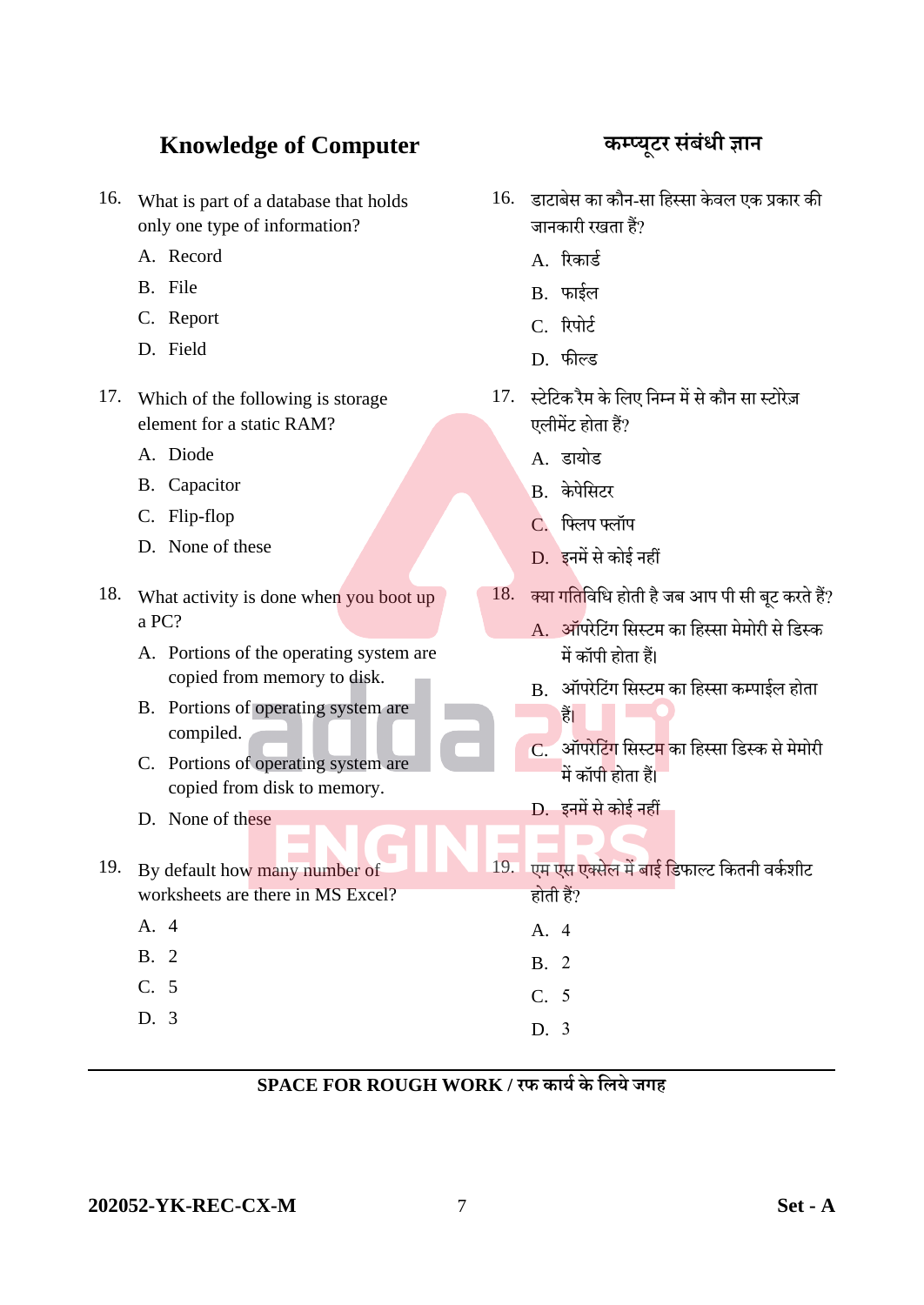## Knowledge of Computer

## कम्प्यूटर संबंधी ज्ञान

16. What is part of a database that holds only one type of information?
    - A. Record
    - B. File
    - C. Report
    - D. Field

16. डाटाबेस का कौन-सा हिस्सा केवल एक प्रकार की जानकारी रखता हैं?
    - A. रिकार्ड
    - B. फाईल
    - C. रिपोर्ट
    - D. फील्ड

17. Which of the following is storage element for a static RAM?
    - A. Diode
    - B. Capacitor
    - C. Flip-flop
    - D. None of these

17. स्टेटिक रैम के लिए निम्न में से कौन सा स्टोरेज़ एलीमेंट होता हैं?
    - A. डायोड
    - B. केपेसिटर
    - C. फ्लिप फ्लॉप
    - D. इनमें से कोई नहीं

18. What activity is done when you boot up a PC?
    - A. Portions of the operating system are copied from memory to disk.
    - B. Portions of operating system are compiled.
    - C. Portions of operating system are copied from disk to memory.
    - D. None of these

18. क्या गतिविधि होती है जब आप पी सी बूट करते हैं?
    - A. ऑपरेटिंग सिस्टम का हिस्सा मेमोरी से डिस्क में कॉपी होता हैं।
    - B. ऑपरेटिंग सिस्टम का हिस्सा कम्पाईल होता हैं।
    - C. ऑपरेटिंग सिस्टम का हिस्सा डिस्क से मेमोरी में कॉपी होता हैं।
    - D. इनमें से कोई नहीं

19. By default how many number of worksheets are there in MS Excel?
    - A. 4
    - B. 2
    - C. 5
    - D. 3

19. एम एस एक्सेल में बाई डिफाल्ट कितनी वर्कशीट होती हैं?
    - A. 4
    - B. 2
    - C. 5
    - D. 3

**SPACE FOR ROUGH WORK / रफ कार्य के लिये जगह**

**202052-YK-REC-CX-M** **Set - A**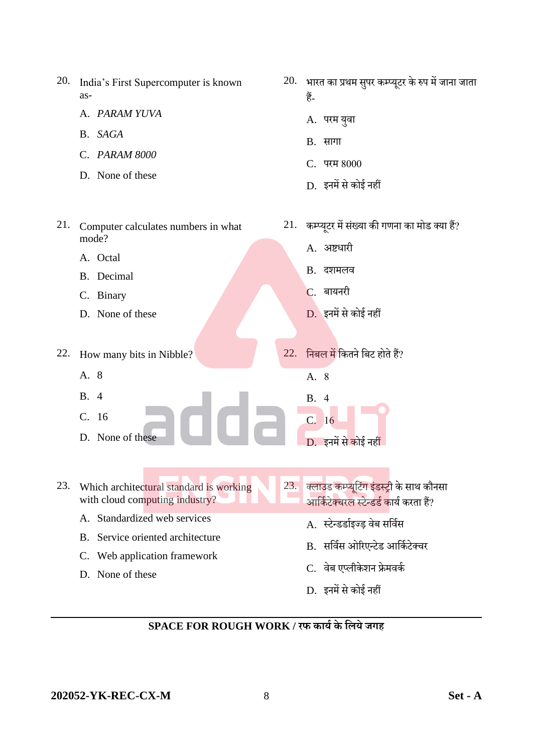20. India's First Supercomputer is known as-

A. *PARAM YUVA*

B. *SAGA*

C. *PARAM 8000*

D. None of these

20. भारत का प्रथम सुपर कम्प्यूटर के रुप में जाना जाता हैं-

A. परम युवा

B. सागा

C. परम 8000

D. इनमें से कोई नहीं

21. Computer calculates numbers in what mode?

A. Octal

B. Decimal

C. Binary

D. None of these

21. कम्प्यूटर में संख्या की गणना का मोड क्या हैं?

A. अष्टधारी

B. दशमलव

C. बायनरी

D. इनमें से कोई नहीं

22. How many bits in Nibble?

A. 8

B. 4

C. 16

D. None of these

22. निबल में कितने बिट होते हैं?

A. 8

B. 4

C. 16

D. इनमें से कोई नहीं

23. Which architectural standard is working with cloud computing industry?

A. Standardized web services

B. Service oriented architecture

C. Web application framework

D. None of these

23. क्लाउड कम्प्यूटिंग इंडस्ट्री के साथ कौनसा आर्किटेक्चरल स्टेन्डर्ड कार्य करता हैं?

A. स्टेन्डर्डाइज्ड वेब सर्विस

B. सर्विस ओरिएन्टेड आर्किटेक्चर

C. वेब एप्लीकेशन फ्रेमवर्क

D. इनमें से कोई नहीं

**SPACE FOR ROUGH WORK / रफ कार्य के लिये जगह**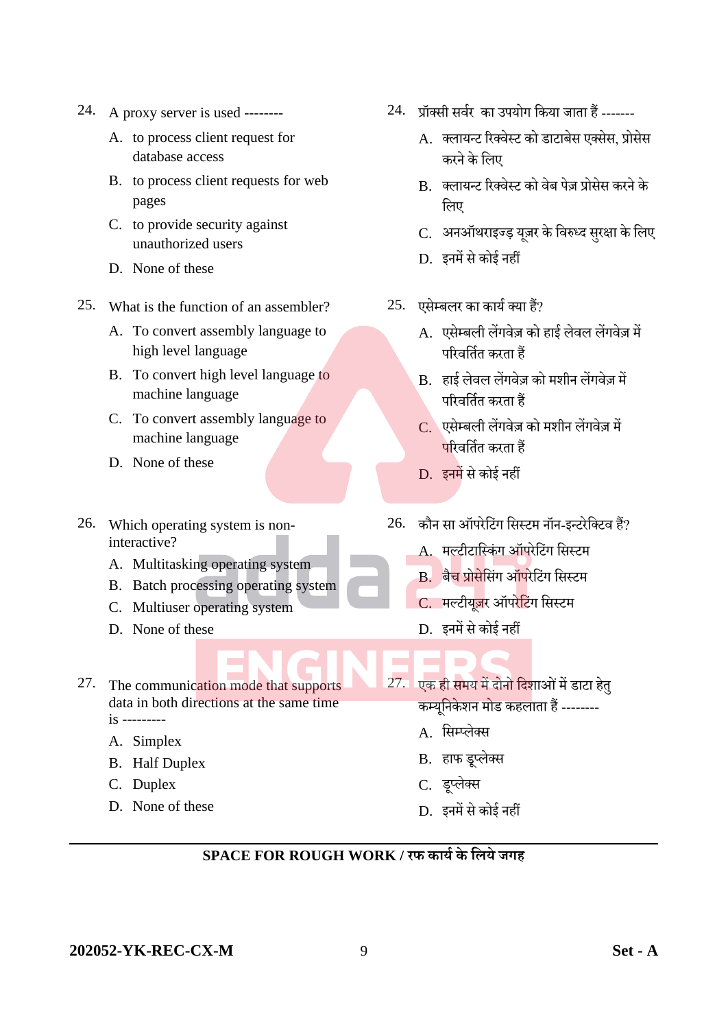24. A proxy server is used --------

A. to process client request for database access

B. to process client requests for web pages

C. to provide security against unauthorized users

D. None of these

24. प्रॉक्सी सर्वर का उपयोग किया जाता हैं -------

A. क्लायन्ट रिक्वेस्ट को डाटाबेस एक्सेस, प्रोसेस करने के लिए

B. क्लायन्ट रिक्वेस्ट को वेब पेज़ प्रोसेस करने के लिए

C. अनऑथराइज्ड़ यूज़र के विरुध्द सुरक्षा के लिए

D. इनमें से कोई नहीं

25. What is the function of an assembler?

A. To convert assembly language to high level language

B. To convert high level language to machine language

C. To convert assembly language to machine language

D. None of these

25. एसेम्बलर का कार्य क्या हैं?

A. एसेम्बली लेंगवेज़ को हाई लेवल लेंगवेज़ में परिवर्तित करता हैं

B. हाई लेवल लेंगवेज़ को मशीन लेंगवेज़ में परिवर्तित करता हैं

C. एसेम्बली लेंगवेज़ को मशीन लेंगवेज़ में परिवर्तित करता हैं

D. इनमें से कोई नहीं

26. Which operating system is non-interactive?

A. Multitasking operating system

B. Batch processing operating system

C. Multiuser operating system

D. None of these

26. कौन सा ऑपरेटिंग सिस्टम नॉन-इन्टरेक्टिव हैं?

A. मल्टीटास्किंग ऑपरेटिंग सिस्टम

B. बैच प्रोसेसिंग ऑपरेटिंग सिस्टम

C. मल्टीयूज़र ऑपरेटिंग सिस्टम

D. इनमें से कोई नहीं

27. The communication mode that supports data in both directions at the same time is ---------

A. Simplex

B. Half Duplex

C. Duplex

D. None of these

27. एक ही समय में दोनो दिशाओं में डाटा हेतु कम्यूनिकेशन मोड कहलाता हैं --------

A. सिम्प्लेक्स

B. हाफ डूप्लेक्स

C. डूप्लेक्स

D. इनमें से कोई नहीं

**SPACE FOR ROUGH WORK / रफ कार्य के लिये जगह**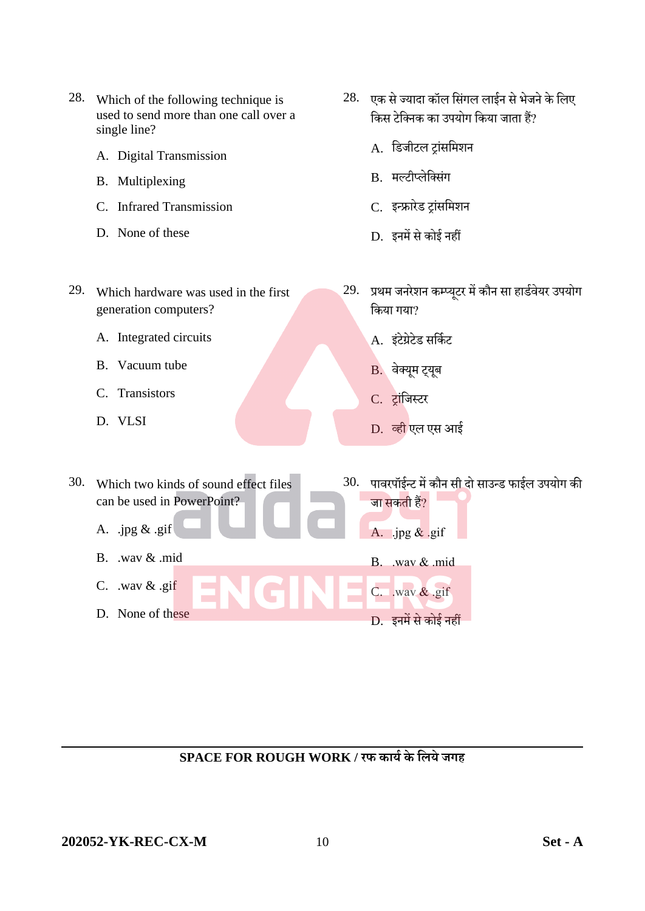28. Which of the following technique is used to send more than one call over a single line?

A. Digital Transmission

B. Multiplexing

C. Infrared Transmission

D. None of these

28. एक से ज्यादा कॉल सिंगल लाईन से भेजने के लिए किस टेक्निक का उपयोग किया जाता हैं?

A. डिजीटल ट्रांसमिशन

B. मल्टीप्लेक्सिंग

C. इन्फ्रारेड ट्रांसमिशन

D. इनमें से कोई नहीं

29. Which hardware was used in the first generation computers?

A. Integrated circuits

B. Vacuum tube

C. Transistors

D. VLSI

29. प्रथम जनरेशन कम्प्यूटर में कौन सा हार्डवेयर उपयोग किया गया?

A. इंटेग्रेटेड सर्किट

B. वेक्यूम ट्यूब

C. ट्रांजिस्टर

D. व्ही एल एस आई

30. Which two kinds of sound effect files can be used in PowerPoint?

A. .jpg & .gif

B. .wav & .mid

C. .wav & .gif

D. None of these

30. पावरपॉईन्ट में कौन सी दो साउन्ड फाईल उपयोग की जा सकती हैं?

A. .jpg & .gif

B. .wav & .mid

C. .wav & .gif

D. इनमें से कोई नहीं

**SPACE FOR ROUGH WORK / रफ कार्य के लिये जगह**

**202052-YK-REC-CX-M** **Set - A**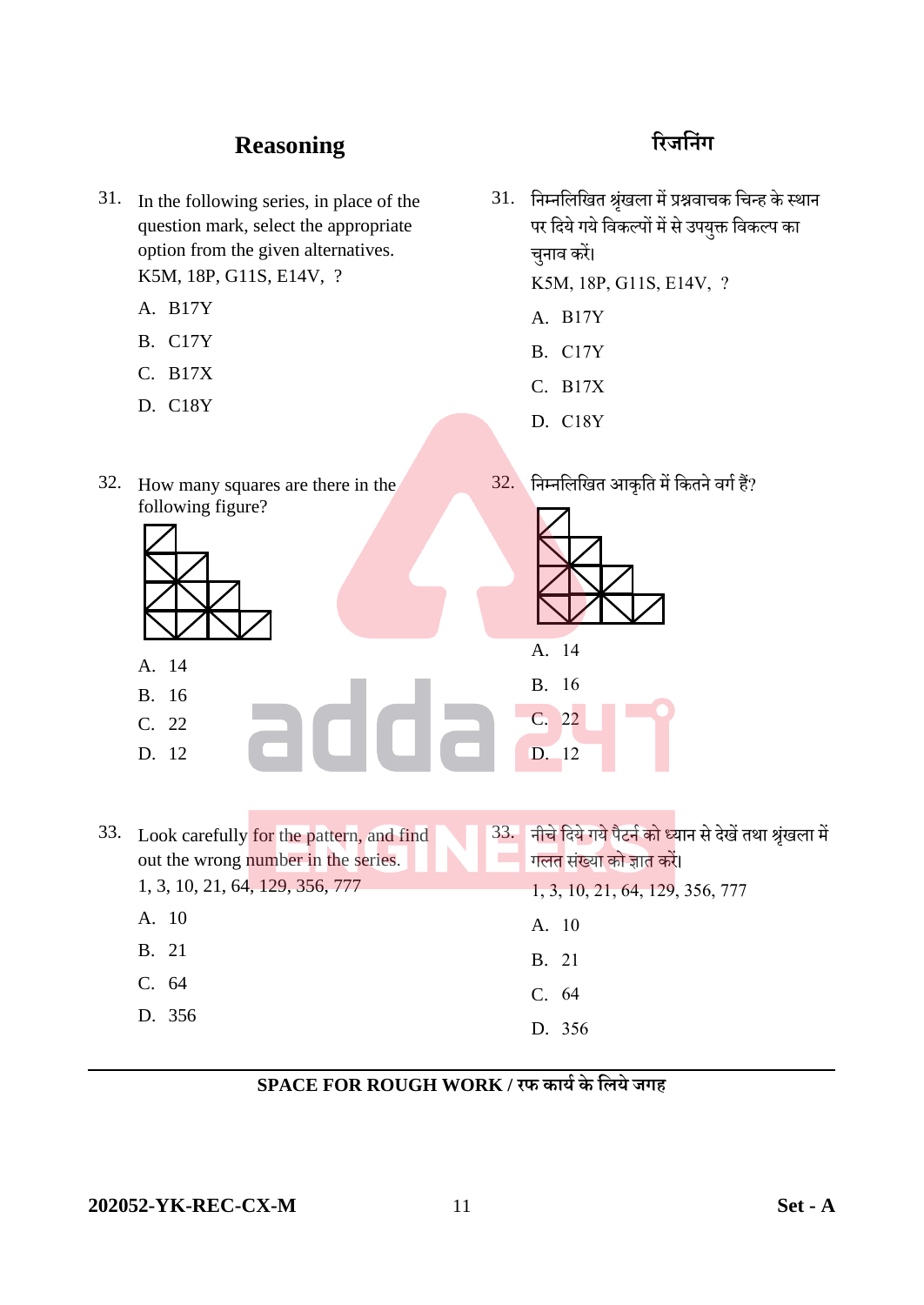## Reasoning

## रिजनिंग

31. In the following series, in place of the question mark, select the appropriate option from the given alternatives.

K5M, 18P, G11S, E14V, ?

A. B17Y

B. C17Y

C. B17X

D. C18Y

31. निम्नलिखित श्रृंखला में प्रश्नवाचक चिन्ह के स्थान पर दिये गये विकल्पों में से उपयुक्त विकल्प का चुनाव करें।

K5M, 18P, G11S, E14V, ?

A. B17Y

B. C17Y

C. B17X

D. C18Y

32. How many squares are there in the following figure?

A. 14

B. 16

C. 22

D. 12

32. निम्नलिखित आकृति में कितने वर्ग हैं?

A. 14

B. 16

C. 22

D. 12

33. Look carefully for the pattern, and find out the wrong number in the series.

1, 3, 10, 21, 64, 129, 356, 777

A. 10

B. 21

C. 64

D. 356

33. नीचे दिये गये पैटर्न को ध्यान से देखें तथा श्रृंखला में गलत संख्या को ज्ञात करें।

1, 3, 10, 21, 64, 129, 356, 777

A. 10

B. 21

C. 64

D. 356

SPACE FOR ROUGH WORK / रफ कार्य के लिये जगह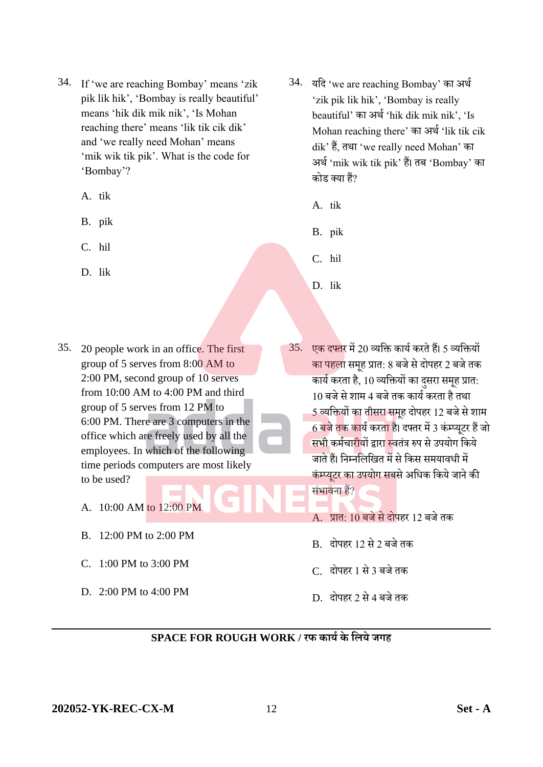34. If 'we are reaching Bombay' means 'zik pik lik hik', 'Bombay is really beautiful' means 'hik dik mik nik', 'Is Mohan reaching there' means 'lik tik cik dik' and 'we really need Mohan' means 'mik wik tik pik'. What is the code for 'Bombay'?

A. tik

B. pik

C. hil

D. lik

34. यदि 'we are reaching Bombay' का अर्थ 'zik pik lik hik', 'Bombay is really beautiful' का अर्थ 'hik dik mik nik', 'Is Mohan reaching there' का अर्थ 'lik tik cik dik' हैं, तथा 'we really need Mohan' का अर्थ 'mik wik tik pik' हैं। तब 'Bombay' का कोड क्या हैं?

A. tik

B. pik

C. hil

D. lik

35. 20 people work in an office. The first group of 5 serves from 8:00 AM to 2:00 PM, second group of 10 serves from 10:00 AM to 4:00 PM and third group of 5 serves from 12 PM to 6:00 PM. There are 3 computers in the office which are freely used by all the employees. In which of the following time periods computers are most likely to be used?

A. 10:00 AM to 12:00 PM

B. 12:00 PM to 2:00 PM

C. 1:00 PM to 3:00 PM

D. 2:00 PM to 4:00 PM

35. एक दफ्तर में 20 व्यक्ति कार्य करते हैं। 5 व्यक्तियों का पहला समूह प्रात: 8 बजे से दोपहर 2 बजे तक कार्य करता है, 10 व्यक्तियों का दूसरा समूह प्रात: 10 बजे से शाम 4 बजे तक कार्य करता है तथा 5 व्यक्तियों का तीसरा समूह दोपहर 12 बजे से शाम 6 बजे तक कार्य करता है। दफ्तर में 3 कंम्प्यूटर हैं जो सभी कर्मचारीयों द्वारा स्वतंत्र रुप से उपयोग किये जाते हैं। निम्नलिखित में से किस समयावधी में कंम्प्यूटर का उपयोग सबसे अधिक किये जाने की संभावना हैं?

A. प्रात: 10 बजे से दोपहर 12 बजे तक

B. दोपहर 12 से 2 बजे तक

C. दोपहर 1 से 3 बजे तक

D. दोपहर 2 से 4 बजे तक

**SPACE FOR ROUGH WORK / रफ कार्य के लिये जगह**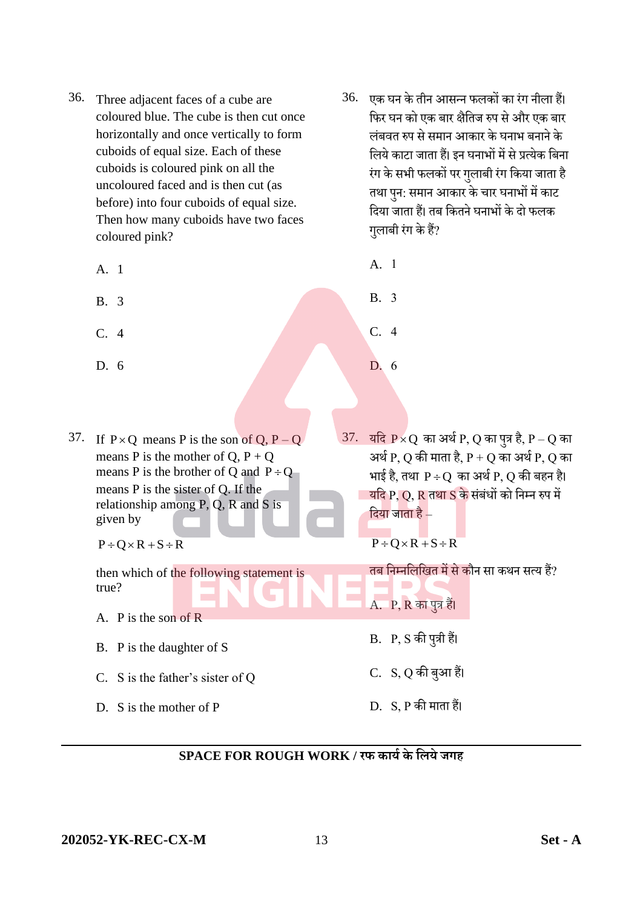36. Three adjacent faces of a cube are coloured blue. The cube is then cut once horizontally and once vertically to form cuboids of equal size. Each of these cuboids is coloured pink on all the uncoloured faced and is then cut (as before) into four cuboids of equal size. Then how many cuboids have two faces coloured pink?

A. 1

B. 3

C. 4

D. 6

36. एक घन के तीन आसन्न फलकों का रंग नीला हैं। फिर घन को एक बार क्षैतिज रुप से और एक बार लंबवत रुप से समान आकार के घनाभ बनाने के लिये काटा जाता हैं। इन घनाभों में से प्रत्येक बिना रंग के सभी फलकों पर गुलाबी रंग किया जाता है तथा पुन: समान आकार के चार घनाभों में काट दिया जाता हैं। तब कितने घनाभों के दो फलक गुलाबी रंग के हैं?

A. 1

B. 3

C. 4

D. 6

37. If $P \times Q$ means P is the son of Q, $P - Q$ means P is the mother of Q, $P + Q$ means P is the brother of Q and $P \div Q$ means P is the sister of Q. If the relationship among P, Q, R and S is given by

$P \div Q \times R + S \div R$

then which of the following statement is true?

A. P is the son of R

B. P is the daughter of S

C. S is the father's sister of Q

D. S is the mother of P

37. यदि $P \times Q$ का अर्थ P, Q का पुत्र है, $P - Q$ का अर्थ P, Q की माता है, $P + Q$ का अर्थ P, Q का भाई है, तथा $P \div Q$ का अर्थ P, Q की बहन है। यदि P, Q, R तथा S के संबंधों को निम्न रुप में दिया जाता है –

$P \div Q \times R + S \div R$

तब निम्नलिखित में से कौन सा कथन सत्य हैं?

A. P, R का पुत्र हैं।

B. P, S की पुत्री हैं।

C. S, Q की बुआ हैं।

D. S, P की माता हैं।

**SPACE FOR ROUGH WORK / रफ कार्य के लिये जगह**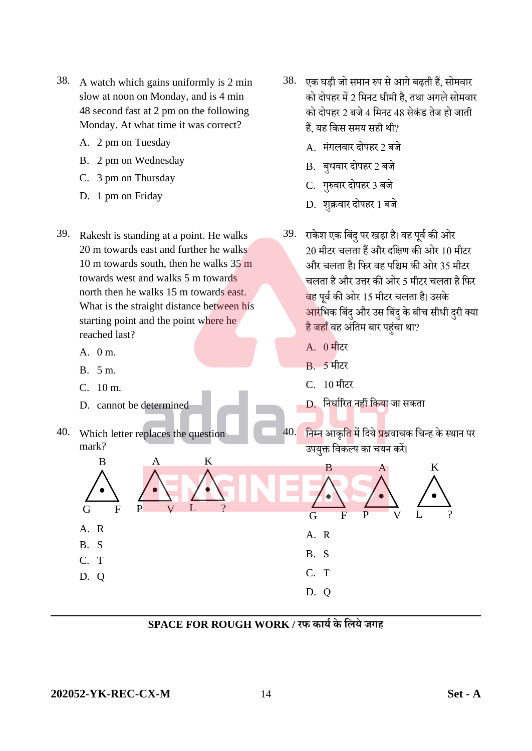38. A watch which gains uniformly is 2 min slow at noon on Monday, and is 4 min 48 second fast at 2 pm on the following Monday. At what time it was correct?

A. 2 pm on Tuesday

B. 2 pm on Wednesday

C. 3 pm on Thursday

D. 1 pm on Friday

38. एक घड़ी जो समान रुप से आगे बढ़ती हैं, सोमवार को दोपहर में 2 मिनट धीमी है, तथा अगले सोमवार को दोपहर 2 बजे 4 मिनट 48 सेकंड तेज हो जाती हैं, यह किस समय सही थी?

A. मंगलवार दोपहर 2 बजे

B. बुधवार दोपहर 2 बजे

C. गुरुवार दोपहर 3 बजे

D. शुक्रवार दोपहर 1 बजे

39. Rakesh is standing at a point. He walks 20 m towards east and further he walks 10 m towards south, then he walks 35 m towards west and walks 5 m towards north then he walks 15 m towards east. What is the straight distance between his starting point and the point where he reached last?

A. 0 m.

B. 5 m.

C. 10 m.

D. cannot be determined

39. राकेश एक बिंदु पर खड़ा है। वह पूर्व की ओर 20 मीटर चलता हैं और दक्षिण की ओर 10 मीटर और चलता है। फिर वह पश्चिम की ओर 35 मीटर चलता है और उत्तर की ओर 5 मीटर चलता है फिर वह पूर्व की ओर 15 मीटर चलता है। उसके आरंभिक बिंदु और उस बिंदु के बीच सीधी दुरी क्या है जहाँ वह अंतिम बार पहुंचा था?

A. 0 मीटर

B. 5 मीटर

C. 10 मीटर

D. निर्धारित नहीं किया जा सकता

40. Which letter replaces the question mark?

B, G, F    A, P, V    K, L, ?

A. R

B. S

C. T

D. Q

40. निम्न आकृति में दिये प्रश्नवाचक चिन्ह के स्थान पर उपयुक्त विकल्प का चयन करें।

B, G, F    A, P, V    K, L, ?

A. R

B. S

C. T

D. Q

**SPACE FOR ROUGH WORK / रफ कार्य के लिये जगह**

202052-YK-REC-CX-M    Set - A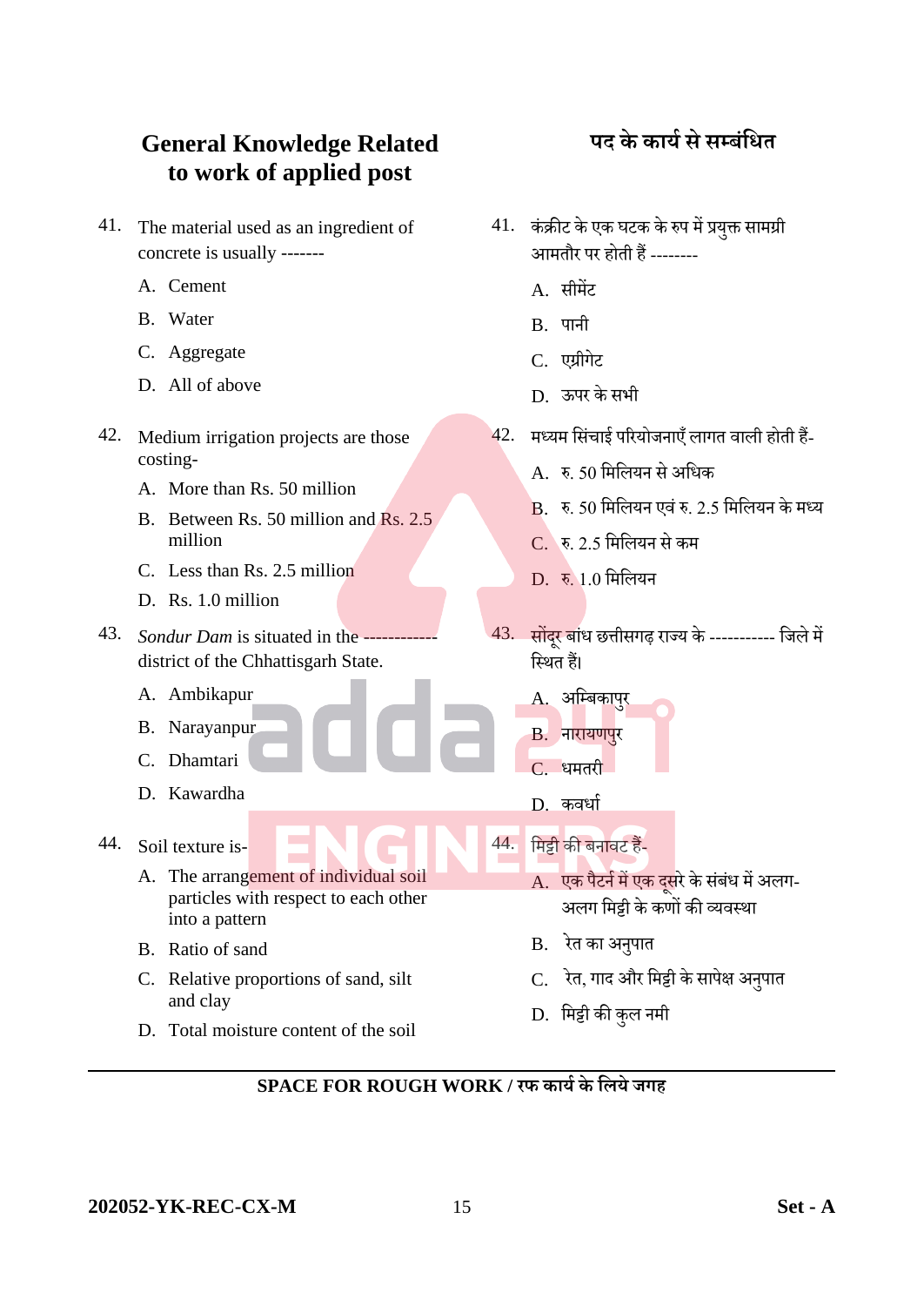## General Knowledge Related to work of applied post

## पद के कार्य से सम्बंधित

41. The material used as an ingredient of concrete is usually -------

    A. Cement

    B. Water

    C. Aggregate

    D. All of above

41. कंक्रीट के एक घटक के रुप में प्रयुक्त सामग्री आमतौर पर होती हैं --------

    A. सीमेंट

    B. पानी

    C. एग्रीगेट

    D. ऊपर के सभी

42. Medium irrigation projects are those costing-

    A. More than Rs. 50 million

    B. Between Rs. 50 million and Rs. 2.5 million

    C. Less than Rs. 2.5 million

    D. Rs. 1.0 million

42. मध्यम सिंचाई परियोजनाएँ लागत वाली होती हैं-

    A. रु. 50 मिलियन से अधिक

    B. रु. 50 मिलियन एवं रु. 2.5 मिलियन के मध्य

    C. रु. 2.5 मिलियन से कम

    D. रु. 1.0 मिलियन

43. *Sondur Dam* is situated in the ------------ district of the Chhattisgarh State.

    A. Ambikapur

    B. Narayanpur

    C. Dhamtari

    D. Kawardha

43. सोंदूर बांध छत्तीसगढ़ राज्य के ---------- जिले में स्थित हैं।

    A. अम्बिकापुर

    B. नारायणपुर

    C. धमतरी

    D. कवर्धा

44. Soil texture is-

    A. The arrangement of individual soil particles with respect to each other into a pattern

    B. Ratio of sand

    C. Relative proportions of sand, silt and clay

    D. Total moisture content of the soil

44. मिट्टी की बनावट हैं-

    A. एक पैटर्न में एक दूसरे के संबंध में अलग-अलग मिट्टी के कणों की व्यवस्था

    B. रेत का अनुपात

    C. रेत, गाद और मिट्टी के सापेक्ष अनुपात

    D. मिट्टी की कुल नमी

SPACE FOR ROUGH WORK / रफ कार्य के लिये जगह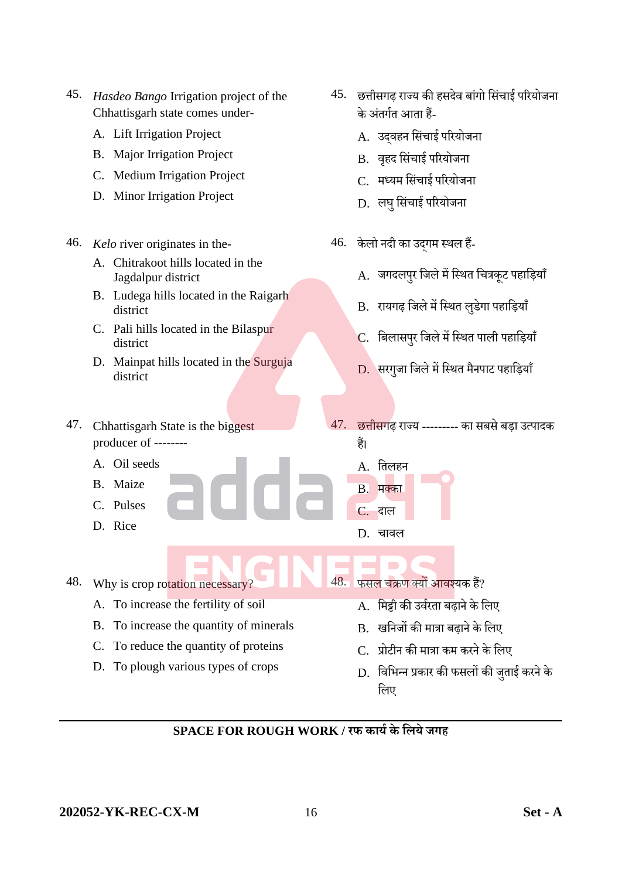45. *Hasdeo Bango* Irrigation project of the Chhattisgarh state comes under-

A. Lift Irrigation Project
B. Major Irrigation Project
C. Medium Irrigation Project
D. Minor Irrigation Project

45. छत्तीसगढ़ राज्य की हसदेव बांगो सिंचाई परियोजना के अंतर्गत आता हैं-

A. उद्वहन सिंचाई परियोजना
B. वृहद सिंचाई परियोजना
C. मध्यम सिंचाई परियोजना
D. लघु सिंचाई परियोजना

46. *Kelo* river originates in the-

A. Chitrakoot hills located in the Jagdalpur district
B. Ludega hills located in the Raigarh district
C. Pali hills located in the Bilaspur district
D. Mainpat hills located in the Surguja district

46. केलो नदी का उद्गम स्थल हैं-

A. जगदलपुर जिले में स्थित चित्रकूट पहाड़ियाँ
B. रायगढ़ जिले में स्थित लुडेगा पहाड़ियाँ
C. बिलासपुर जिले में स्थित पाली पहाड़ियाँ
D. सरगुजा जिले में स्थित मैनपाट पहाड़ियाँ

47. Chhattisgarh State is the biggest producer of --------

A. Oil seeds
B. Maize
C. Pulses
D. Rice

47. छत्तीसगढ़ राज्य --------- का सबसे बड़ा उत्पादक हैं।

A. तिलहन
B. मक्का
C. दाल
D. चावल

48. Why is crop rotation necessary?

A. To increase the fertility of soil
B. To increase the quantity of minerals
C. To reduce the quantity of proteins
D. To plough various types of crops

48. फसल चक्रण क्यों आवश्यक हैं?

A. मिट्टी की उर्वरता बढ़ाने के लिए
B. खनिजों की मात्रा बढ़ाने के लिए
C. प्रोटीन की मात्रा कम करने के लिए
D. विभिन्न प्रकार की फसलों की जुताई करने के लिए

**SPACE FOR ROUGH WORK / रफ कार्य के लिये जगह**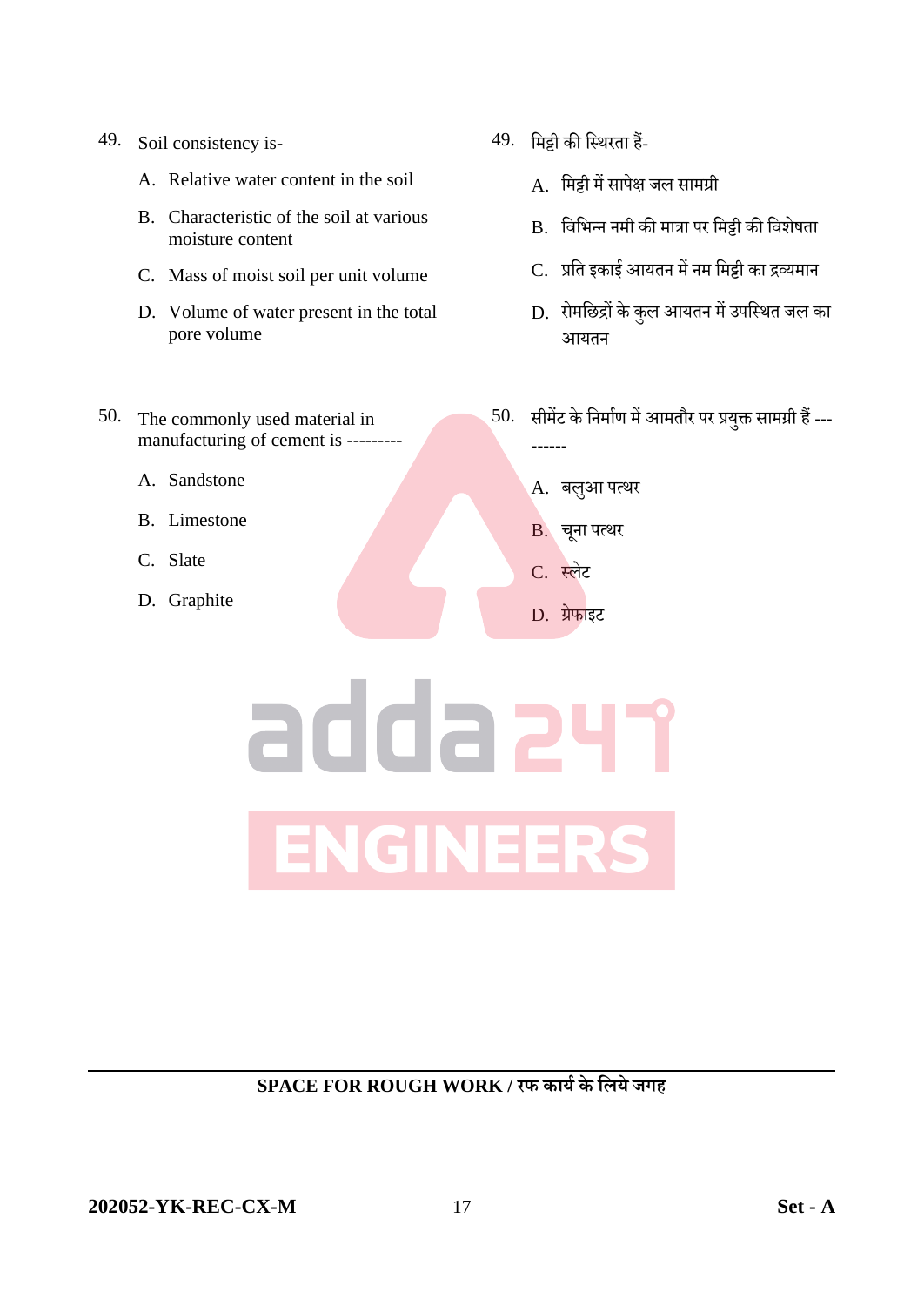49. Soil consistency is-

A. Relative water content in the soil

B. Characteristic of the soil at various moisture content

C. Mass of moist soil per unit volume

D. Volume of water present in the total pore volume

49. मिट्टी की स्थिरता हैं-

A. मिट्टी में सापेक्ष जल सामग्री

B. विभिन्न नमी की मात्रा पर मिट्टी की विशेषता

C. प्रति इकाई आयतन में नम मिट्टी का द्रव्यमान

D. रोमछिद्रों के कुल आयतन में उपस्थित जल का आयतन

50. The commonly used material in manufacturing of cement is ---------

A. Sandstone

B. Limestone

C. Slate

D. Graphite

50. सीमेंट के निर्माण में आमतौर पर प्रयुक्त सामग्री हैं ---------

A. बलुआ पत्थर

B. चूना पत्थर

C. स्लेट

D. ग्रेफाइट

SPACE FOR ROUGH WORK / रफ कार्य के लिये जगह

202052-YK-REC-CX-M

Set - A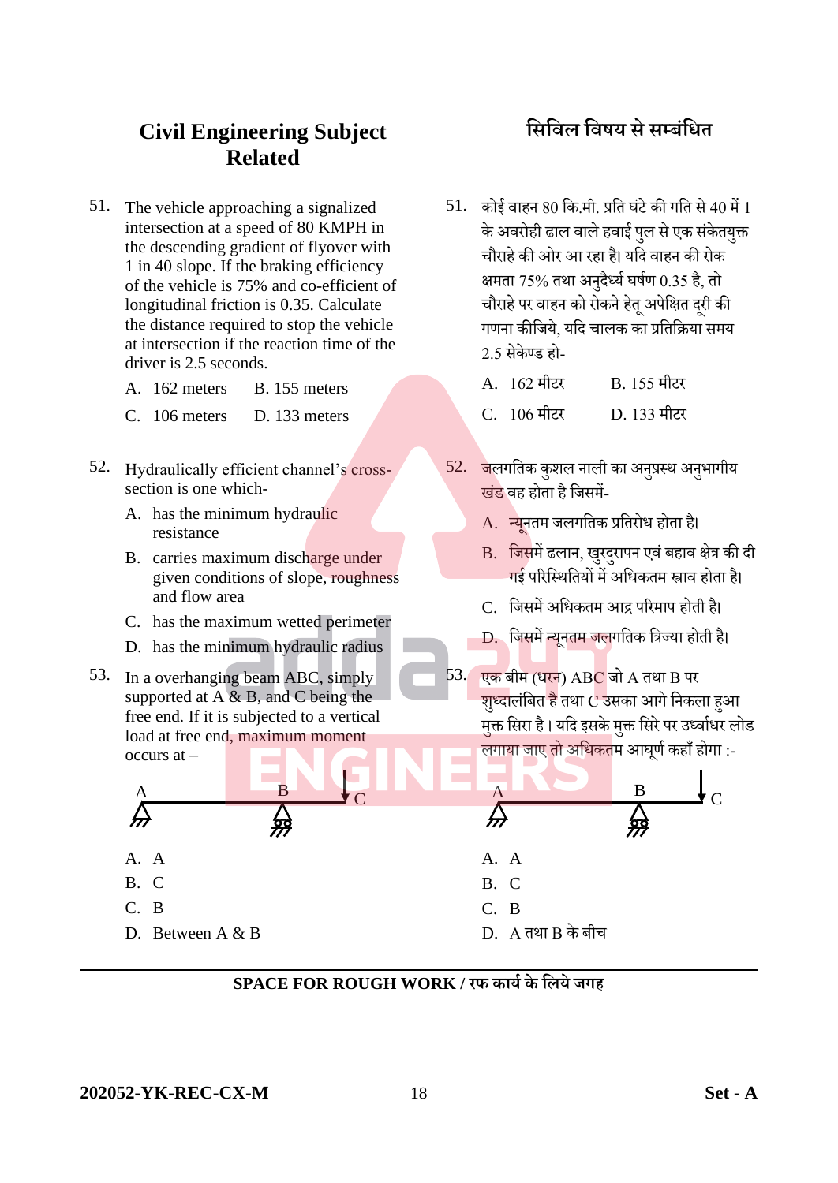## Civil Engineering Subject Related

## सिविल विषय से सम्बंधित

51. The vehicle approaching a signalized intersection at a speed of 80 KMPH in the descending gradient of flyover with 1 in 40 slope. If the braking efficiency of the vehicle is 75% and co-efficient of longitudinal friction is 0.35. Calculate the distance required to stop the vehicle at intersection if the reaction time of the driver is 2.5 seconds.

    A. 162 meters  B. 155 meters
    C. 106 meters  D. 133 meters

51. कोई वाहन 80 कि.मी. प्रति घंटे की गति से 40 में 1 के अवरोही ढाल वाले हवाई पुल से एक संकेतयुक्त चौराहे की ओर आ रहा है। यदि वाहन की रोक क्षमता 75% तथा अनुदैर्ध्य घर्षण 0.35 है, तो चौराहे पर वाहन को रोकने हेतु अपेक्षित दूरी की गणना कीजिये, यदि चालक का प्रतिक्रिया समय 2.5 सेकेण्ड हो-

    A. 162 मीटर  B. 155 मीटर
    C. 106 मीटर  D. 133 मीटर

52. Hydraulically efficient channel's cross-section is one which-

    A. has the minimum hydraulic resistance
    B. carries maximum discharge under given conditions of slope, roughness and flow area
    C. has the maximum wetted perimeter
    D. has the minimum hydraulic radius

52. जलगतिक कुशल नाली का अनुप्रस्थ अनुभागीय खंड वह होता है जिसमें-

    A. न्यूनतम जलगतिक प्रतिरोध होता है।
    B. जिसमें ढलान, खुरदुरापन एवं बहाव क्षेत्र की दी गई परिस्थितियों में अधिकतम स्राव होता है।
    C. जिसमें अधिकतम आद्र परिमाप होती है।
    D. जिसमें न्यूनतम जलगतिक त्रिज्या होती है।

53. In a overhanging beam ABC, simply supported at A & B, and C being the free end. If it is subjected to a vertical load at free end, maximum moment occurs at –

A B C

    A. A
    B. C
    C. B
    D. Between A & B

53. एक बीम (धरन) ABC जो A तथा B पर शुध्दालंबित है तथा C उसका आगे निकला हुआ मुक्त सिरा है। यदि इसके मुक्त सिरे पर उर्ध्वाधर लोड लगाया जाए तो अधिकतम आघूर्ण कहाँ होगा :-

A B C

    A. A
    B. C
    C. B
    D. A तथा B के बीच

SPACE FOR ROUGH WORK / रफ कार्य के लिये जगह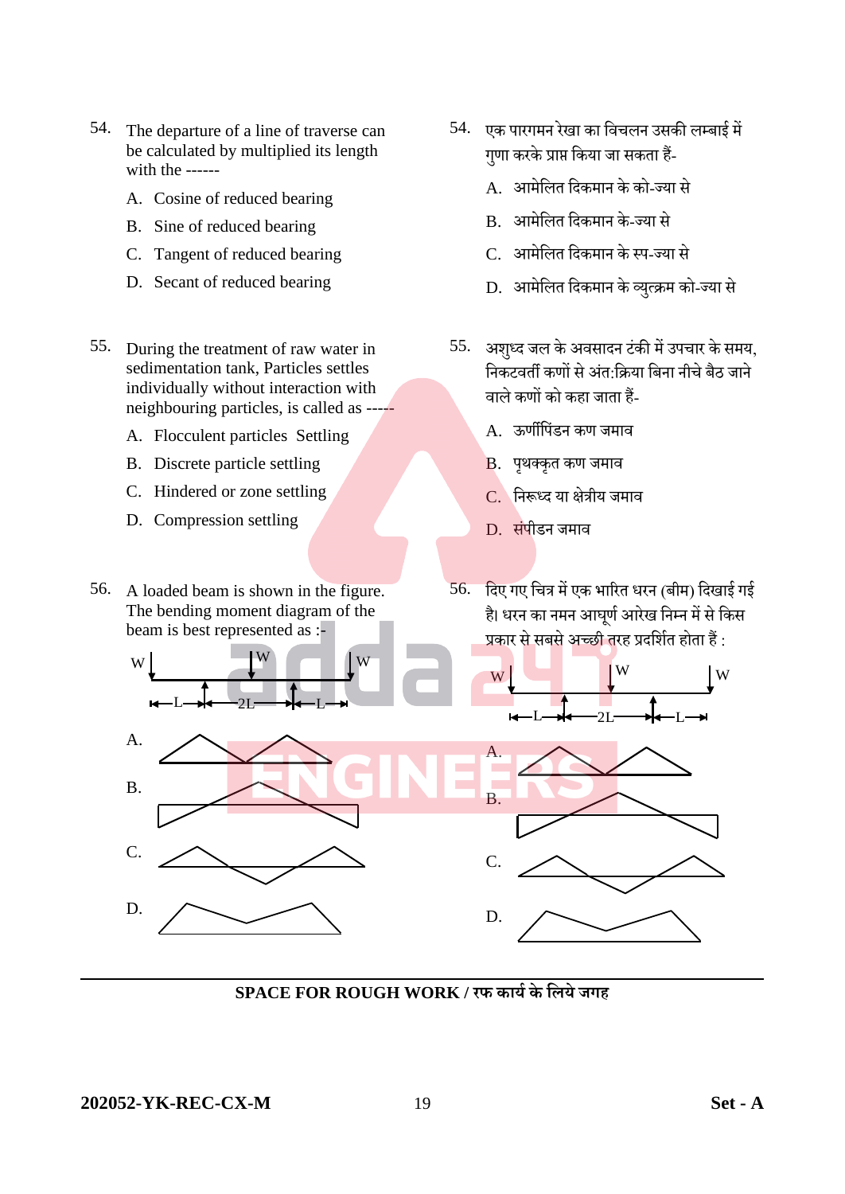54. The departure of a line of traverse can be calculated by multiplied its length with the ------

A. Cosine of reduced bearing
B. Sine of reduced bearing
C. Tangent of reduced bearing
D. Secant of reduced bearing

54. एक पारगमन रेखा का विचलन उसकी लम्बाई में गुणा करके प्राप्त किया जा सकता हैं-

A. आमेलित दिकमान के को-ज्या से
B. आमेलित दिकमान के-ज्या से
C. आमेलित दिकमान के स्प-ज्या से
D. आमेलित दिकमान के व्युत्क्रम को-ज्या से

55. During the treatment of raw water in sedimentation tank, Particles settles individually without interaction with neighbouring particles, is called as -----

A. Flocculent particles Settling
B. Discrete particle settling
C. Hindered or zone settling
D. Compression settling

55. अशुध्द जल के अवसादन टंकी में उपचार के समय, निकटवर्ती कणों से अंत:क्रिया बिना नीचे बैठ जाने वाले कणों को कहा जाता हैं-

A. ऊर्णीपिंडन कण जमाव
B. पृथक्कृत कण जमाव
C. निरूध्द या क्षेत्रीय जमाव
D. संपीडन जमाव

56. A loaded beam is shown in the figure. The bending moment diagram of the beam is best represented as :-

W W W

L 2L L

A.

B.

C.

D.

56. दिए गए चित्र में एक भारित धरन (बीम) दिखाई गई है। धरन का नमन आघूर्ण आरेख निम्न में से किस प्रकार से सबसे अच्छी तरह प्रदर्शित होता हैं :

W W W

L 2L L

A.

B.

C.

D.

**SPACE FOR ROUGH WORK / रफ कार्य के लिये जगह**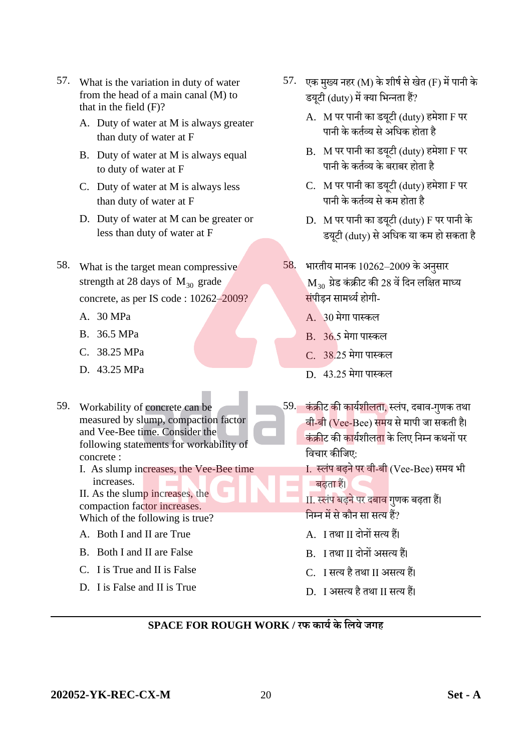57. What is the variation in duty of water from the head of a main canal (M) to that in the field (F)?

A. Duty of water at M is always greater than duty of water at F

B. Duty of water at M is always equal to duty of water at F

C. Duty of water at M is always less than duty of water at F

D. Duty of water at M can be greater or less than duty of water at F

57. एक मुख्य नहर (M) के शीर्ष से खेत (F) में पानी के ड्यूटी (duty) में क्या भिन्नता हैं?

A. M पर पानी का ड्यूटी (duty) हमेशा F पर पानी के कर्तव्य से अधिक होता है

B. M पर पानी का ड्यूटी (duty) हमेशा F पर पानी के कर्तव्य के बराबर होता है

C. M पर पानी का ड्यूटी (duty) हमेशा F पर पानी के कर्तव्य से कम होता है

D. M पर पानी का ड्यूटी (duty) F पर पानी के ड्यूटी (duty) से अधिक या कम हो सकता है

58. What is the target mean compressive strength at 28 days of $M_{30}$ grade concrete, as per IS code : 10262–2009?

A. 30 MPa

B. 36.5 MPa

C. 38.25 MPa

D. 43.25 MPa

58. भारतीय मानक 10262–2009 के अनुसार $M_{30}$ ग्रेड कंक्रीट की 28 वें दिन लक्षित माध्य संपीड़न सामर्थ्य होगी-

A. 30 मेगा पास्कल

B. 36.5 मेगा पास्कल

C. 38.25 मेगा पास्कल

D. 43.25 मेगा पास्कल

59. Workability of concrete can be measured by slump, compaction factor and Vee-Bee time. Consider the following statements for workability of concrete :

I. As slump increases, the Vee-Bee time increases.

II. As the slump increases, the compaction factor increases.

Which of the following is true?

A. Both I and II are True

B. Both I and II are False

C. I is True and II is False

D. I is False and II is True

59. कंक्रीट की कार्यशीलता, स्लंप, दबाव-गुणक तथा वी-बी (Vee-Bee) समय से मापी जा सकती है। कंक्रीट की कार्यशीलता के लिए निम्न कथनों पर विचार कीजिए:

I. स्लंप बढ़ने पर वी-बी (Vee-Bee) समय भी बढ़ता हैं।

II. स्लंप बढ़ने पर दबाव गुणक बढ़ता हैं।

निम्न में से कौन सा सत्य हैं?

A. I तथा II दोनों सत्य हैं।

B. I तथा II दोनों असत्य हैं।

C. I सत्य है तथा II असत्य हैं।

D. I असत्य है तथा II सत्य हैं।

**SPACE FOR ROUGH WORK / रफ कार्य के लिये जगह**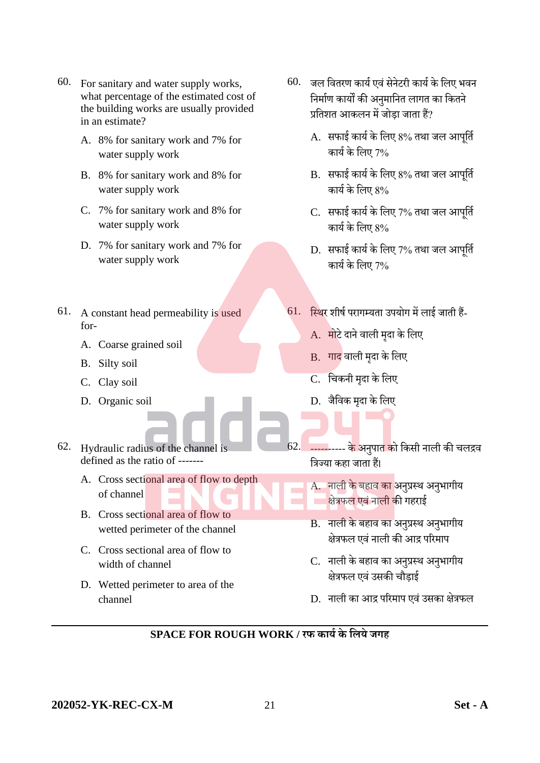60. For sanitary and water supply works, what percentage of the estimated cost of the building works are usually provided in an estimate?

A. 8% for sanitary work and 7% for water supply work

B. 8% for sanitary work and 8% for water supply work

C. 7% for sanitary work and 8% for water supply work

D. 7% for sanitary work and 7% for water supply work

60. जल वितरण कार्य एवं सेनेटरी कार्य के लिए भवन निर्माण कार्यों की अनुमानित लागत का कितने प्रतिशत आकलन में जोड़ा जाता हैं?

A. सफाई कार्य के लिए 8% तथा जल आपूर्ति कार्य के लिए 7%

B. सफाई कार्य के लिए 8% तथा जल आपूर्ति कार्य के लिए 8%

C. सफाई कार्य के लिए 7% तथा जल आपूर्ति कार्य के लिए 8%

D. सफाई कार्य के लिए 7% तथा जल आपूर्ति कार्य के लिए 7%

61. A constant head permeability is used for-

A. Coarse grained soil

B. Silty soil

C. Clay soil

D. Organic soil

61. स्थिर शीर्ष परागम्यता उपयोग में लाई जाती हैं-

A. मोटे दाने वाली मृदा के लिए

B. गाद वाली मृदा के लिए

C. चिकनी मृदा के लिए

D. जैविक मृदा के लिए

62. Hydraulic radius of the channel is defined as the ratio of -------

A. Cross sectional area of flow to depth of channel

B. Cross sectional area of flow to wetted perimeter of the channel

C. Cross sectional area of flow to width of channel

D. Wetted perimeter to area of the channel

62. ---------- के अनुपात को किसी नाली की चलद्रव त्रिज्या कहा जाता हैं।

A. नाली के बहाव का अनुप्रस्थ अनुभागीय क्षेत्रफल एवं नाली की गहराई

B. नाली के बहाव का अनुप्रस्थ अनुभागीय क्षेत्रफल एवं नाली की आद्र परिमाप

C. नाली के बहाव का अनुप्रस्थ अनुभागीय क्षेत्रफल एवं उसकी चौड़ाई

D. नाली का आद्र परिमाप एवं उसका क्षेत्रफल

**SPACE FOR ROUGH WORK / रफ कार्य के लिये जगह**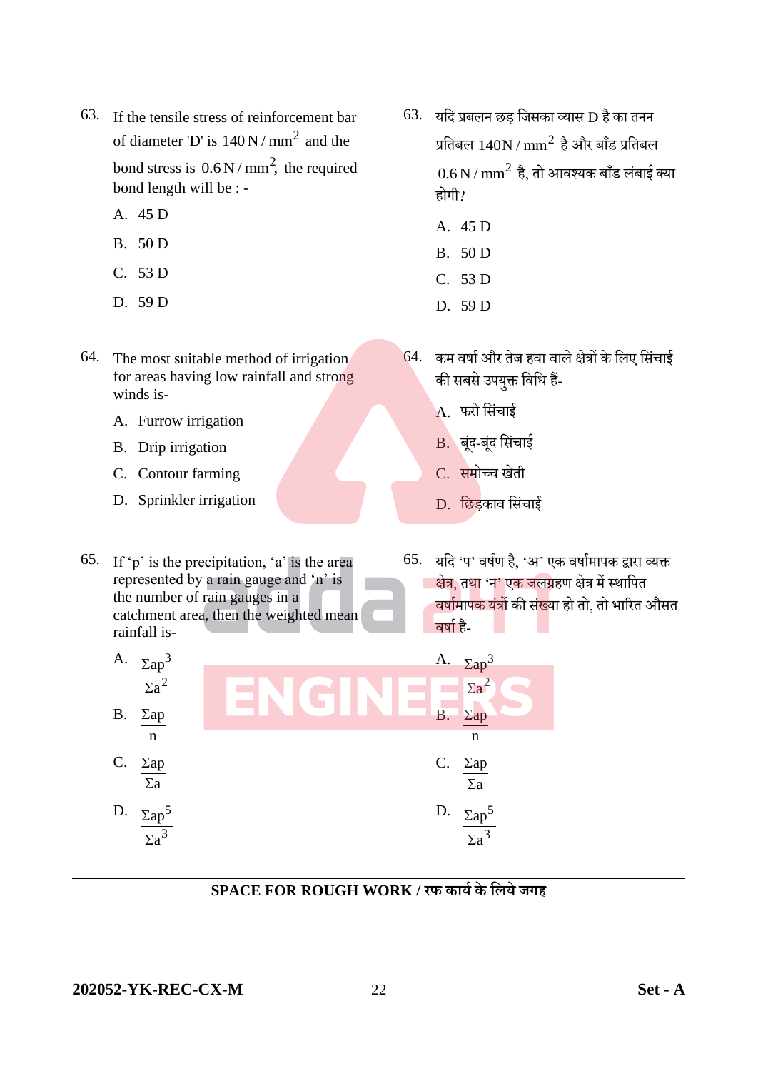63. If the tensile stress of reinforcement bar of diameter 'D' is $140\,N/mm^2$ and the bond stress is $0.6\,N/mm^2$, the required bond length will be : -

A. 45 D

B. 50 D

C. 53 D

D. 59 D

63. यदि प्रबलन छड़ जिसका व्यास D है का तनन प्रतिबल $140\,N/mm^2$ है और बाँड प्रतिबल $0.6\,N/mm^2$ है, तो आवश्यक बाँड लंबाई क्या होगी?

A. 45 D

B. 50 D

C. 53 D

D. 59 D

64. The most suitable method of irrigation for areas having low rainfall and strong winds is-

A. Furrow irrigation

B. Drip irrigation

C. Contour farming

D. Sprinkler irrigation

64. कम वर्षा और तेज हवा वाले क्षेत्रों के लिए सिंचाई की सबसे उपयुक्त विधि हैं-

A. फरो सिंचाई

B. बूंद-बूंद सिंचाई

C. समोच्च खेती

D. छिड़काव सिंचाई

65. If 'p' is the precipitation, 'a' is the area represented by a rain gauge and 'n' is the number of rain gauges in a catchment area, then the weighted mean rainfall is-

A. $\dfrac{\Sigma ap^3}{\Sigma a^2}$

B. $\dfrac{\Sigma ap}{n}$

C. $\dfrac{\Sigma ap}{\Sigma a}$

D. $\dfrac{\Sigma ap^5}{\Sigma a^3}$

65. यदि 'प' वर्षण है, 'अ' एक वर्षामापक द्वारा व्यक्त क्षेत्र, तथा 'न' एक जलग्रहण क्षेत्र में स्थापित वर्षामापक यंत्रों की संख्या हो तो, तो भारित औसत वर्षा हैं-

A. $\dfrac{\Sigma ap^3}{\Sigma a^2}$

B. $\dfrac{\Sigma ap}{n}$

C. $\dfrac{\Sigma ap}{\Sigma a}$

D. $\dfrac{\Sigma ap^5}{\Sigma a^3}$

**SPACE FOR ROUGH WORK / रफ कार्य के लिये जगह**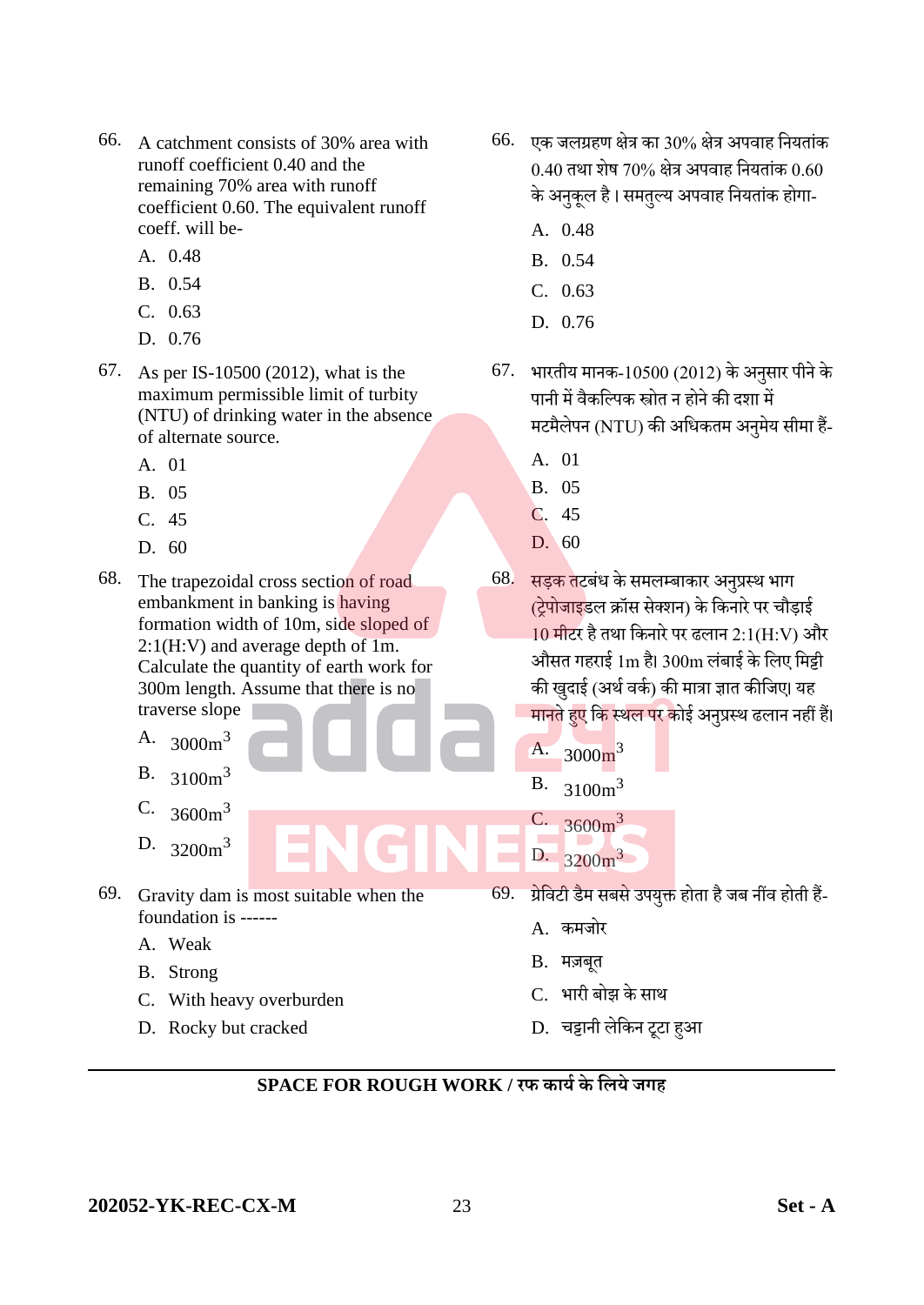66. A catchment consists of 30% area with runoff coefficient 0.40 and the remaining 70% area with runoff coefficient 0.60. The equivalent runoff coeff. will be-

A. 0.48

B. 0.54

C. 0.63

D. 0.76

66. एक जलग्रहण क्षेत्र का 30% क्षेत्र अपवाह नियतांक 0.40 तथा शेष 70% क्षेत्र अपवाह नियतांक 0.60 के अनुकूल है। समतुल्य अपवाह नियतांक होगा-

A. 0.48

B. 0.54

C. 0.63

D. 0.76

67. As per IS-10500 (2012), what is the maximum permissible limit of turbity (NTU) of drinking water in the absence of alternate source.

A. 01

B. 05

C. 45

D. 60

67. भारतीय मानक-10500 (2012) के अनुसार पीने के पानी में वैकल्पिक स्रोत न होने की दशा में मटमैलेपन (NTU) की अधिकतम अनुमेय सीमा हैं-

A. 01

B. 05

C. 45

D. 60

68. The trapezoidal cross section of road embankment in banking is having formation width of 10m, side sloped of 2:1(H:V) and average depth of 1m. Calculate the quantity of earth work for 300m length. Assume that there is no traverse slope

A. $3000 m^3$

B. $3100 m^3$

C. $3600 m^3$

D. $3200 m^3$

68. सड़क तटबंध के समलम्बाकार अनुप्रस्थ भाग (ट्रेपोजाइडल क्रॉस सेक्शन) के किनारे पर चौड़ाई 10 मीटर है तथा किनारे पर ढलान 2:1(H:V) और औसत गहराई 1m है। 300m लंबाई के लिए मिट्टी की खुदाई (अर्थ वर्क) की मात्रा ज्ञात कीजिए। यह मानते हुए कि स्थल पर कोई अनुप्रस्थ ढलान नहीं हैं।

A. $3000 m^3$

B. $3100 m^3$

C. $3600 m^3$

D. $3200 m^3$

69. Gravity dam is most suitable when the foundation is ------

A. Weak

B. Strong

C. With heavy overburden

D. Rocky but cracked

69. ग्रेविटी डैम सबसे उपयुक्त होता है जब नींव होती हैं-

A. कमजोर

B. मज़बूत

C. भारी बोझ के साथ

D. चट्टानी लेकिन टूटा हुआ

**SPACE FOR ROUGH WORK / रफ कार्य के लिये जगह**

**202052-YK-REC-CX-M** **Set - A**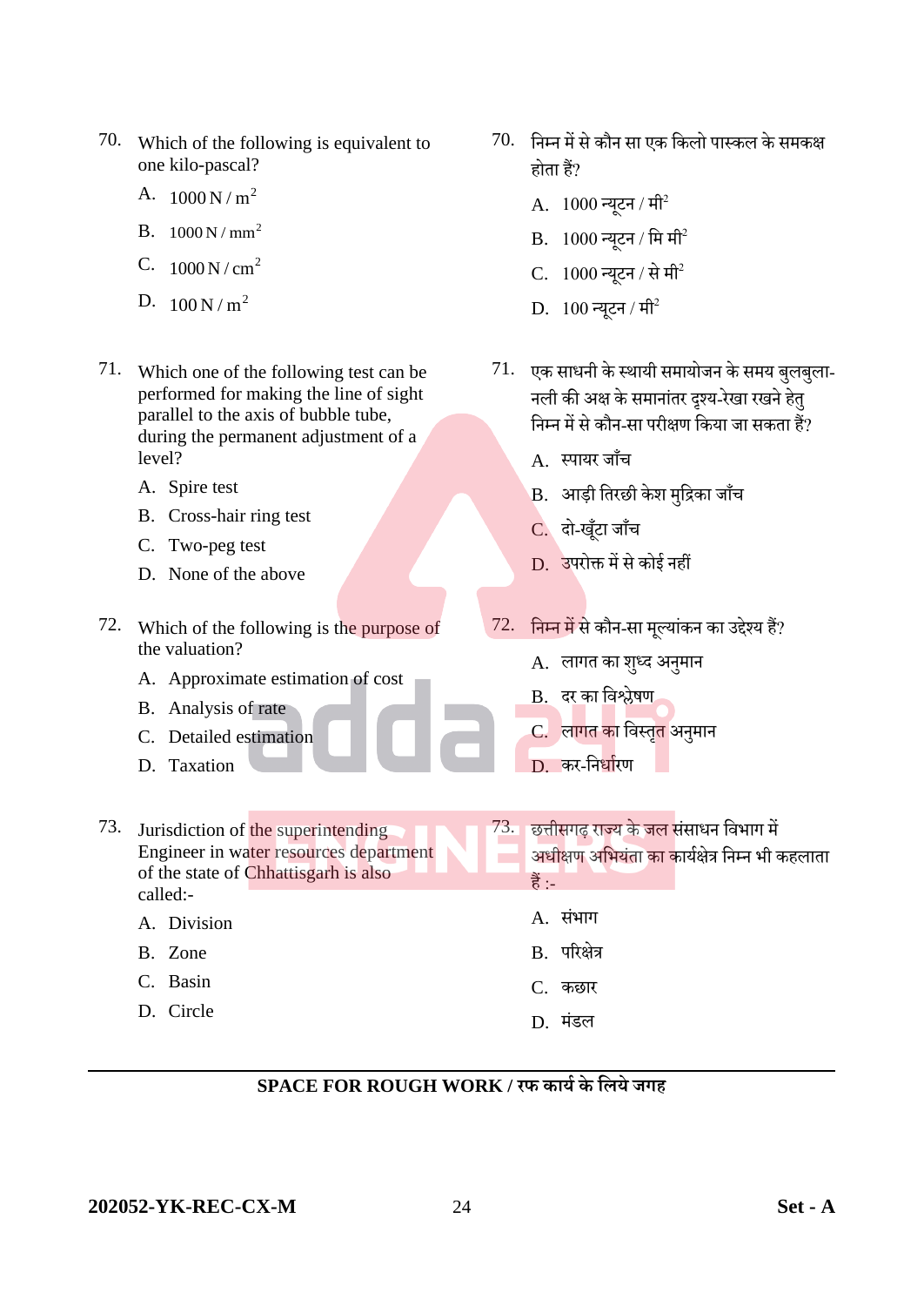70. Which of the following is equivalent to one kilo-pascal?

A. $1000\,N/m^2$

B. $1000\,N/mm^2$

C. $1000\,N/cm^2$

D. $100\,N/m^2$

70. निम्न में से कौन सा एक किलो पास्कल के समकक्ष होता हैं?

A. 1000 न्यूटन / मी$^2$

B. 1000 न्यूटन / मि मी$^2$

C. 1000 न्यूटन / से मी$^2$

D. 100 न्यूटन / मी$^2$

71. Which one of the following test can be performed for making the line of sight parallel to the axis of bubble tube, during the permanent adjustment of a level?

A. Spire test

B. Cross-hair ring test

C. Two-peg test

D. None of the above

71. एक साधनी के स्थायी समायोजन के समय बुलबुला-नली की अक्ष के समानांतर दृश्य-रेखा रखने हेतु निम्न में से कौन-सा परीक्षण किया जा सकता हैं?

A. स्पायर जाँच

B. आड़ी तिरछी केश मुद्रिका जाँच

C. दो-खूँटा जाँच

D. उपरोक्त में से कोई नहीं

72. Which of the following is the purpose of the valuation?

A. Approximate estimation of cost

B. Analysis of rate

C. Detailed estimation

D. Taxation

72. निम्न में से कौन-सा मूल्यांकन का उद्देश्य हैं?

A. लागत का शुध्द अनुमान

B. दर का विश्लेषण

C. लागत का विस्तृत अनुमान

D. कर-निर्धारण

73. Jurisdiction of the superintending Engineer in water resources department of the state of Chhattisgarh is also called:-

A. Division

B. Zone

C. Basin

D. Circle

73. छत्तीसगढ़ राज्य के जल संसाधन विभाग में अधीक्षण अभियंता का कार्यक्षेत्र निम्न भी कहलाता हैं :-

A. संभाग

B. परिक्षेत्र

C. कछार

D. मंडल

**SPACE FOR ROUGH WORK / रफ कार्य के लिये जगह**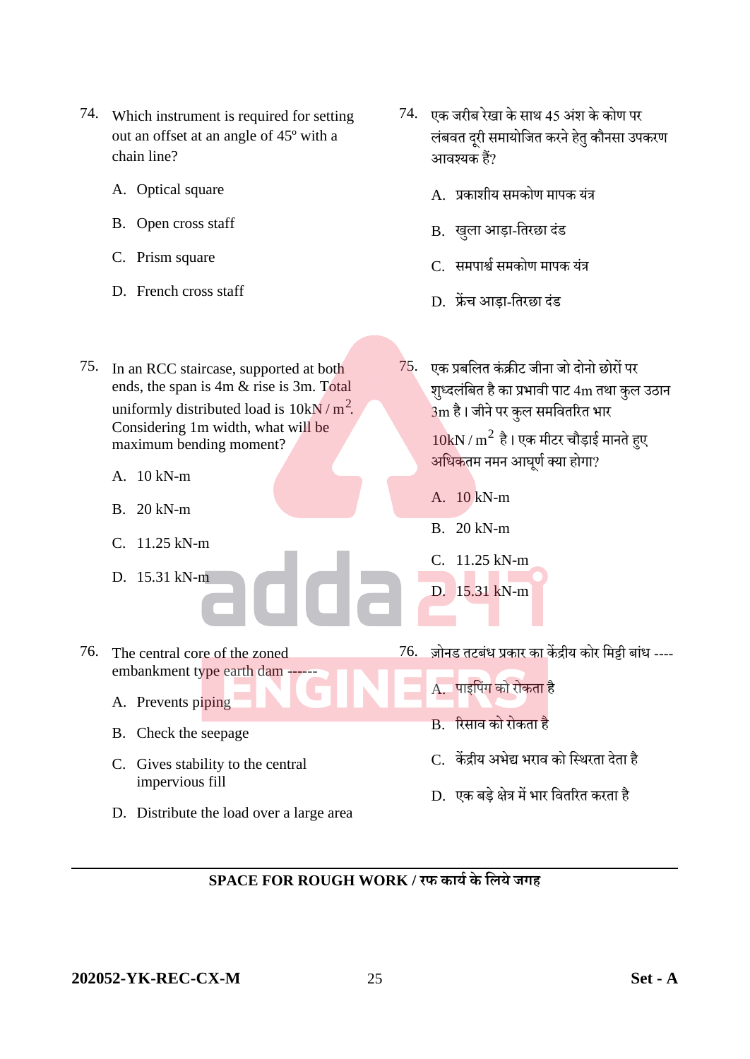74. Which instrument is required for setting out an offset at an angle of 45º with a chain line?

A. Optical square

B. Open cross staff

C. Prism square

D. French cross staff

74. एक जरीब रेखा के साथ 45 अंश के कोण पर लंबवत दूरी समायोजित करने हेतु कौनसा उपकरण आवश्यक हैं?

A. प्रकाशीय समकोण मापक यंत्र

B. खुला आड़ा-तिरछा दंड

C. समपार्श्व समकोण मापक यंत्र

D. फ्रेंच आड़ा-तिरछा दंड

75. In an RCC staircase, supported at both ends, the span is 4m & rise is 3m. Total uniformly distributed load is $10 kN/m^2$. Considering 1m width, what will be maximum bending moment?

A. 10 kN-m

B. 20 kN-m

C. 11.25 kN-m

D. 15.31 kN-m

75. एक प्रबलित कंक्रीट जीना जो दोनो छोरों पर शुध्दलंबित है का प्रभावी पाट 4m तथा कुल उठान 3m है। जीने पर कुल समवितरित भार $10kN/m^2$ है। एक मीटर चौड़ाई मानते हुए अधिकतम नमन आघूर्ण क्या होगा?

A. 10 kN-m

B. 20 kN-m

C. 11.25 kN-m

D. 15.31 kN-m

76. The central core of the zoned embankment type earth dam ------

A. Prevents piping

B. Check the seepage

C. Gives stability to the central impervious fill

D. Distribute the load over a large area

76. ज़ोनड तटबंध प्रकार का केंद्रीय कोर मिट्टी बांध ----

A. पाइपिंग को रोकता है

B. रिसाव को रोकता है

C. केंद्रीय अभेद्य भराव को स्थिरता देता है

D. एक बड़े क्षेत्र में भार वितरित करता है

**SPACE FOR ROUGH WORK / रफ कार्य के लिये जगह**

**202052-YK-REC-CX-M** **Set - A**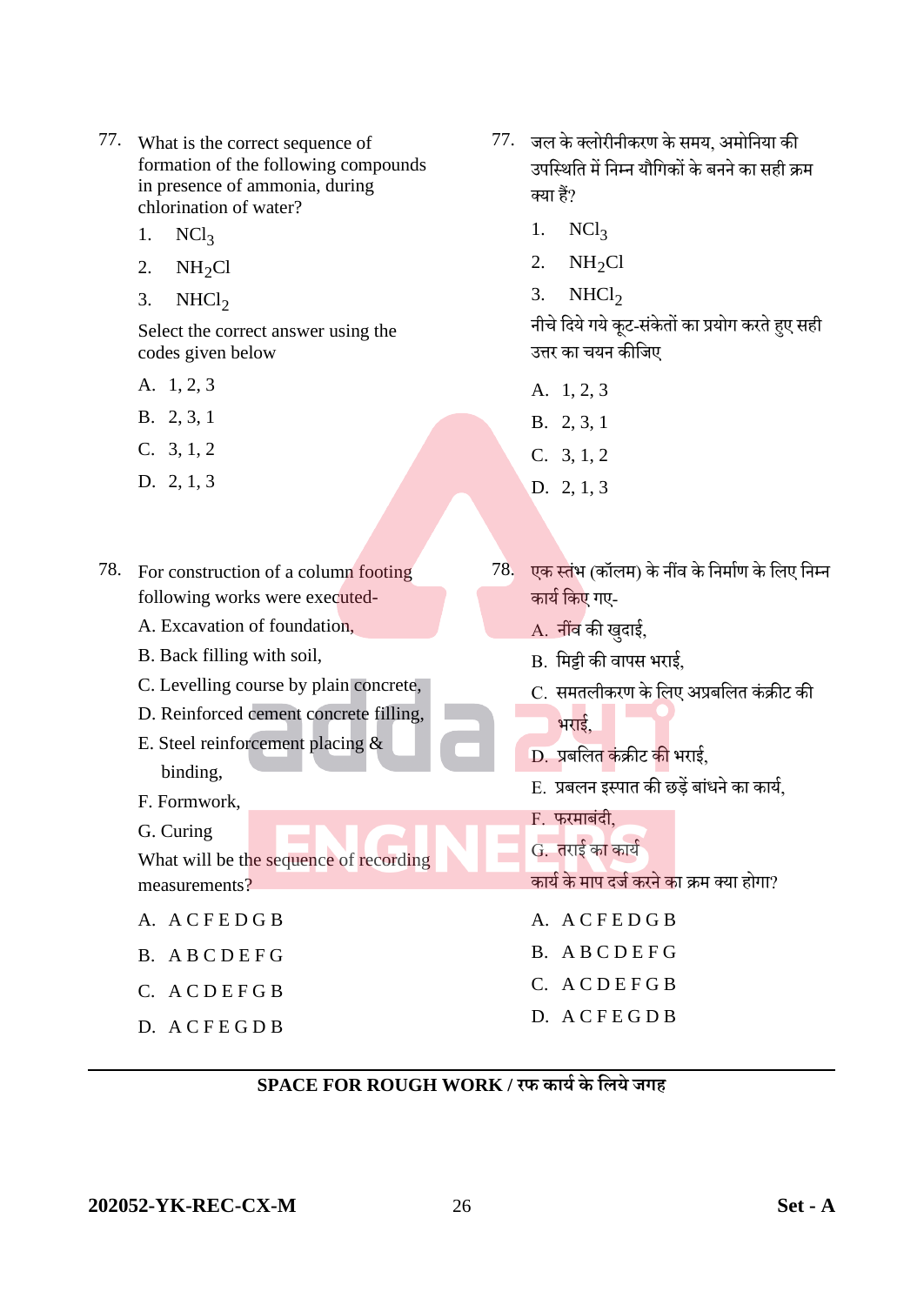77. What is the correct sequence of formation of the following compounds in presence of ammonia, during chlorination of water?

1. $NCl_3$
2. $NH_2Cl$
3. $NHCl_2$

Select the correct answer using the codes given below

A. 1, 2, 3
B. 2, 3, 1
C. 3, 1, 2
D. 2, 1, 3

77. जल के क्लोरीनीकरण के समय, अमोनिया की उपस्थिति में निम्न यौगिकों के बनने का सही क्रम क्या हैं?

1. $NCl_3$
2. $NH_2Cl$
3. $NHCl_2$

नीचे दिये गये कूट-संकेतों का प्रयोग करते हुए सही उत्तर का चयन कीजिए

A. 1, 2, 3
B. 2, 3, 1
C. 3, 1, 2
D. 2, 1, 3

78. For construction of a column footing following works were executed-

A. Excavation of foundation,
B. Back filling with soil,
C. Levelling course by plain concrete,
D. Reinforced cement concrete filling,
E. Steel reinforcement placing & binding,
F. Formwork,
G. Curing

What will be the sequence of recording measurements?

A. A C F E D G B
B. A B C D E F G
C. A C D E F G B
D. A C F E G D B

78. एक स्तंभ (कॉलम) के नींव के निर्माण के लिए निम्न कार्य किए गए-

A. नींव की खुदाई,
B. मिट्टी की वापस भराई,
C. समतलीकरण के लिए अप्रबलित कंक्रीट की भराई,
D. प्रबलित कंक्रीट की भराई,
E. प्रबलन इस्पात की छड़ें बांधने का कार्य,
F. फरमाबंदी,
G. तराई का कार्य

कार्य के माप दर्ज करने का क्रम क्या होगा?

A. A C F E D G B
B. A B C D E F G
C. A C D E F G B
D. A C F E G D B

SPACE FOR ROUGH WORK / रफ कार्य के लिये जगह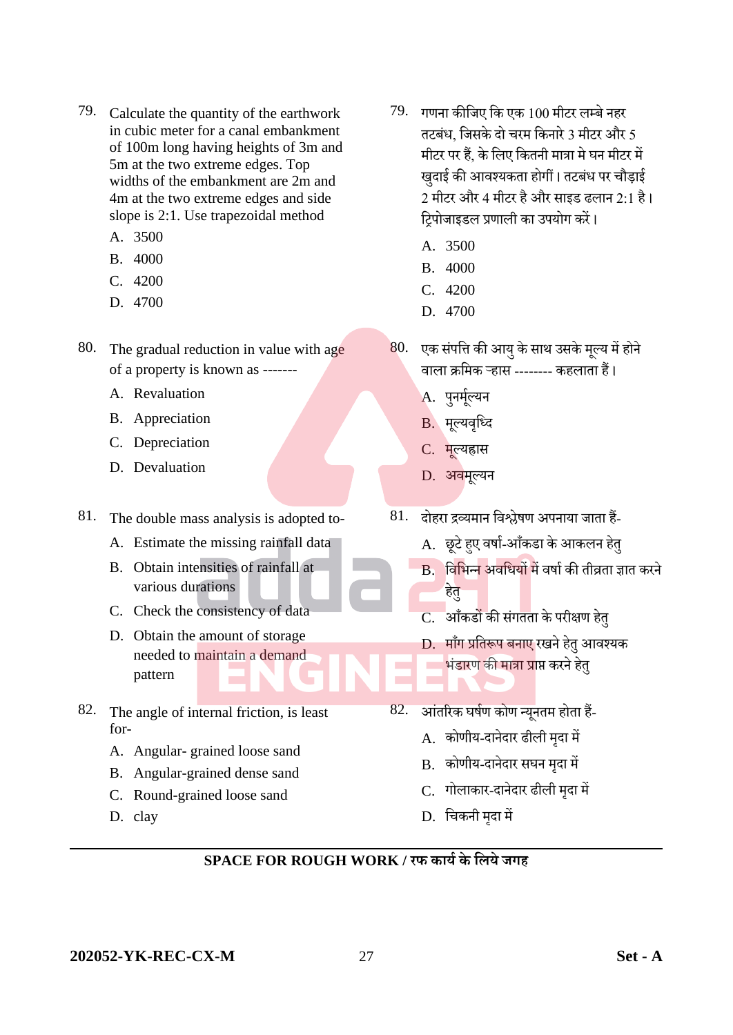79. Calculate the quantity of the earthwork in cubic meter for a canal embankment of 100m long having heights of 3m and 5m at the two extreme edges. Top widths of the embankment are 2m and 4m at the two extreme edges and side slope is 2:1. Use trapezoidal method

A. 3500
B. 4000
C. 4200
D. 4700

79. गणना कीजिए कि एक 100 मीटर लम्बे नहर तटबंध, जिसके दो चरम किनारे 3 मीटर और 5 मीटर पर हैं, के लिए कितनी मात्रा मे घन मीटर में खुदाई की आवश्यकता होगीं। तटबंध पर चौड़ाई 2 मीटर और 4 मीटर है और साइड ढलान 2:1 है। ट्रिपोजाइडल प्रणाली का उपयोग करें।

A. 3500
B. 4000
C. 4200
D. 4700

80. The gradual reduction in value with age of a property is known as -------

A. Revaluation
B. Appreciation
C. Depreciation
D. Devaluation

80. एक संपत्ति की आयु के साथ उसके मूल्य में होने वाला क्रमिक ह्रास -------- कहलाता हैं।

A. पुनर्मूल्यन
B. मूल्यवृध्दि
C. मूल्यह्रास
D. अवमूल्यन

81. The double mass analysis is adopted to-

A. Estimate the missing rainfall data
B. Obtain intensities of rainfall at various durations
C. Check the consistency of data
D. Obtain the amount of storage needed to maintain a demand pattern

81. दोहरा द्रव्यमान विश्लेषण अपनाया जाता हैं-

A. छूटे हुए वर्षा-आँकडा के आकलन हेतु
B. विभिन्न अवधियों में वर्षा की तीव्रता ज्ञात करने हेतु
C. आँकडों की संगतता के परीक्षण हेतु
D. माँग प्रतिरूप बनाए रखने हेतु आवश्यक भंडारण की मात्रा प्राप्त करने हेतु

82. The angle of internal friction, is least for-

A. Angular- grained loose sand
B. Angular-grained dense sand
C. Round-grained loose sand
D. clay

82. आंतरिक घर्षण कोण न्यूनतम होता हैं-

A. कोणीय-दानेदार ढीली मृदा में
B. कोणीय-दानेदार सघन मृदा में
C. गोलाकार-दानेदार ढीली मृदा में
D. चिकनी मृदा में

**SPACE FOR ROUGH WORK / रफ कार्य के लिये जगह**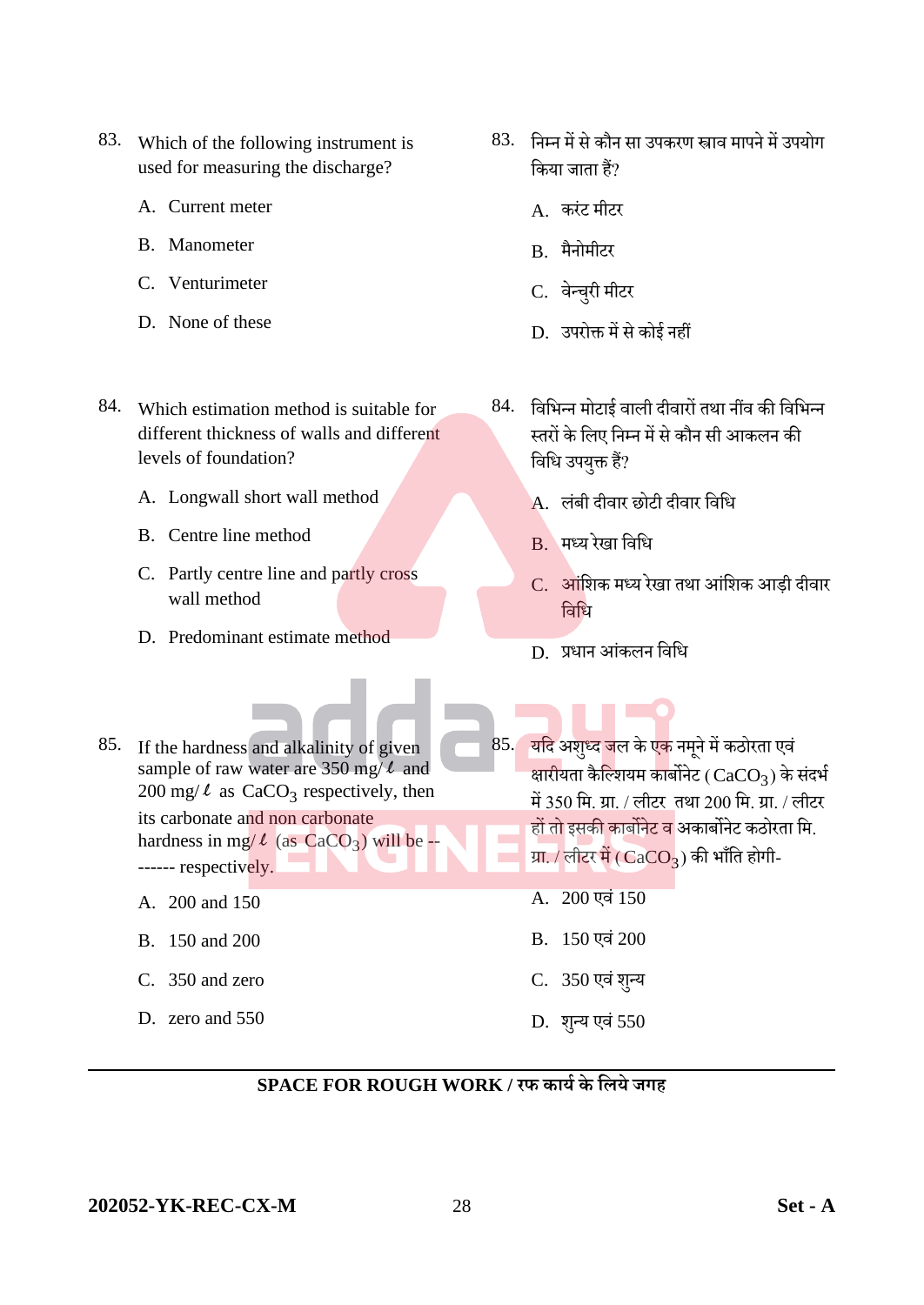83. Which of the following instrument is used for measuring the discharge?

A. Current meter

B. Manometer

C. Venturimeter

D. None of these

83. निम्न में से कौन सा उपकरण स्राव मापने में उपयोग किया जाता हैं?

A. करंट मीटर

B. मैनोमीटर

C. वेन्चुरी मीटर

D. उपरोक्त में से कोई नहीं

84. Which estimation method is suitable for different thickness of walls and different levels of foundation?

A. Longwall short wall method

B. Centre line method

C. Partly centre line and partly cross wall method

D. Predominant estimate method

84. विभिन्न मोटाई वाली दीवारों तथा नींव की विभिन्न स्तरों के लिए निम्न में से कौन सी आकलन की विधि उपयुक्त हैं?

A. लंबी दीवार छोटी दीवार विधि

B. मध्य रेखा विधि

C. आंशिक मध्य रेखा तथा आंशिक आड़ी दीवार विधि

D. प्रधान आंकलन विधि

85. If the hardness and alkalinity of given sample of raw water are 350 mg/$\ell$ and 200 mg/$\ell$ as $CaCO_3$ respectively, then its carbonate and non carbonate hardness in mg/$\ell$ (as $CaCO_3$) will be -------- respectively.

A. 200 and 150

B. 150 and 200

C. 350 and zero

D. zero and 550

85. यदि अशुध्द जल के एक नमूने में कठोरता एवं क्षारीयता कैल्शियम कार्बोनेट ($CaCO_3$) के संदर्भ में 350 मि. ग्रा. / लीटर तथा 200 मि. ग्रा. / लीटर हों तो इसकी कार्बोनेट व अकार्बोनेट कठोरता मि. ग्रा. / लीटर में ($CaCO_3$) की भाँति होगी-

A. 200 एवं 150

B. 150 एवं 200

C. 350 एवं शुन्य

D. शुन्य एवं 550

**SPACE FOR ROUGH WORK / रफ कार्य के लिये जगह**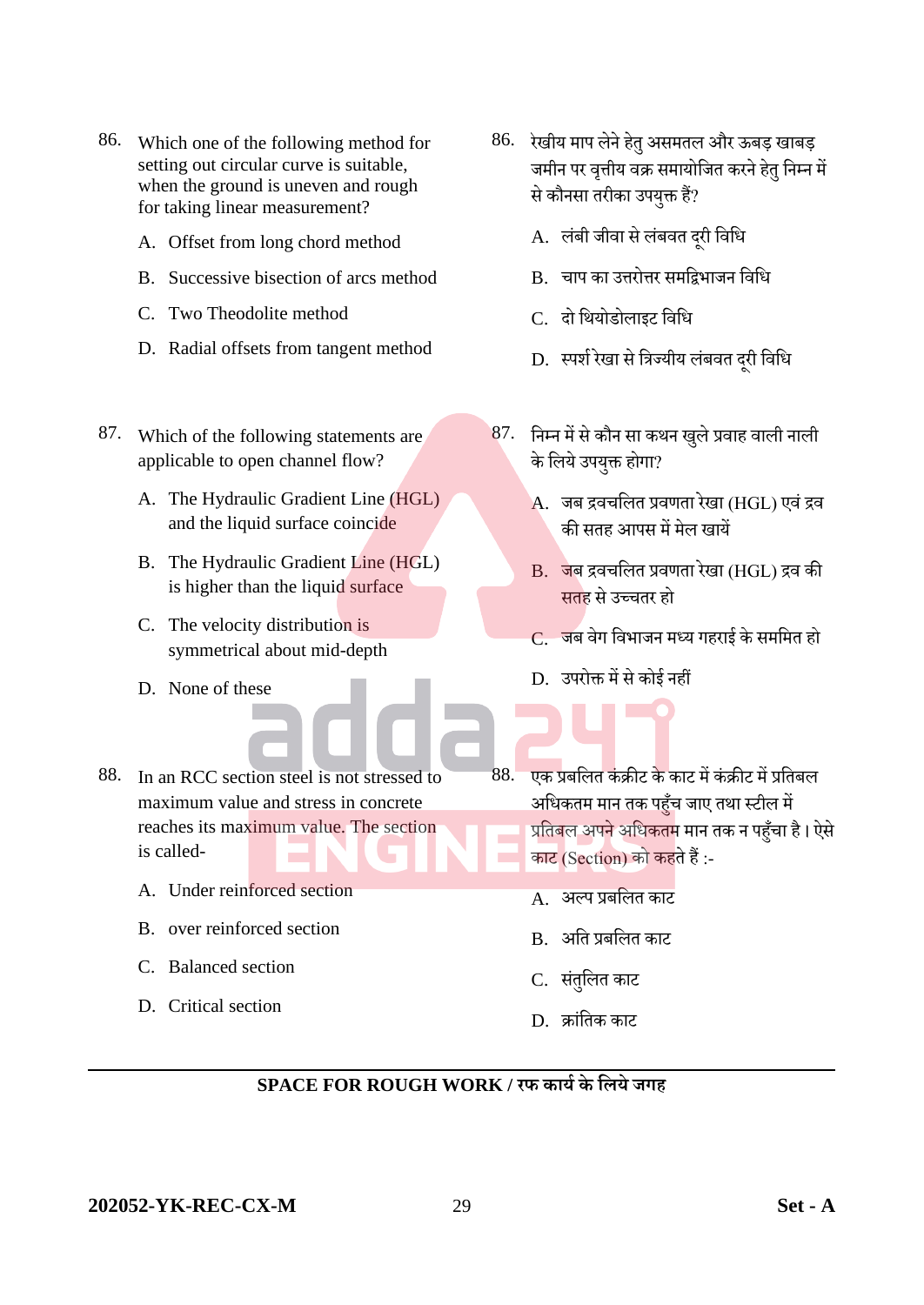86. Which one of the following method for setting out circular curve is suitable, when the ground is uneven and rough for taking linear measurement?

A. Offset from long chord method

B. Successive bisection of arcs method

C. Two Theodolite method

D. Radial offsets from tangent method

86. रेखीय माप लेने हेतु असमतल और ऊबड़ खाबड़ जमीन पर वृत्तीय वक्र समायोजित करने हेतु निम्न में से कौनसा तरीका उपयुक्त हैं?

A. लंबी जीवा से लंबवत दूरी विधि

B. चाप का उत्तरोत्तर समद्विभाजन विधि

C. दो थियोडोलाइट विधि

D. स्पर्श रेखा से त्रिज्यीय लंबवत दूरी विधि

87. Which of the following statements are applicable to open channel flow?

A. The Hydraulic Gradient Line (HGL) and the liquid surface coincide

B. The Hydraulic Gradient Line (HGL) is higher than the liquid surface

C. The velocity distribution is symmetrical about mid-depth

D. None of these

87. निम्न में से कौन सा कथन खुले प्रवाह वाली नाली के लिये उपयुक्त होगा?

A. जब द्रवचलित प्रवणता रेखा (HGL) एवं द्रव की सतह आपस में मेल खायें

B. जब द्रवचलित प्रवणता रेखा (HGL) द्रव की सतह से उच्चतर हो

C. जब वेग विभाजन मध्य गहराई के सममित हो

D. उपरोक्त में से कोई नहीं

88. In an RCC section steel is not stressed to maximum value and stress in concrete reaches its maximum value. The section is called-

A. Under reinforced section

B. over reinforced section

C. Balanced section

D. Critical section

88. एक प्रबलित कंक्रीट के काट में कंक्रीट में प्रतिबल अधिकतम मान तक पहुँच जाए तथा स्टील में प्रतिबल अपने अधिकतम मान तक न पहुँचा है। ऐसे काट (Section) को कहते हैं :-

A. अल्प प्रबलित काट

B. अति प्रबलित काट

C. संतुलित काट

D. क्रांतिक काट

**SPACE FOR ROUGH WORK / रफ कार्य के लिये जगह**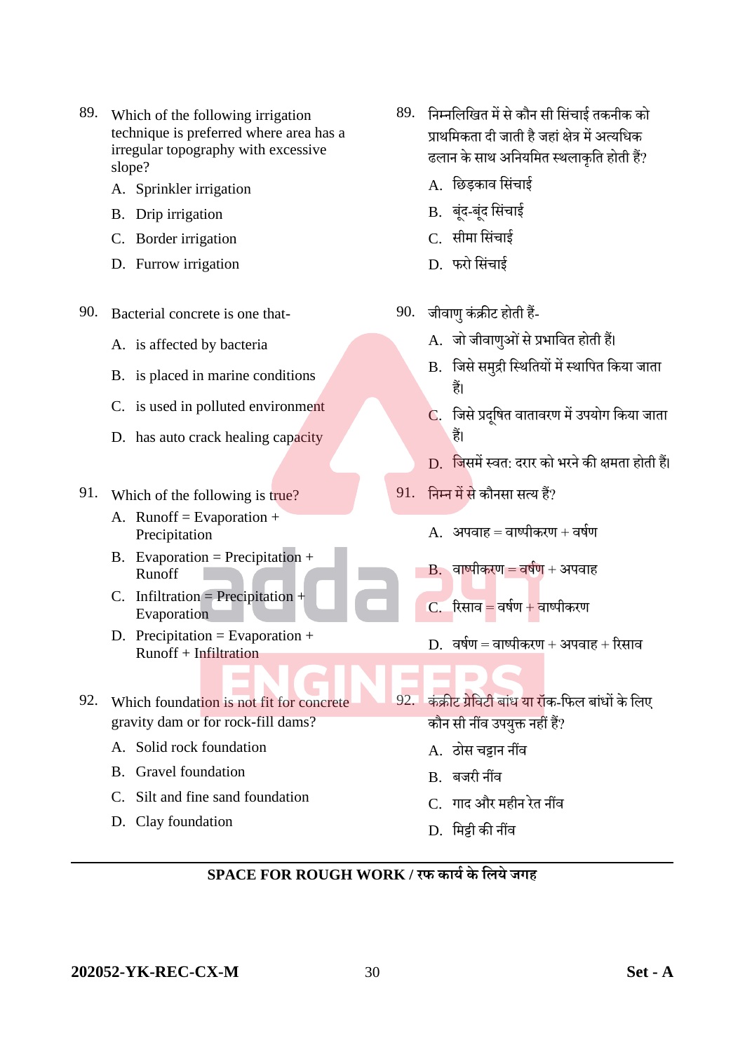89. Which of the following irrigation technique is preferred where area has a irregular topography with excessive slope?

A. Sprinkler irrigation

B. Drip irrigation

C. Border irrigation

D. Furrow irrigation

89. निम्नलिखित में से कौन सी सिंचाई तकनीक को प्राथमिकता दी जाती है जहां क्षेत्र में अत्यधिक ढलान के साथ अनियमित स्थलाकृति होती हैं?

A. छिड़काव सिंचाई

B. बूंद-बूंद सिंचाई

C. सीमा सिंचाई

D. फरो सिंचाई

90. Bacterial concrete is one that-

A. is affected by bacteria

B. is placed in marine conditions

C. is used in polluted environment

D. has auto crack healing capacity

90. जीवाणु कंक्रीट होती हैं-

A. जो जीवाणुओं से प्रभावित होती हैं।

B. जिसे समुद्री स्थितियों में स्थापित किया जाता हैं।

C. जिसे प्रदूषित वातावरण में उपयोग किया जाता हैं।

D. जिसमें स्वत: दरार को भरने की क्षमता होती हैं।

91. Which of the following is true?

A. Runoff = Evaporation + Precipitation

B. Evaporation = Precipitation + Runoff

C. Infiltration = Precipitation + Evaporation

D. Precipitation = Evaporation + Runoff + Infiltration

91. निम्न में से कौनसा सत्य हैं?

A. अपवाह = वाष्पीकरण + वर्षण

B. वाष्पीकरण = वर्षण + अपवाह

C. रिसाव = वर्षण + वाष्पीकरण

D. वर्षण = वाष्पीकरण + अपवाह + रिसाव

92. Which foundation is not fit for concrete gravity dam or for rock-fill dams?

A. Solid rock foundation

B. Gravel foundation

C. Silt and fine sand foundation

D. Clay foundation

92. कंक्रीट ग्रेविटी बांध या रॉक-फिल बांधों के लिए कौन सी नींव उपयुक्त नहीं हैं?

A. ठोस चट्टान नींव

B. बजरी नींव

C. गाद और महीन रेत नींव

D. मिट्टी की नींव

**SPACE FOR ROUGH WORK / रफ कार्य के लिये जगह**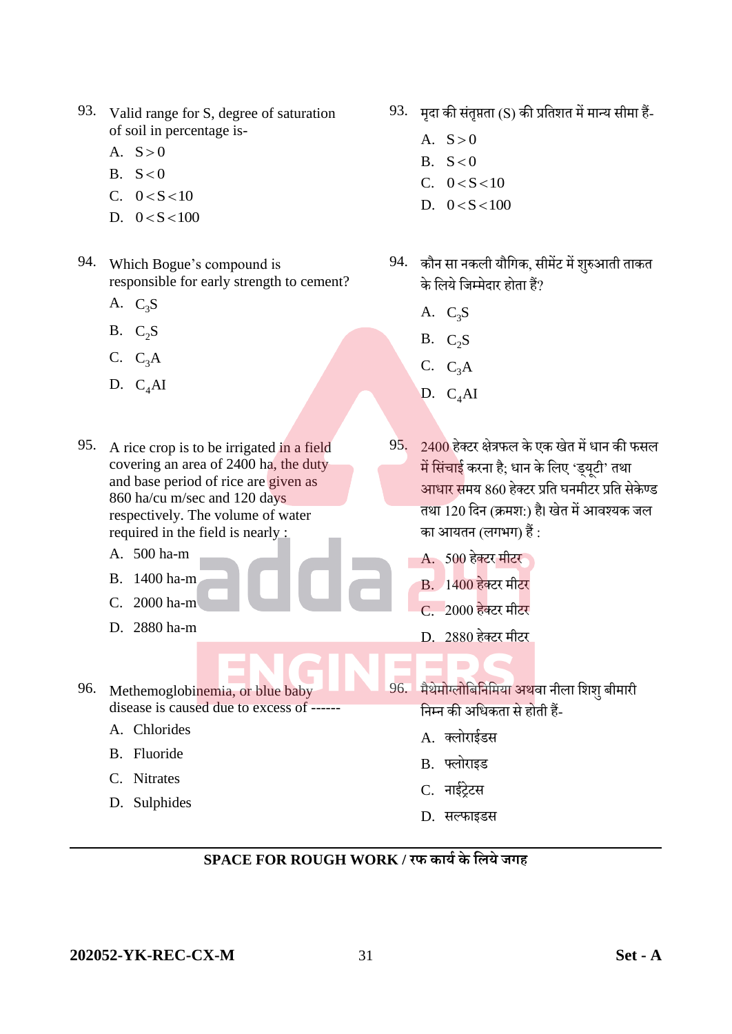93. Valid range for S, degree of saturation of soil in percentage is-

A. $S > 0$

B. $S < 0$

C. $0 < S < 10$

D. $0 < S < 100$

93. मृदा की संतृप्तता (S) की प्रतिशत में मान्य सीमा हैं-

A. $S > 0$

B. $S < 0$

C. $0 < S < 10$

D. $0 < S < 100$

94. Which Bogue's compound is responsible for early strength to cement?

A. $C_3S$

B. $C_2S$

C. $C_3A$

D. $C_4AI$

94. कौन सा नकली यौगिक, सीमेंट में शुरुआती ताकत के लिये जिम्मेदार होता हैं?

A. $C_3S$

B. $C_2S$

C. $C_3A$

D. $C_4AI$

95. A rice crop is to be irrigated in a field covering an area of 2400 ha, the duty and base period of rice are given as 860 ha/cu m/sec and 120 days respectively. The volume of water required in the field is nearly :

A. 500 ha-m

B. 1400 ha-m

C. 2000 ha-m

D. 2880 ha-m

95. 2400 हेक्टर क्षेत्रफल के एक खेत में धान की फसल में सिंचाई करना है; धान के लिए 'ड्यूटी' तथा आधार समय 860 हेक्टर प्रति घनमीटर प्रति सेकेण्ड तथा 120 दिन (क्रमश:) है। खेत में आवश्यक जल का आयतन (लगभग) हैं :

A. 500 हेक्टर मीटर

B. 1400 हेक्टर मीटर

C. 2000 हेक्टर मीटर

D. 2880 हेक्टर मीटर

96. Methemoglobinemia, or blue baby disease is caused due to excess of ------

A. Chlorides

B. Fluoride

C. Nitrates

D. Sulphides

96. मैथमोग्लोबिनिमिया अथवा नीला शिशु बीमारी निम्न की अधिकता से होती हैं-

A. क्लोराईडस

B. फ्लोराइड

C. नाईट्रेटस

D. सल्फाइडस

**SPACE FOR ROUGH WORK / रफ कार्य के लिये जगह**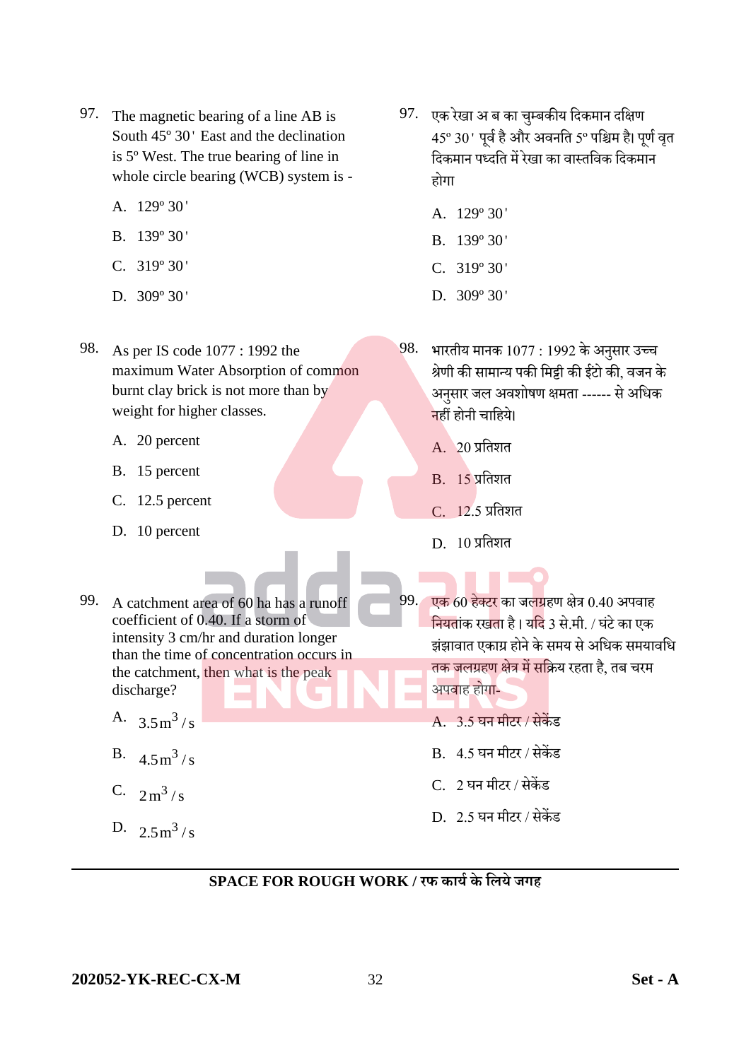97. The magnetic bearing of a line AB is South 45º 30' East and the declination is 5º West. The true bearing of line in whole circle bearing (WCB) system is -

A. 129º 30'

B. 139º 30'

C. 319º 30'

D. 309º 30'

97. एक रेखा अ ब का चुम्बकीय दिकमान दक्षिण 45º 30' पूर्व है और अवनति 5º पश्चिम है। पूर्ण वृत दिकमान पध्दति में रेखा का वास्तविक दिकमान होगा

A. 129º 30'

B. 139º 30'

C. 319º 30'

D. 309º 30'

98. As per IS code 1077 : 1992 the maximum Water Absorption of common burnt clay brick is not more than by weight for higher classes.

A. 20 percent

B. 15 percent

C. 12.5 percent

D. 10 percent

98. भारतीय मानक 1077 : 1992 के अनुसार उच्च श्रेणी की सामान्य पकी मिट्टी की ईंटो की, वजन के अनुसार जल अवशोषण क्षमता ------ से अधिक नहीं होनी चाहिये।

A. 20 प्रतिशत

B. 15 प्रतिशत

C. 12.5 प्रतिशत

D. 10 प्रतिशत

99. A catchment area of 60 ha has a runoff coefficient of 0.40. If a storm of intensity 3 cm/hr and duration longer than the time of concentration occurs in the catchment, then what is the peak discharge?

A. $3.5 m^3/s$

B. $4.5 m^3/s$

C. $2 m^3/s$

D. $2.5 m^3/s$

99. एक 60 हेक्टर का जलग्रहण क्षेत्र 0.40 अपवाह नियतांक रखता है। यदि 3 से.मी. / घंटे का एक झंझावात एकाग्र होने के समय से अधिक समयावधि तक जलग्रहण क्षेत्र में सक्रिय रहता है, तब चरम अपवाह होगा-

A. 3.5 घन मीटर / सेकेंड

B. 4.5 घन मीटर / सेकेंड

C. 2 घन मीटर / सेकेंड

D. 2.5 घन मीटर / सेकेंड

**SPACE FOR ROUGH WORK / रफ कार्य के लिये जगह**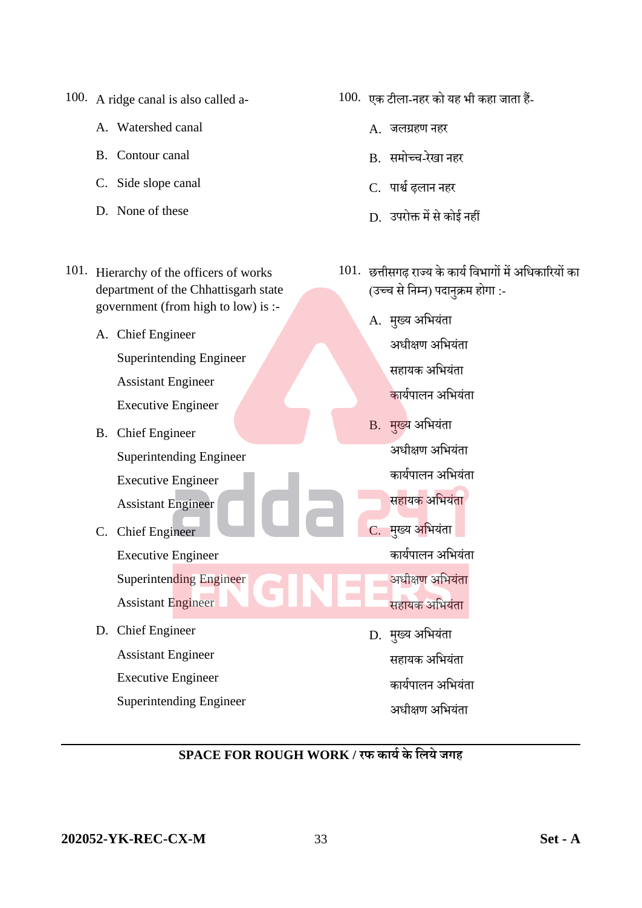100. A ridge canal is also called a-

A. Watershed canal

B. Contour canal

C. Side slope canal

D. None of these

100. एक टीला-नहर को यह भी कहा जाता हैं-

A. जलग्रहण नहर

B. समोच्च-रेखा नहर

C. पार्श्व ढ़लान नहर

D. उपरोक्त में से कोई नहीं

101. Hierarchy of the officers of works department of the Chhattisgarh state government (from high to low) is :-

A. Chief Engineer
Superintending Engineer
Assistant Engineer
Executive Engineer

B. Chief Engineer
Superintending Engineer
Executive Engineer
Assistant Engineer

C. Chief Engineer
Executive Engineer
Superintending Engineer
Assistant Engineer

D. Chief Engineer
Assistant Engineer
Executive Engineer
Superintending Engineer

101. छत्तीसगढ़ राज्य के कार्य विभागों में अधिकारियों का (उच्च से निम्न) पदानुक्रम होगा :-

A. मुख्य अभियंता
अधीक्षण अभियंता
सहायक अभियंता
कार्यपालन अभियंता

B. मुख्य अभियंता
अधीक्षण अभियंता
कार्यपालन अभियंता
सहायक अभियंता

C. मुख्य अभियंता
कार्यपालन अभियंता
अधीक्षण अभियंता
सहायक अभियंता

D. मुख्य अभियंता
सहायक अभियंता
कार्यपालन अभियंता
अधीक्षण अभियंता

**SPACE FOR ROUGH WORK / रफ कार्य के लिये जगह**

**202052-YK-REC-CX-M** **Set - A**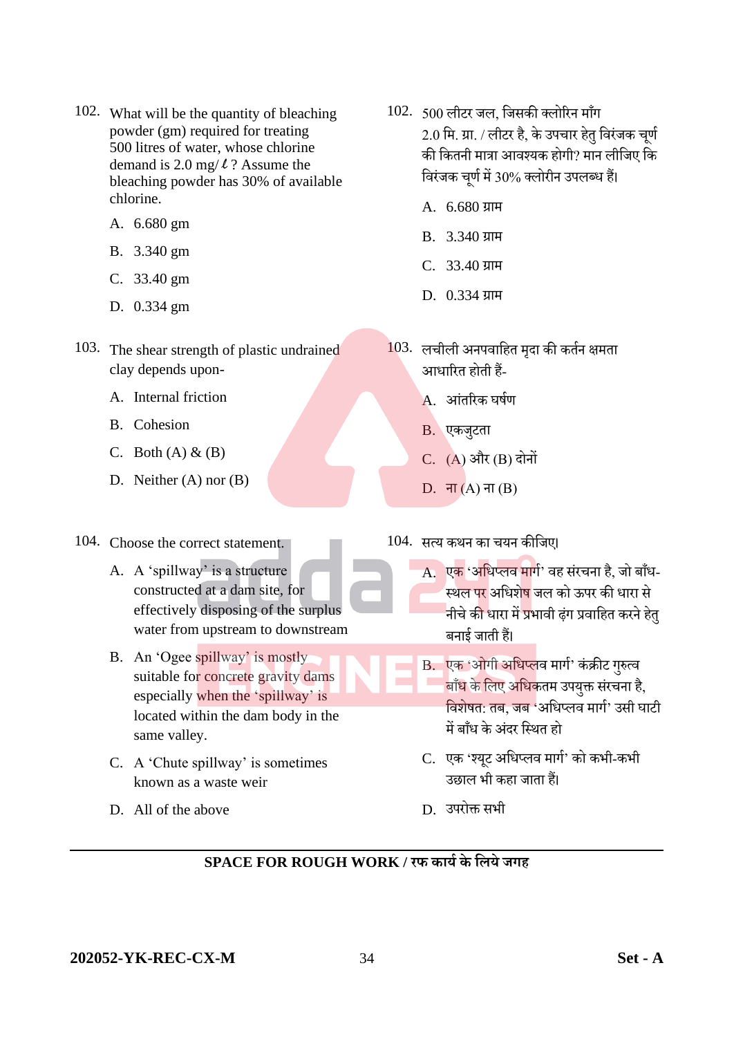102. What will be the quantity of bleaching powder (gm) required for treating 500 litres of water, whose chlorine demand is 2.0 mg/$\ell$ ? Assume the bleaching powder has 30% of available chlorine.

A. 6.680 gm

B. 3.340 gm

C. 33.40 gm

D. 0.334 gm

102. 500 लीटर जल, जिसकी क्लोरिन माँग 2.0 मि. ग्रा. / लीटर है, के उपचार हेतु विरंजक चूर्ण की कितनी मात्रा आवश्यक होगी? मान लीजिए कि विरंजक चूर्ण में 30% क्लोरीन उपलब्ध हैं।

A. 6.680 ग्राम

B. 3.340 ग्राम

C. 33.40 ग्राम

D. 0.334 ग्राम

103. The shear strength of plastic undrained clay depends upon-

A. Internal friction

B. Cohesion

C. Both (A) & (B)

D. Neither (A) nor (B)

103. लचीली अनपवाहित मृदा की कर्तन क्षमता आधारित होती हैं-

A. आंतरिक घर्षण

B. एकजुटता

C. (A) और (B) दोनों

D. ना (A) ना (B)

104. Choose the correct statement.

A. A 'spillway' is a structure constructed at a dam site, for effectively disposing of the surplus water from upstream to downstream

B. An 'Ogee spillway' is mostly suitable for concrete gravity dams especially when the 'spillway' is located within the dam body in the same valley.

C. A 'Chute spillway' is sometimes known as a waste weir

D. All of the above

104. सत्य कथन का चयन कीजिए।

A. एक 'अधिप्लव मार्ग' वह संरचना है, जो बाँध-स्थल पर अधिशेष जल को ऊपर की धारा से नीचे की धारा में प्रभावी ढंग प्रवाहित करने हेतु बनाई जाती हैं।

B. एक 'ओगी अधिप्लव मार्ग' कंक्रीट गुरुत्व बाँध के लिए अधिकतम उपयुक्त संरचना है, विशेषत: तब, जब 'अधिप्लव मार्ग' उसी घाटी में बाँध के अंदर स्थित हो

C. एक 'श्यूट अधिप्लव मार्ग' को कभी-कभी उछाल भी कहा जाता हैं।

D. उपरोक्त सभी

**SPACE FOR ROUGH WORK / रफ कार्य के लिये जगह**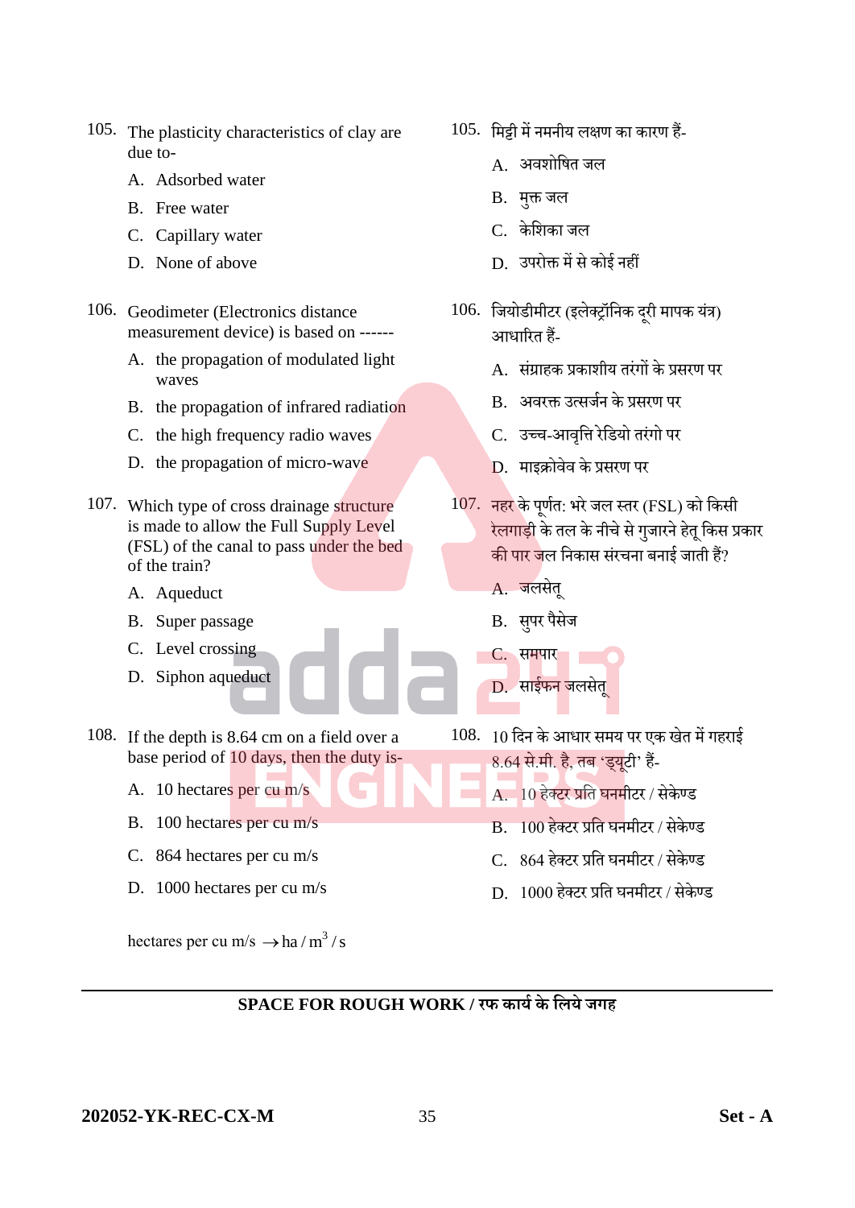105. The plasticity characteristics of clay are due to-

A. Adsorbed water

B. Free water

C. Capillary water

D. None of above

105. मिट्टी में नमनीय लक्षण का कारण हैं-

A. अवशोषित जल

B. मुक्त जल

C. केशिका जल

D. उपरोक्त में से कोई नहीं

106. Geodimeter (Electronics distance measurement device) is based on ------

A. the propagation of modulated light waves

B. the propagation of infrared radiation

C. the high frequency radio waves

D. the propagation of micro-wave

106. जियोडीमीटर (इलेक्ट्रॉनिक दूरी मापक यंत्र) आधारित हैं-

A. संग्राहक प्रकाशीय तरंगों के प्रसरण पर

B. अवरक्त उत्सर्जन के प्रसरण पर

C. उच्च-आवृत्ति रेडियो तरंगो पर

D. माइक्रोवेव के प्रसरण पर

107. Which type of cross drainage structure is made to allow the Full Supply Level (FSL) of the canal to pass under the bed of the train?

A. Aqueduct

B. Super passage

C. Level crossing

D. Siphon aqueduct

107. नहर के पूर्णत: भरे जल स्तर (FSL) को किसी रेलगाड़ी के तल के नीचे से गुजारने हेतू किस प्रकार की पार जल निकास संरचना बनाई जाती हैं?

A. जलसेतू

B. सुपर पैसेज

C. समपार

D. साईफन जलसेतू

108. If the depth is 8.64 cm on a field over a base period of 10 days, then the duty is-

A. 10 hectares per cu m/s

B. 100 hectares per cu m/s

C. 864 hectares per cu m/s

D. 1000 hectares per cu m/s

108. 10 दिन के आधार समय पर एक खेत में गहराई 8.64 से.मी. है, तब 'ड्यूटी' हैं-

A. 10 हेक्टर प्रति घनमीटर / सेकेण्ड

B. 100 हेक्टर प्रति घनमीटर / सेकेण्ड

C. 864 हेक्टर प्रति घनमीटर / सेकेण्ड

D. 1000 हेक्टर प्रति घनमीटर / सेकेण्ड

hectares per cu m/s $\rightarrow \text{ha}/\text{m}^3/\text{s}$

**SPACE FOR ROUGH WORK / रफ कार्य के लिये जगह**

**202052-YK-REC-CX-M** **Set - A**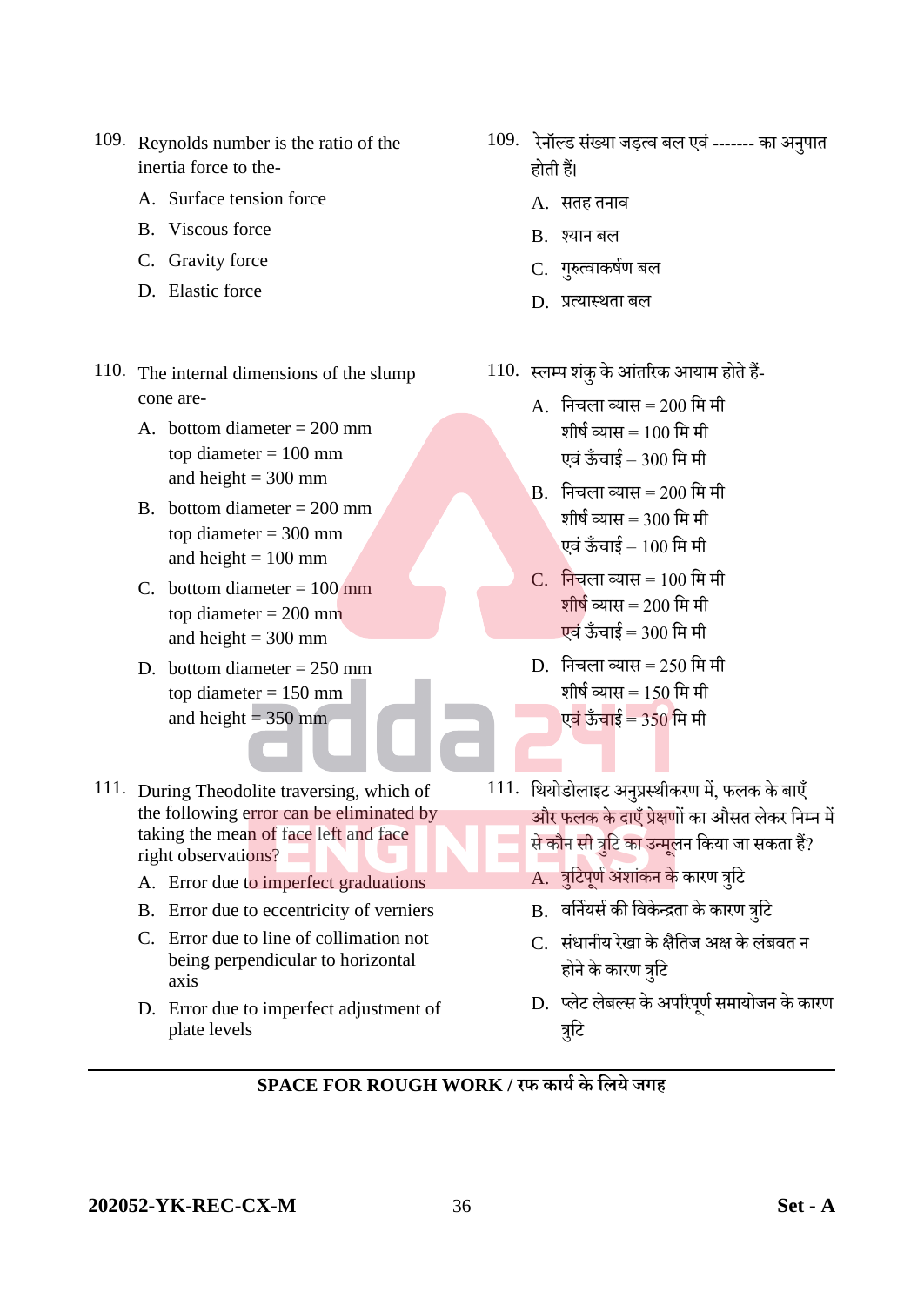109. Reynolds number is the ratio of the inertia force to the-

A. Surface tension force

B. Viscous force

C. Gravity force

D. Elastic force

109. रेनॉल्ड संख्या जड़त्व बल एवं ------- का अनुपात होती हैं।

A. सतह तनाव

B. श्यान बल

C. गुरुत्वाकर्षण बल

D. प्रत्यास्थता बल

110. The internal dimensions of the slump cone are-

A. bottom diameter = 200 mm
top diameter = 100 mm
and height = 300 mm

B. bottom diameter = 200 mm
top diameter = 300 mm
and height = 100 mm

C. bottom diameter = 100 mm
top diameter = 200 mm
and height = 300 mm

D. bottom diameter = 250 mm
top diameter = 150 mm
and height = 350 mm

110. स्लम्प शंकु के आंतरिक आयाम होते हैं-

A. निचला व्यास = 200 मि मी
शीर्ष व्यास = 100 मि मी
एवं ऊँचाई = 300 मि मी

B. निचला व्यास = 200 मि मी
शीर्ष व्यास = 300 मि मी
एवं ऊँचाई = 100 मि मी

C. निचला व्यास = 100 मि मी
शीर्ष व्यास = 200 मि मी
एवं ऊँचाई = 300 मि मी

D. निचला व्यास = 250 मि मी
शीर्ष व्यास = 150 मि मी
एवं ऊँचाई = 350 मि मी

111. During Theodolite traversing, which of the following error can be eliminated by taking the mean of face left and face right observations?

A. Error due to imperfect graduations

B. Error due to eccentricity of verniers

C. Error due to line of collimation not being perpendicular to horizontal axis

D. Error due to imperfect adjustment of plate levels

111. थियोडोलाइट अनुप्रस्थीकरण में, फलक के बाएँ और फलक के दाएँ प्रेक्षणों का औसत लेकर निम्न में से कौन सी त्रुटि का उन्मूलन किया जा सकता हैं?

A. त्रुटिपूर्ण अंशांकन के कारण त्रुटि

B. वर्नियर्स की विकेन्द्रता के कारण त्रुटि

C. संधानीय रेखा के क्षैतिज अक्ष के लंबवत न होने के कारण त्रुटि

D. प्लेट लेबल्स के अपरिपूर्ण समायोजन के कारण त्रुटि

**SPACE FOR ROUGH WORK / रफ कार्य के लिये जगह**

202052-YK-REC-CX-M

Set - A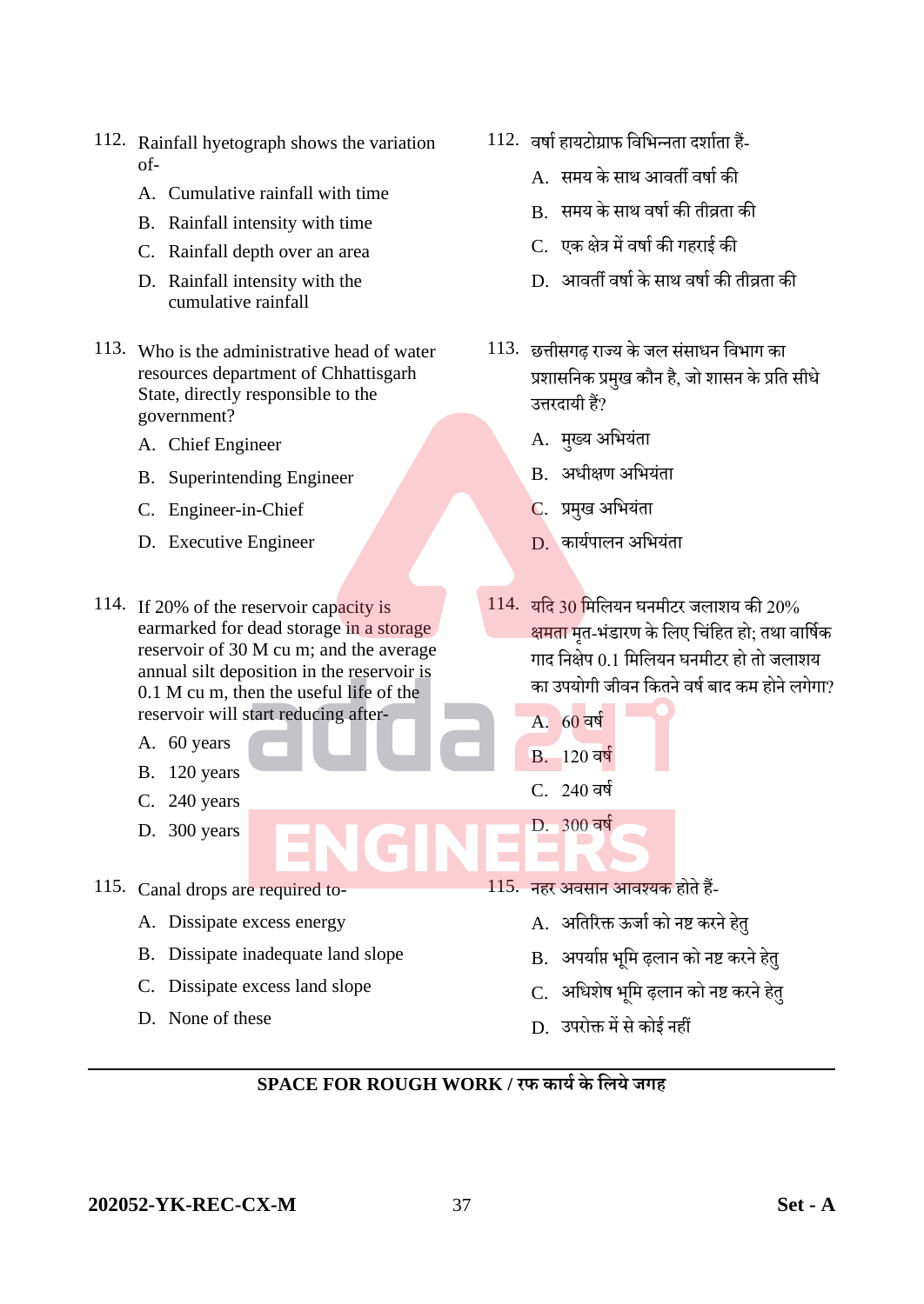112. Rainfall hyetograph shows the variation of-

A. Cumulative rainfall with time

B. Rainfall intensity with time

C. Rainfall depth over an area

D. Rainfall intensity with the cumulative rainfall

112. वर्षा हायटोग्राफ विभिन्नता दर्शाता हैं-

A. समय के साथ आवर्ती वर्षा की

B. समय के साथ वर्षा की तीव्रता की

C. एक क्षेत्र में वर्षा की गहराई की

D. आवर्ती वर्षा के साथ वर्षा की तीव्रता की

113. Who is the administrative head of water resources department of Chhattisgarh State, directly responsible to the government?

A. Chief Engineer

B. Superintending Engineer

C. Engineer-in-Chief

D. Executive Engineer

113. छत्तीसगढ़ राज्य के जल संसाधन विभाग का प्रशासनिक प्रमुख कौन है, जो शासन के प्रति सीधे उत्तरदायी हैं?

A. मुख्य अभियंता

B. अधीक्षण अभियंता

C. प्रमुख अभियंता

D. कार्यपालन अभियंता

114. If 20% of the reservoir capacity is earmarked for dead storage in a storage reservoir of 30 M cu m; and the average annual silt deposition in the reservoir is 0.1 M cu m, then the useful life of the reservoir will start reducing after-

A. 60 years

B. 120 years

C. 240 years

D. 300 years

114. यदि 30 मिलियन घनमीटर जलाशय की 20% क्षमता मृत-भंडारण के लिए चिंहित हो; तथा वार्षिक गाद निक्षेप 0.1 मिलियन घनमीटर हो तो जलाशय का उपयोगी जीवन कितने वर्ष बाद कम होने लगेगा?

A. 60 वर्ष

B. 120 वर्ष

C. 240 वर्ष

D. 300 वर्ष

115. Canal drops are required to-

A. Dissipate excess energy

B. Dissipate inadequate land slope

C. Dissipate excess land slope

D. None of these

115. नहर अवसान आवश्यक होते हैं-

A. अतिरिक्त ऊर्जा को नष्ट करने हेतु

B. अपर्याप्त भूमि ढ़लान को नष्ट करने हेतु

C. अधिशेष भूमि ढ़लान को नष्ट करने हेतु

D. उपरोक्त में से कोई नहीं

**SPACE FOR ROUGH WORK / रफ कार्य के लिये जगह**

**202052-YK-REC-CX-M** **Set - A**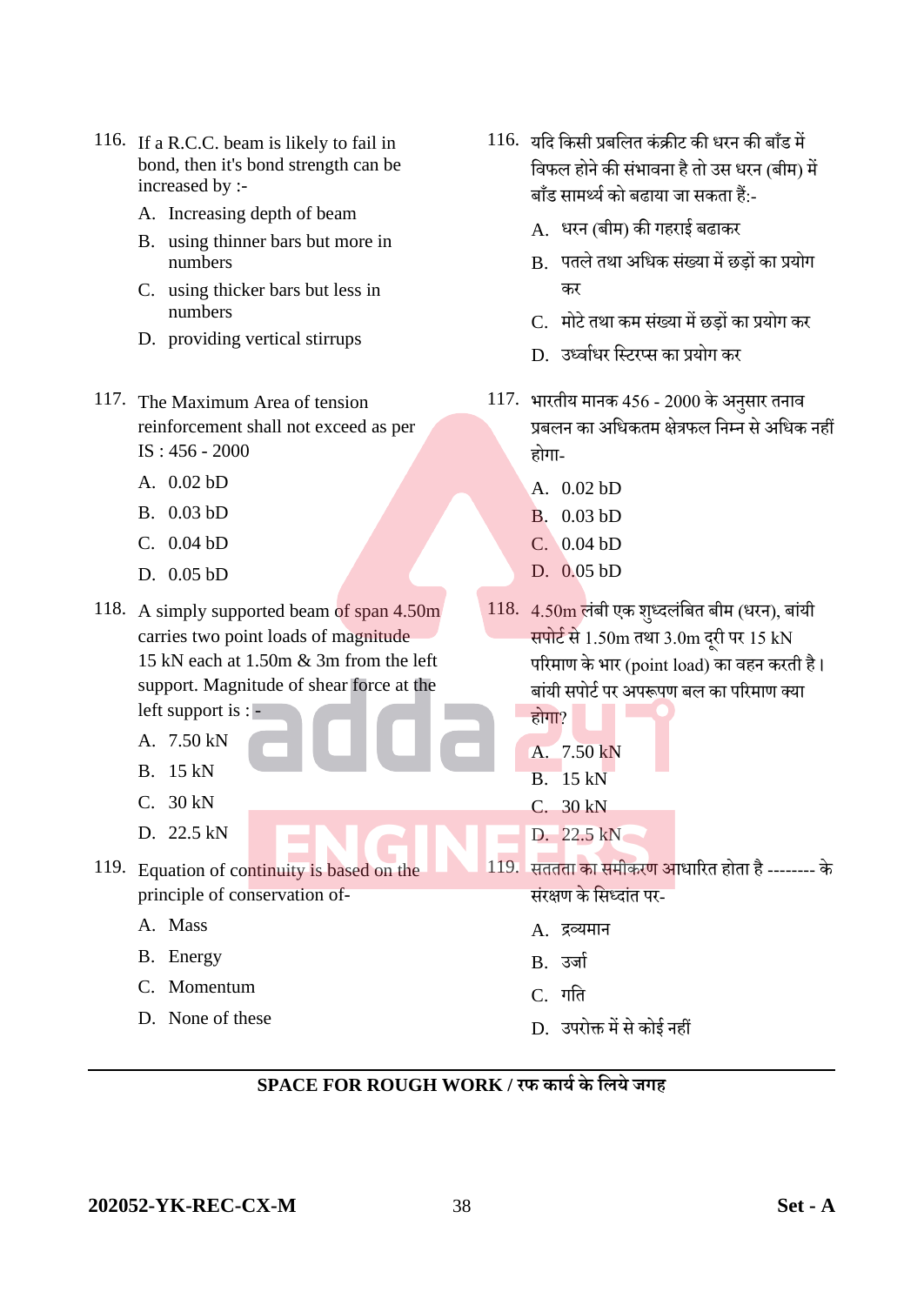116. If a R.C.C. beam is likely to fail in bond, then it's bond strength can be increased by :-

A. Increasing depth of beam

B. using thinner bars but more in numbers

C. using thicker bars but less in numbers

D. providing vertical stirrups

116. यदि किसी प्रबलित कंक्रीट की धरन की बाँड में विफल होने की संभावना है तो उस धरन (बीम) में बाँड सामर्थ्य को बढाया जा सकता हैं:-

A. धरन (बीम) की गहराई बढाकर

B. पतले तथा अधिक संख्या में छड़ों का प्रयोग कर

C. मोटे तथा कम संख्या में छड़ों का प्रयोग कर

D. उर्ध्वाधर स्टिरप्स का प्रयोग कर

117. The Maximum Area of tension reinforcement shall not exceed as per IS : 456 - 2000

A. 0.02 bD

B. 0.03 bD

C. 0.04 bD

D. 0.05 bD

117. भारतीय मानक 456 - 2000 के अनुसार तनाव प्रबलन का अधिकतम क्षेत्रफल निम्न से अधिक नहीं होगा-

A. 0.02 bD

B. 0.03 bD

C. 0.04 bD

D. 0.05 bD

118. A simply supported beam of span 4.50m carries two point loads of magnitude 15 kN each at 1.50m & 3m from the left support. Magnitude of shear force at the left support is : -

A. 7.50 kN

B. 15 kN

C. 30 kN

D. 22.5 kN

118. 4.50m लंबी एक शुध्दलंबित बीम (धरन), बांयी सपोर्ट से 1.50m तथा 3.0m दूरी पर 15 kN परिमाण के भार (point load) का वहन करती है। बांयी सपोर्ट पर अपरूपण बल का परिमाण क्या होगा?

A. 7.50 kN

B. 15 kN

C. 30 kN

D. 22.5 kN

119. Equation of continuity is based on the principle of conservation of-

A. Mass

B. Energy

C. Momentum

D. None of these

119. सततता का समीकरण आधारित होता है -------- के संरक्षण के सिध्दांत पर-

A. द्रव्यमान

B. उर्जा

C. गति

D. उपरोक्त में से कोई नहीं

**SPACE FOR ROUGH WORK / रफ कार्य के लिये जगह**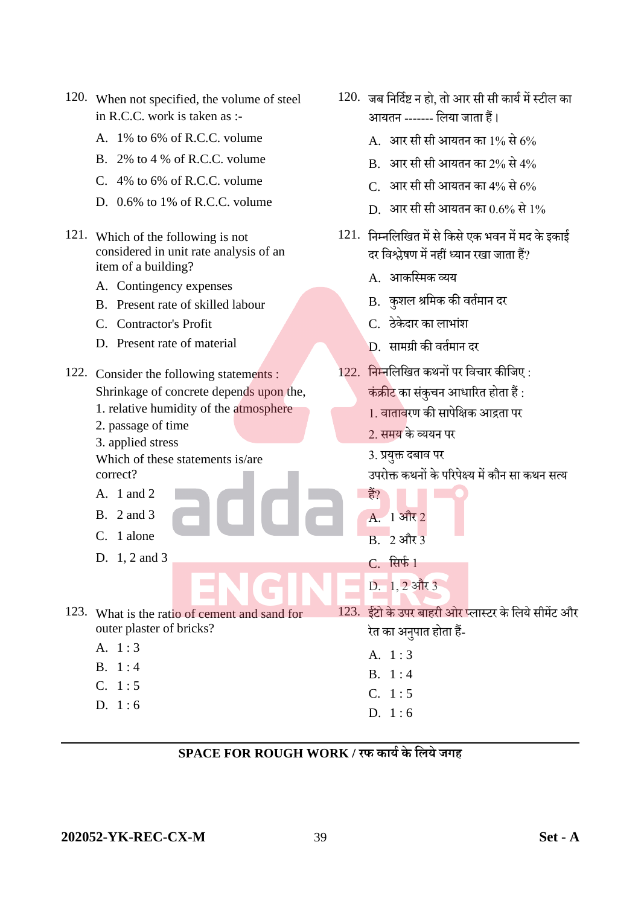120. When not specified, the volume of steel in R.C.C. work is taken as :-

A. 1% to 6% of R.C.C. volume

B. 2% to 4 % of R.C.C. volume

C. 4% to 6% of R.C.C. volume

D. 0.6% to 1% of R.C.C. volume

120. जब निर्दिष्ट न हो, तो आर सी सी कार्य में स्टील का आयतन ------- लिया जाता हैं।

A. आर सी सी आयतन का 1% से 6%

B. आर सी सी आयतन का 2% से 4%

C. आर सी सी आयतन का 4% से 6%

D. आर सी सी आयतन का 0.6% से 1%

121. Which of the following is not considered in unit rate analysis of an item of a building?

A. Contingency expenses

B. Present rate of skilled labour

C. Contractor's Profit

D. Present rate of material

121. निम्नलिखित में से किसे एक भवन में मद के इकाई दर विश्लेषण में नहीं ध्यान रखा जाता हैं?

A. आकस्मिक व्यय

B. कुशल श्रमिक की वर्तमान दर

C. ठेकेदार का लाभांश

D. सामग्री की वर्तमान दर

122. Consider the following statements :
Shrinkage of concrete depends upon the,
1. relative humidity of the atmosphere
2. passage of time
3. applied stress
Which of these statements is/are correct?

A. 1 and 2

B. 2 and 3

C. 1 alone

D. 1, 2 and 3

122. निम्नलिखित कथनों पर विचार कीजिए :
कंक्रीट का संकुचन आधारित होता हैं :
1. वातावरण की सापेक्षिक आद्रता पर
2. समय के व्ययन पर
3. प्रयुक्त दबाव पर
उपरोक्त कथनों के परिपेक्ष्य में कौन सा कथन सत्य हैं?

A. 1 और 2

B. 2 और 3

C. सिर्फ 1

D. 1, 2 और 3

123. What is the ratio of cement and sand for outer plaster of bricks?

A. 1 : 3

B. 1 : 4

C. 1 : 5

D. 1 : 6

123. ईंटो के उपर बाहरी ओर प्लास्टर के लिये सीमेंट और रेत का अनुपात होता हैं-

A. 1 : 3

B. 1 : 4

C. 1 : 5

D. 1 : 6

**SPACE FOR ROUGH WORK / रफ कार्य के लिये जगह**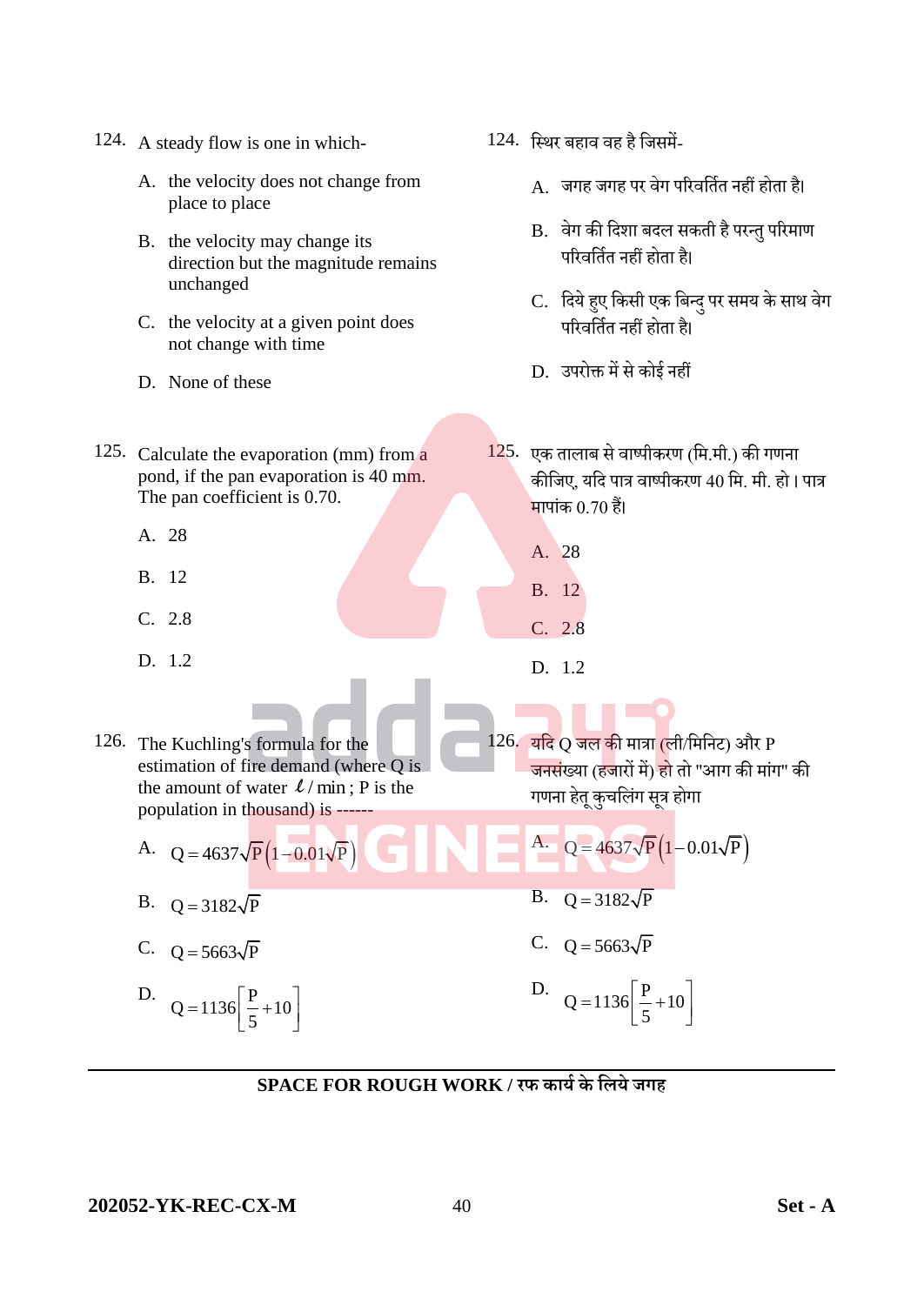124. A steady flow is one in which-

A. the velocity does not change from place to place

B. the velocity may change its direction but the magnitude remains unchanged

C. the velocity at a given point does not change with time

D. None of these

124. स्थिर बहाव वह है जिसमें-

A. जगह जगह पर वेग परिवर्तित नहीं होता है।

B. वेग की दिशा बदल सकती है परन्तु परिमाण परिवर्तित नहीं होता है।

C. दिये हुए किसी एक बिन्दु पर समय के साथ वेग परिवर्तित नहीं होता है।

D. उपरोक्त में से कोई नहीं

125. Calculate the evaporation (mm) from a pond, if the pan evaporation is 40 mm. The pan coefficient is 0.70.

A. 28

B. 12

C. 2.8

D. 1.2

125. एक तालाब से वाष्पीकरण (मि.मी.) की गणना कीजिए, यदि पात्र वाष्पीकरण 40 मि. मी. हो। पात्र मापांक 0.70 हैं।

A. 28

B. 12

C. 2.8

D. 1.2

126. The Kuchling's formula for the estimation of fire demand (where Q is the amount of water $\ell$ / min ; P is the population in thousand) is ------

A. $Q = 4637\sqrt{P}\left(1 - 0.01\sqrt{P}\right)$

B. $Q = 3182\sqrt{P}$

C. $Q = 5663\sqrt{P}$

D. $Q = 1136\left[\frac{P}{5} + 10\right]$

126. यदि Q जल की मात्रा (ली/मिनिट) और P जनसंख्या (हजारों में) हो तो "आग की मांग" की गणना हेतु कुचलिंग सूत्र होगा

A. $Q = 4637\sqrt{P}\left(1 - 0.01\sqrt{P}\right)$

B. $Q = 3182\sqrt{P}$

C. $Q = 5663\sqrt{P}$

D. $Q = 1136\left[\frac{P}{5} + 10\right]$

SPACE FOR ROUGH WORK / रफ कार्य के लिये जगह

202052-YK-REC-CX-M

Set - A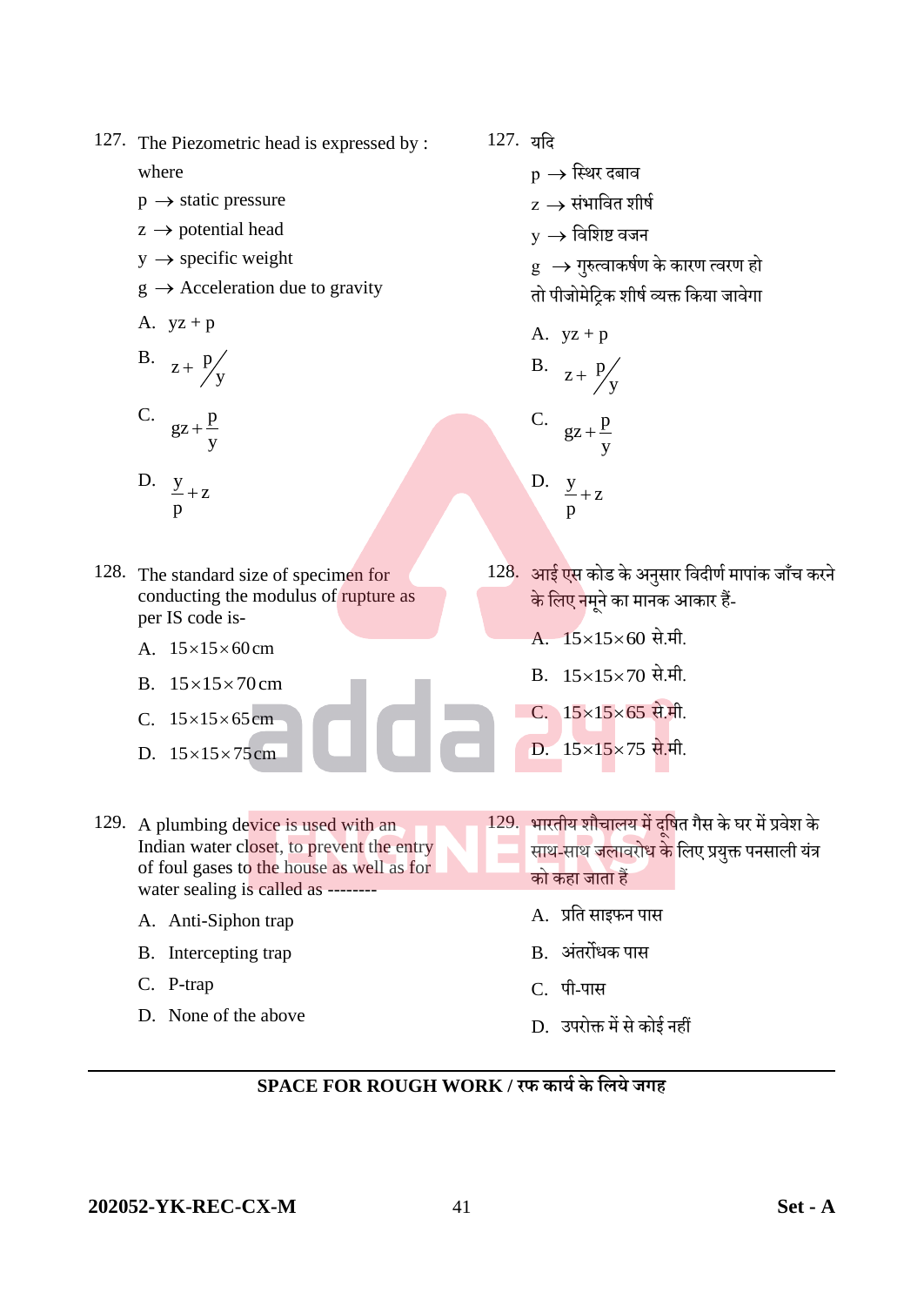127. The Piezometric head is expressed by :

where

$p \rightarrow$ static pressure

$z \rightarrow$ potential head

$y \rightarrow$ specific weight

$g \rightarrow$ Acceleration due to gravity

A. $yz + p$

B. $z + p/y$

C. $gz + \frac{p}{y}$

D. $\frac{y}{p} + z$

127. यदि

$p \rightarrow$ स्थिर दबाव

$z \rightarrow$ संभावित शीर्ष

$y \rightarrow$ विशिष्ट वजन

$g \rightarrow$ गुरुत्वाकर्षण के कारण त्वरण हो

तो पीजोमेट्रिक शीर्ष व्यक्त किया जावेगा

A. $yz + p$

B. $z + p/y$

C. $gz + \frac{p}{y}$

D. $\frac{y}{p} + z$

128. The standard size of specimen for conducting the modulus of rupture as per IS code is-

A. $15 \times 15 \times 60$ cm

B. $15 \times 15 \times 70$ cm

C. $15 \times 15 \times 65$ cm

D. $15 \times 15 \times 75$ cm

128. आई एस कोड के अनुसार विदीर्ण मापांक जाँच करने के लिए नमूने का मानक आकार हैं-

A. $15 \times 15 \times 60$ से.मी.

B. $15 \times 15 \times 70$ से.मी.

C. $15 \times 15 \times 65$ से.मी.

D. $15 \times 15 \times 75$ से.मी.

129. A plumbing device is used with an Indian water closet, to prevent the entry of foul gases to the house as well as for water sealing is called as --------

A. Anti-Siphon trap

B. Intercepting trap

C. P-trap

D. None of the above

129. भारतीय शौचालय में दूषित गैस के घर में प्रवेश के साथ-साथ जलावरोध के लिए प्रयुक्त पनसाली यंत्र को कहा जाता हैं

A. प्रति साइफन पास

B. अंतर्रोधक पास

C. पी-पास

D. उपरोक्त में से कोई नहीं

SPACE FOR ROUGH WORK / रफ कार्य के लिये जगह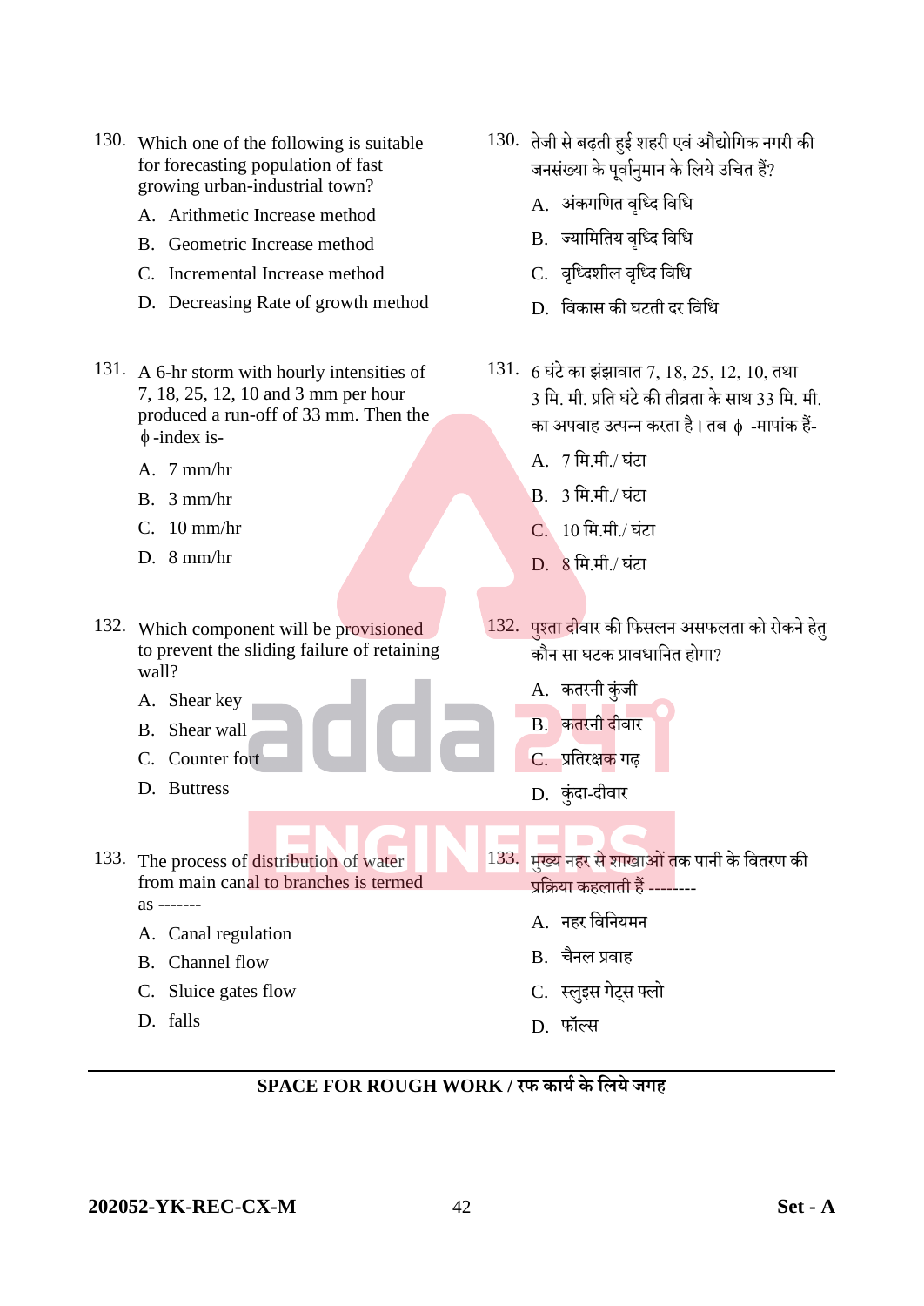130. Which one of the following is suitable for forecasting population of fast growing urban-industrial town?

A. Arithmetic Increase method

B. Geometric Increase method

C. Incremental Increase method

D. Decreasing Rate of growth method

130. तेजी से बढ़ती हुई शहरी एवं औद्योगिक नगरी की जनसंख्या के पूर्वानुमान के लिये उचित हैं?

A. अंकगणित वृध्दि विधि

B. ज्यामितिय वृध्दि विधि

C. वृध्दिशील वृध्दि विधि

D. विकास की घटती दर विधि

131. A 6-hr storm with hourly intensities of 7, 18, 25, 12, 10 and 3 mm per hour produced a run-off of 33 mm. Then the $\phi$-index is-

A. 7 mm/hr

B. 3 mm/hr

C. 10 mm/hr

D. 8 mm/hr

131. 6 घंटे का झंझावात 7, 18, 25, 12, 10, तथा 3 मि. मी. प्रति घंटे की तीव्रता के साथ 33 मि. मी. का अपवाह उत्पन्न करता है। तब $\phi$ -मापांक हैं-

A. 7 मि.मी./ घंटा

B. 3 मि.मी./ घंटा

C. 10 मि.मी./ घंटा

D. 8 मि.मी./ घंटा

132. Which component will be provisioned to prevent the sliding failure of retaining wall?

A. Shear key

B. Shear wall

C. Counter fort

D. Buttress

132. पुश्ता दीवार की फिसलन असफलता को रोकने हेतु कौन सा घटक प्रावधानित होगा?

A. कतरनी कुंजी

B. कतरनी दीवार

C. प्रतिरक्षक गढ़

D. कुंदा-दीवार

133. The process of distribution of water from main canal to branches is termed as -------

A. Canal regulation

B. Channel flow

C. Sluice gates flow

D. falls

133. मुख्य नहर से शाखाओं तक पानी के वितरण की प्रक्रिया कहलाती हैं --------

A. नहर विनियमन

B. चैनल प्रवाह

C. स्लुइस गेट्स फ्लो

D. फॉल्स

**SPACE FOR ROUGH WORK / रफ कार्य के लिये जगह**

202052-YK-REC-CX-M

Set - A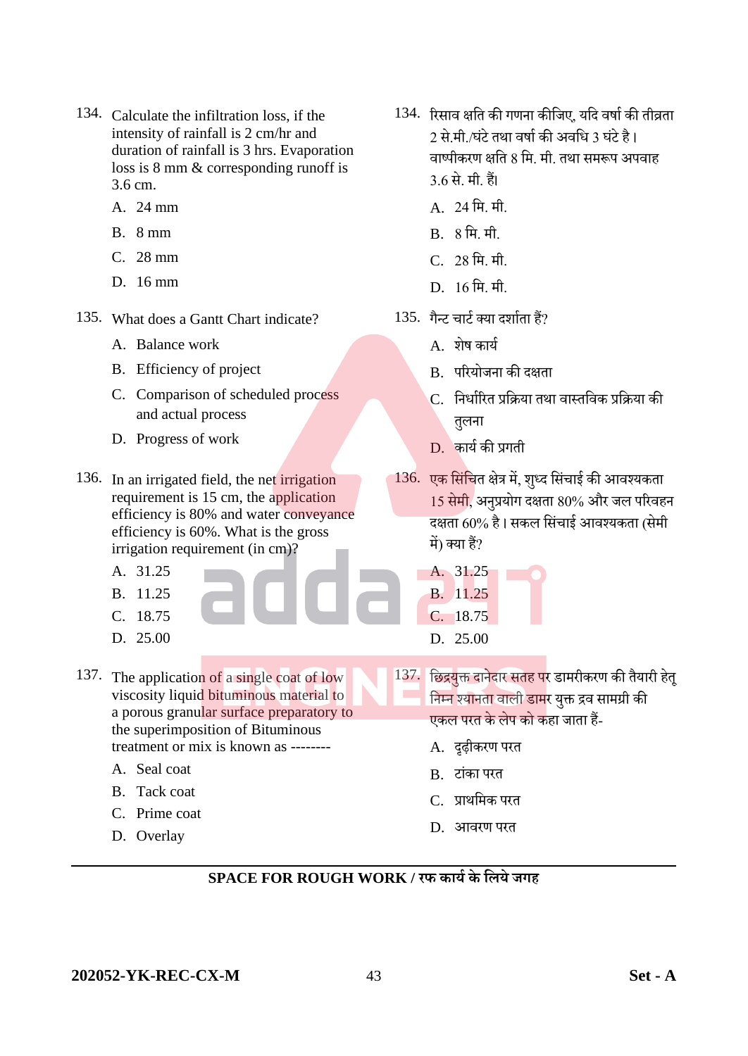134. Calculate the infiltration loss, if the intensity of rainfall is 2 cm/hr and duration of rainfall is 3 hrs. Evaporation loss is 8 mm & corresponding runoff is 3.6 cm.

A. 24 mm

B. 8 mm

C. 28 mm

D. 16 mm

134. रिसाव क्षति की गणना कीजिए, यदि वर्षा की तीव्रता 2 से.मी./घंटे तथा वर्षा की अवधि 3 घंटे है। वाष्पीकरण क्षति 8 मि. मी. तथा समरूप अपवाह 3.6 से. मी. हैं।

A. 24 मि. मी.

B. 8 मि. मी.

C. 28 मि. मी.

D. 16 मि. मी.

135. What does a Gantt Chart indicate?

A. Balance work

B. Efficiency of project

C. Comparison of scheduled process and actual process

D. Progress of work

135. गैन्ट चार्ट क्या दर्शाता हैं?

A. शेष कार्य

B. परियोजना की दक्षता

C. निर्धारित प्रक्रिया तथा वास्तविक प्रक्रिया की तुलना

D. कार्य की प्रगती

136. In an irrigated field, the net irrigation requirement is 15 cm, the application efficiency is 80% and water conveyance efficiency is 60%. What is the gross irrigation requirement (in cm)?

A. 31.25

B. 11.25

C. 18.75

D. 25.00

136. एक सिंचित क्षेत्र में, शुध्द सिंचाई की आवश्यकता 15 सेमी, अनुप्रयोग दक्षता 80% और जल परिवहन दक्षता 60% है। सकल सिंचाई आवश्यकता (सेमी में) क्या हैं?

A. 31.25

B. 11.25

C. 18.75

D. 25.00

137. The application of a single coat of low viscosity liquid bituminous material to a porous granular surface preparatory to the superimposition of Bituminous treatment or mix is known as --------

A. Seal coat

B. Tack coat

C. Prime coat

D. Overlay

137. छिद्रयुक्त दानेदार सतह पर डामरीकरण की तैयारी हेतु निम्न श्यानता वाली डामर युक्त द्रव सामग्री की एकल परत के लेप को कहा जाता हैं-

A. दृढ़ीकरण परत

B. टांका परत

C. प्राथमिक परत

D. आवरण परत

**SPACE FOR ROUGH WORK / रफ कार्य के लिये जगह**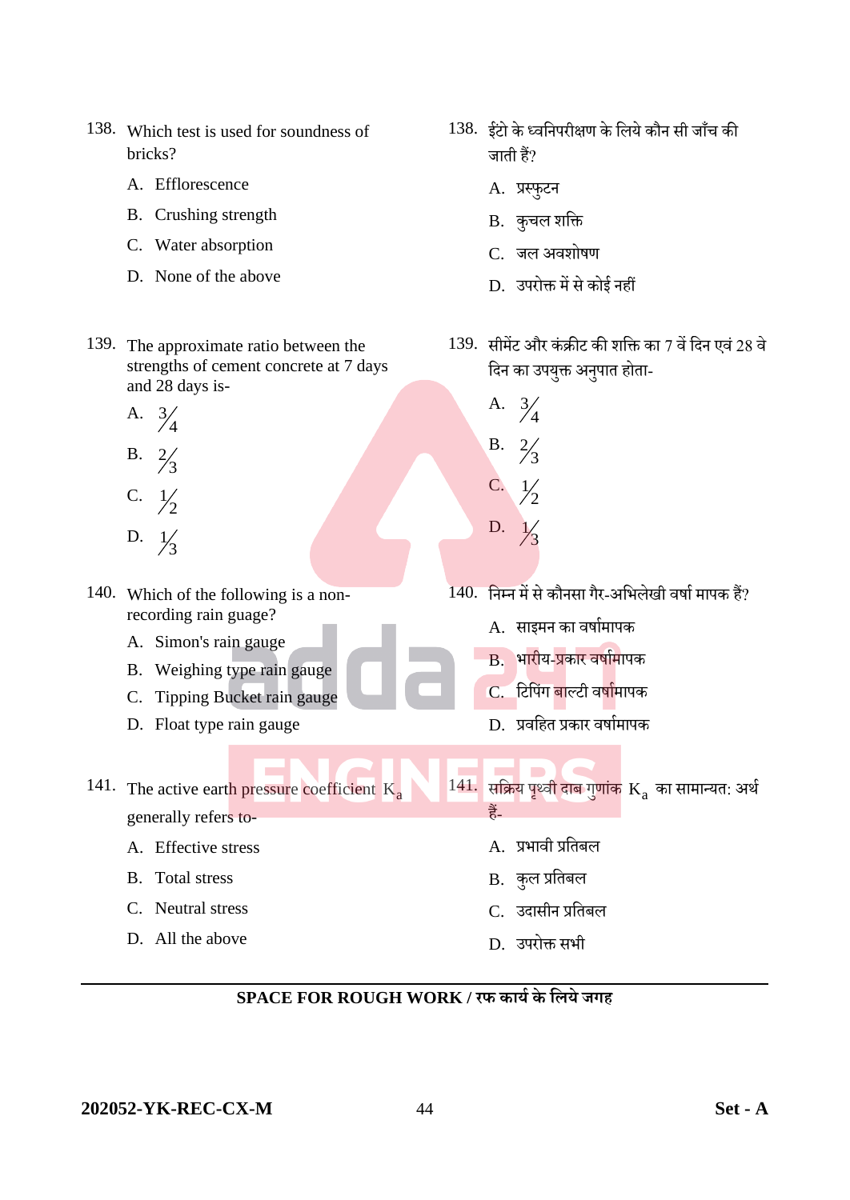138. Which test is used for soundness of bricks?

A. Efflorescence

B. Crushing strength

C. Water absorption

D. None of the above

138. ईंटो के ध्वनिपरीक्षण के लिये कौन सी जाँच की जाती हैं?

A. प्रस्फुटन

B. कुचल शक्ति

C. जल अवशोषण

D. उपरोक्त में से कोई नहीं

139. The approximate ratio between the strengths of cement concrete at 7 days and 28 days is-

A. $3/4$

B. $2/3$

C. $1/2$

D. $1/3$

139. सीमेंट और कंक्रीट की शक्ति का 7 वें दिन एवं 28 वे दिन का उपयुक्त अनुपात होता-

A. $3/4$

B. $2/3$

C. $1/2$

D. $1/3$

140. Which of the following is a non-recording rain guage?

A. Simon's rain gauge

B. Weighing type rain gauge

C. Tipping Bucket rain gauge

D. Float type rain gauge

140. निम्न में से कौनसा गैर-अभिलेखी वर्षा मापक हैं?

A. साइमन का वर्षामापक

B. भारीय-प्रकार वर्षामापक

C. टिपिंग बाल्टी वर्षामापक

D. प्रवहित प्रकार वर्षामापक

141. The active earth pressure coefficient $K_a$ generally refers to-

A. Effective stress

B. Total stress

C. Neutral stress

D. All the above

141. सक्रिय पृथ्वी दाब गुणांक $K_a$ का सामान्यत: अर्थ हैं-

A. प्रभावी प्रतिबल

B. कुल प्रतिबल

C. उदासीन प्रतिबल

D. उपरोक्त सभी

**SPACE FOR ROUGH WORK / रफ कार्य के लिये जगह**

202052-YK-REC-CX-M

Set - A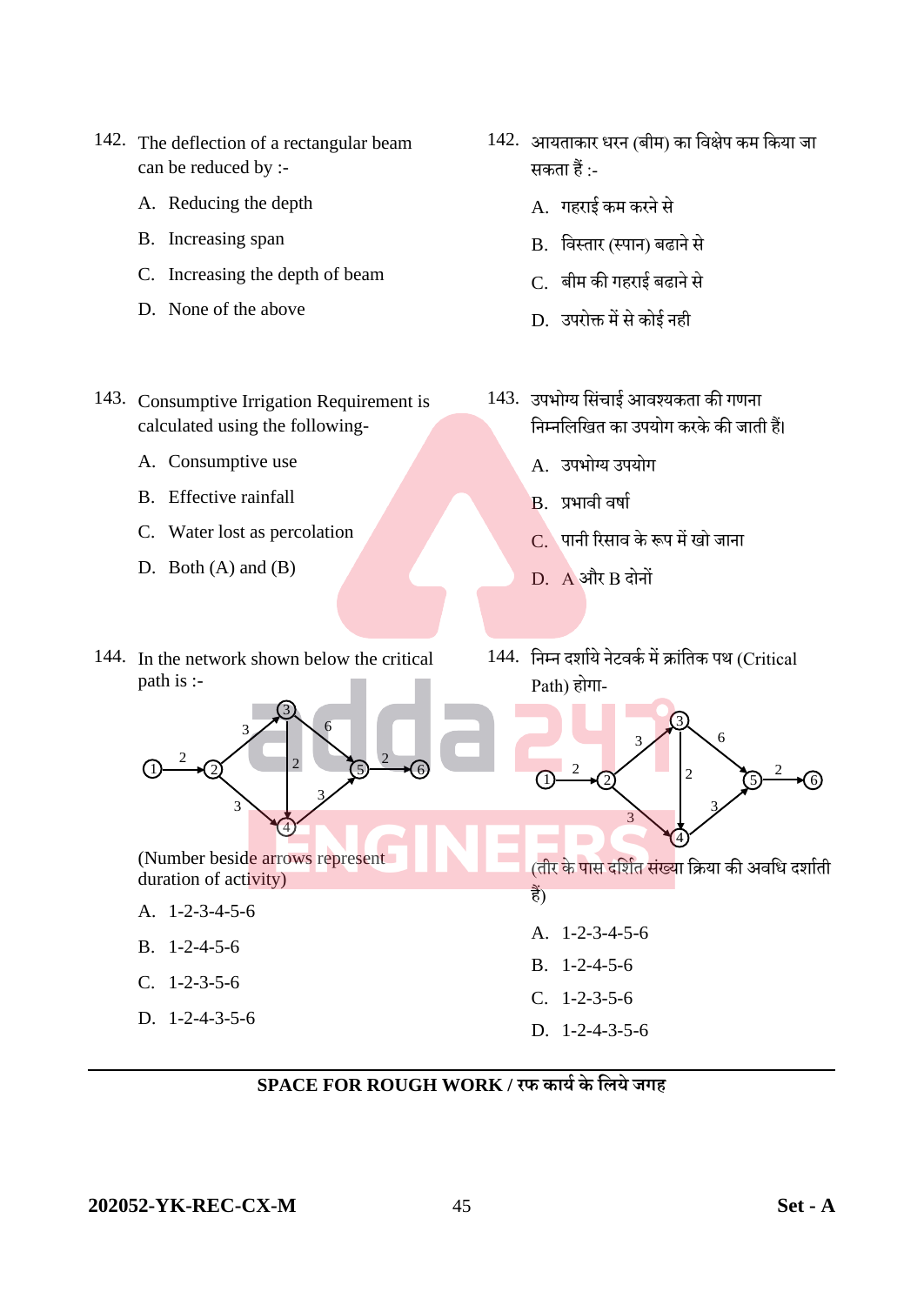142. The deflection of a rectangular beam can be reduced by :-

A. Reducing the depth

B. Increasing span

C. Increasing the depth of beam

D. None of the above

142. आयताकार धरन (बीम) का विक्षेप कम किया जा सकता हैं :-

A. गहराई कम करने से

B. विस्तार (स्पान) बढाने से

C. बीम की गहराई बढाने से

D. उपरोक्त में से कोई नही

143. Consumptive Irrigation Requirement is calculated using the following-

A. Consumptive use

B. Effective rainfall

C. Water lost as percolation

D. Both (A) and (B)

143. उपभोग्य सिंचाई आवश्यकता की गणना निम्नलिखित का उपयोग करके की जाती हैं।

A. उपभोग्य उपयोग

B. प्रभावी वर्षा

C. पानी रिसाव के रूप में खो जाना

D. A और B दोनों

144. In the network shown below the critical path is :-

1
2
3
4
5
6
2
3
3
6
2
3
2

(Number beside arrows represent duration of activity)

A. 1-2-3-4-5-6

B. 1-2-4-5-6

C. 1-2-3-5-6

D. 1-2-4-3-5-6

144. निम्न दर्शाये नेटवर्क में क्रांतिक पथ (Critical Path) होगा-

1
2
3
4
5
6
2
3
3
6
2
3
2

(तीर के पास दर्शित संख्या क्रिया की अवधि दर्शाती हैं)

A. 1-2-3-4-5-6

B. 1-2-4-5-6

C. 1-2-3-5-6

D. 1-2-4-3-5-6

**SPACE FOR ROUGH WORK / रफ कार्य के लिये जगह**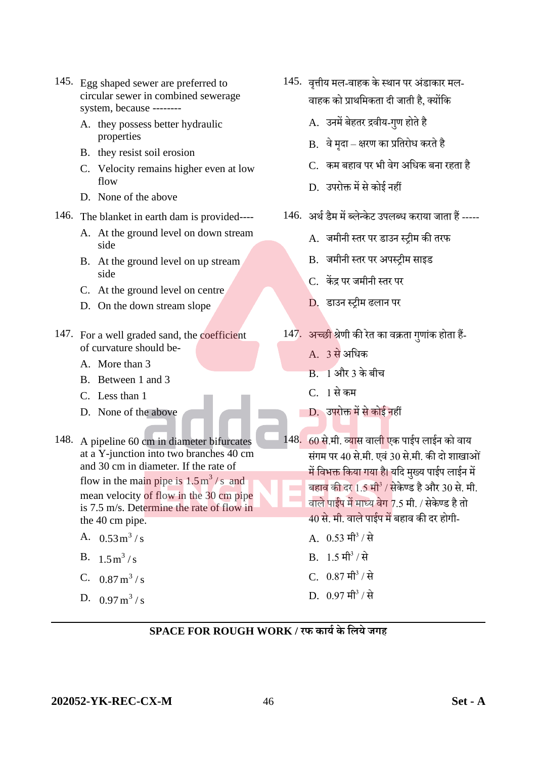145. Egg shaped sewer are preferred to circular sewer in combined sewerage system, because --------

A. they possess better hydraulic properties
B. they resist soil erosion
C. Velocity remains higher even at low flow
D. None of the above

145. वृत्तीय मल-वाहक के स्थान पर अंडाकार मल-वाहक को प्राथमिकता दी जाती है, क्योंकि

A. उनमें बेहतर द्रवीय-गुण होते है
B. वे मृदा – क्षरण का प्रतिरोध करते है
C. कम बहाव पर भी वेग अधिक बना रहता है
D. उपरोक्त में से कोई नहीं

146. The blanket in earth dam is provided----

A. At the ground level on down stream side
B. At the ground level on up stream side
C. At the ground level on centre
D. On the down stream slope

146. अर्थ डैम में ब्लेन्केट उपलब्ध कराया जाता हैं -----

A. जमीनी स्तर पर डाउन स्ट्रीम की तरफ
B. जमीनी स्तर पर अपस्ट्रीम साइड
C. केंद्र पर जमीनी स्तर पर
D. डाउन स्ट्रीम ढलान पर

147. For a well graded sand, the coefficient of curvature should be-

A. More than 3
B. Between 1 and 3
C. Less than 1
D. None of the above

147. अच्छी श्रेणी की रेत का वक्रता गुणांक होता हैं-

A. 3 से अधिक
B. 1 और 3 के बीच
C. 1 से कम
D. उपरोक्त में से कोई नहीं

148. A pipeline 60 cm in diameter bifurcates at a Y-junction into two branches 40 cm and 30 cm in diameter. If the rate of flow in the main pipe is $1.5\,m^3/s$ and mean velocity of flow in the 30 cm pipe is 7.5 m/s. Determine the rate of flow in the 40 cm pipe.

A. $0.53\,m^3/s$
B. $1.5\,m^3/s$
C. $0.87\,m^3/s$
D. $0.97\,m^3/s$

148. 60 से.मी. व्यास वाली एक पाईप लाईन को वाय संगम पर 40 से.मी. एवं 30 से.मी. की दो शाखाओं में विभक्त किया गया है। यदि मुख्य पाईप लाईन में बहाव की दर 1.5 मी$^3$ / सेकेण्ड है और 30 से. मी. वाले पाईप में माध्य वेग 7.5 मी. / सेकेण्ड है तो 40 से. मी. वाले पाईप में बहाव की दर होगी-

A. 0.53 मी$^3$ / से
B. 1.5 मी$^3$ / से
C. 0.87 मी$^3$ / से
D. 0.97 मी$^3$ / से

**SPACE FOR ROUGH WORK / रफ कार्य के लिये जगह**

**202052-YK-REC-CX-M** **Set - A**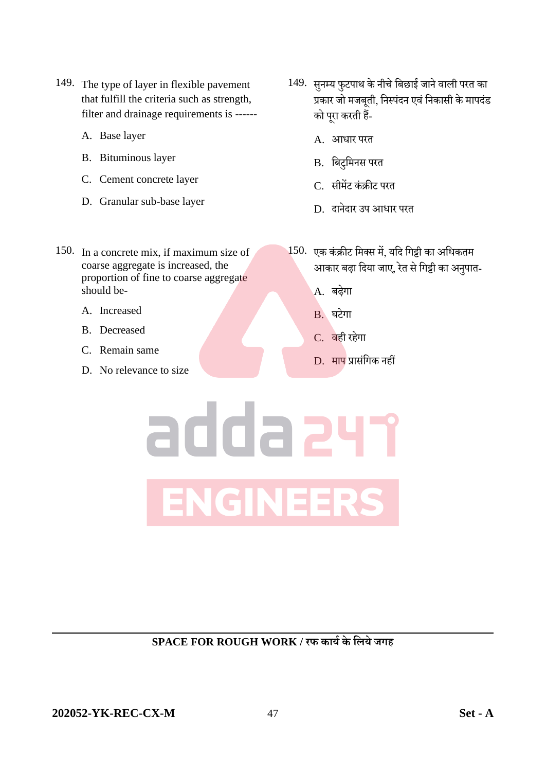149. The type of layer in flexible pavement that fulfill the criteria such as strength, filter and drainage requirements is ------

A. Base layer

B. Bituminous layer

C. Cement concrete layer

D. Granular sub-base layer

149. सुनम्य फुटपाथ के नीचे बिछाई जाने वाली परत का प्रकार जो मजबूती, निस्पंदन एवं निकासी के मापदंड को पूरा करती हैं-

A. आधार परत

B. बिटुमिनस परत

C. सीमेंट कंक्रीट परत

D. दानेदार उप आधार परत

150. In a concrete mix, if maximum size of coarse aggregate is increased, the proportion of fine to coarse aggregate should be-

A. Increased

B. Decreased

C. Remain same

D. No relevance to size

150. एक कंक्रीट मिक्स में, यदि गिट्टी का अधिकतम आकार बढ़ा दिया जाए, रेत से गिट्टी का अनुपात-

A. बढ़ेगा

B. घटेगा

C. वही रहेगा

D. माप प्रासंगिक नहीं

SPACE FOR ROUGH WORK / रफ कार्य के लिये जगह

202052-YK-REC-CX-M

Set - A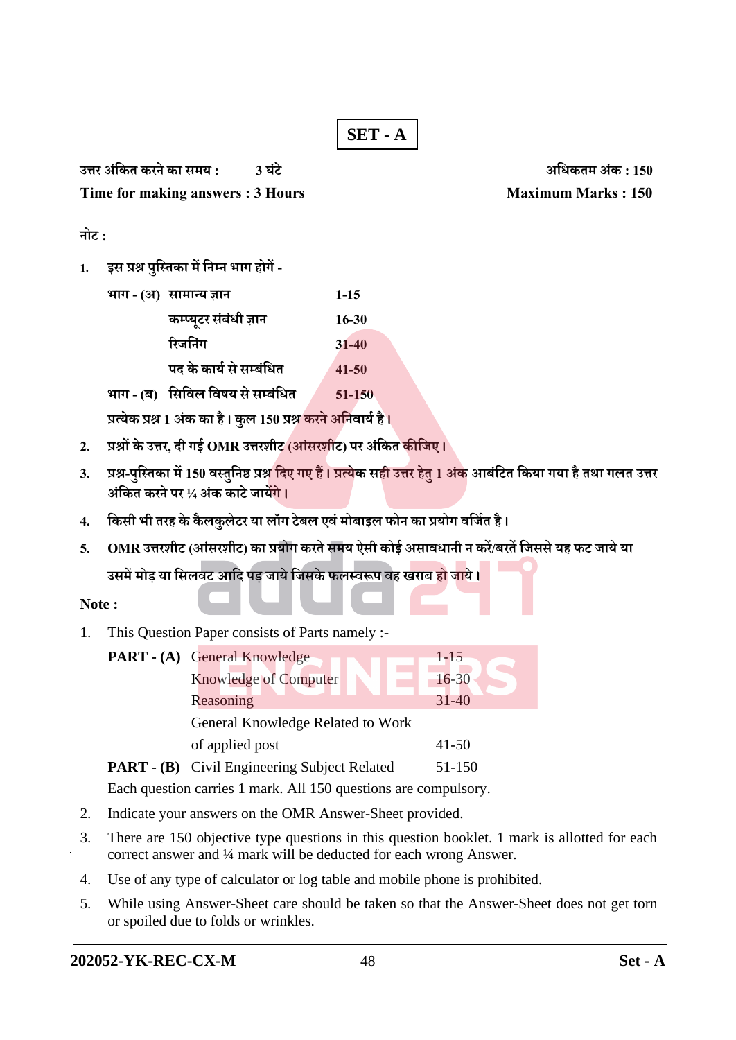**SET - A**

| | |
|---|---|
| उत्तर अंकित करने का समय : 3 घंटे | अधिकतम अंक : 150 |
| **Time for making answers : 3 Hours** | **Maximum Marks : 150** |

**नोट :**

1. इस प्रश्न पुस्तिका में निम्न भाग होगें -

| | | |
|---|---|---|
| भाग - (अ) | सामान्य ज्ञान | 1-15 |
| | कम्प्यूटर संबंधी ज्ञान | 16-30 |
| | रिजनिंग | 31-40 |
| | पद के कार्य से सम्बंधित | 41-50 |
| भाग - (ब) | सिविल विषय से सम्बंधित | 51-150 |

प्रत्येक प्रश्न 1 अंक का है। कुल 150 प्रश्न करने अनिवार्य है।

2. प्रश्नों के उत्तर, दी गई OMR उत्तरशीट (आंसरशीट) पर अंकित कीजिए।
3. प्रश्न-पुस्तिका में 150 वस्तुनिष्ठ प्रश्न दिए गए हैं। प्रत्येक सही उत्तर हेतु 1 अंक आबंटित किया गया है तथा गलत उत्तर अंकित करने पर ¼ अंक काटे जायेंगे।
4. किसी भी तरह के कैलकुलेटर या लॉग टेबल एवं मोबाइल फोन का प्रयोग वर्जित है।
5. OMR उत्तरशीट (आंसरशीट) का प्रयोग करते समय ऐसी कोई असावधानी न करें/बरतें जिससे यह फट जाये या उसमें मोड़ या सिलवट आदि पड़ जाये जिसके फलस्वरूप वह खराब हो जाये।

**Note :**

1. This Question Paper consists of Parts namely :-

| | | |
|---|---|---|
| **PART - (A)** | General Knowledge | 1-15 |
| | Knowledge of Computer | 16-30 |
| | Reasoning | 31-40 |
| | General Knowledge Related to Work of applied post | 41-50 |
| **PART - (B)** | Civil Engineering Subject Related | 51-150 |

Each question carries 1 mark. All 150 questions are compulsory.

2. Indicate your answers on the OMR Answer-Sheet provided.
3. There are 150 objective type questions in this question booklet. 1 mark is allotted for each correct answer and ¼ mark will be deducted for each wrong Answer.
4. Use of any type of calculator or log table and mobile phone is prohibited.
5. While using Answer-Sheet care should be taken so that the Answer-Sheet does not get torn or spoiled due to folds or wrinkles.

**202052-YK-REC-CX-M** **Set - A**